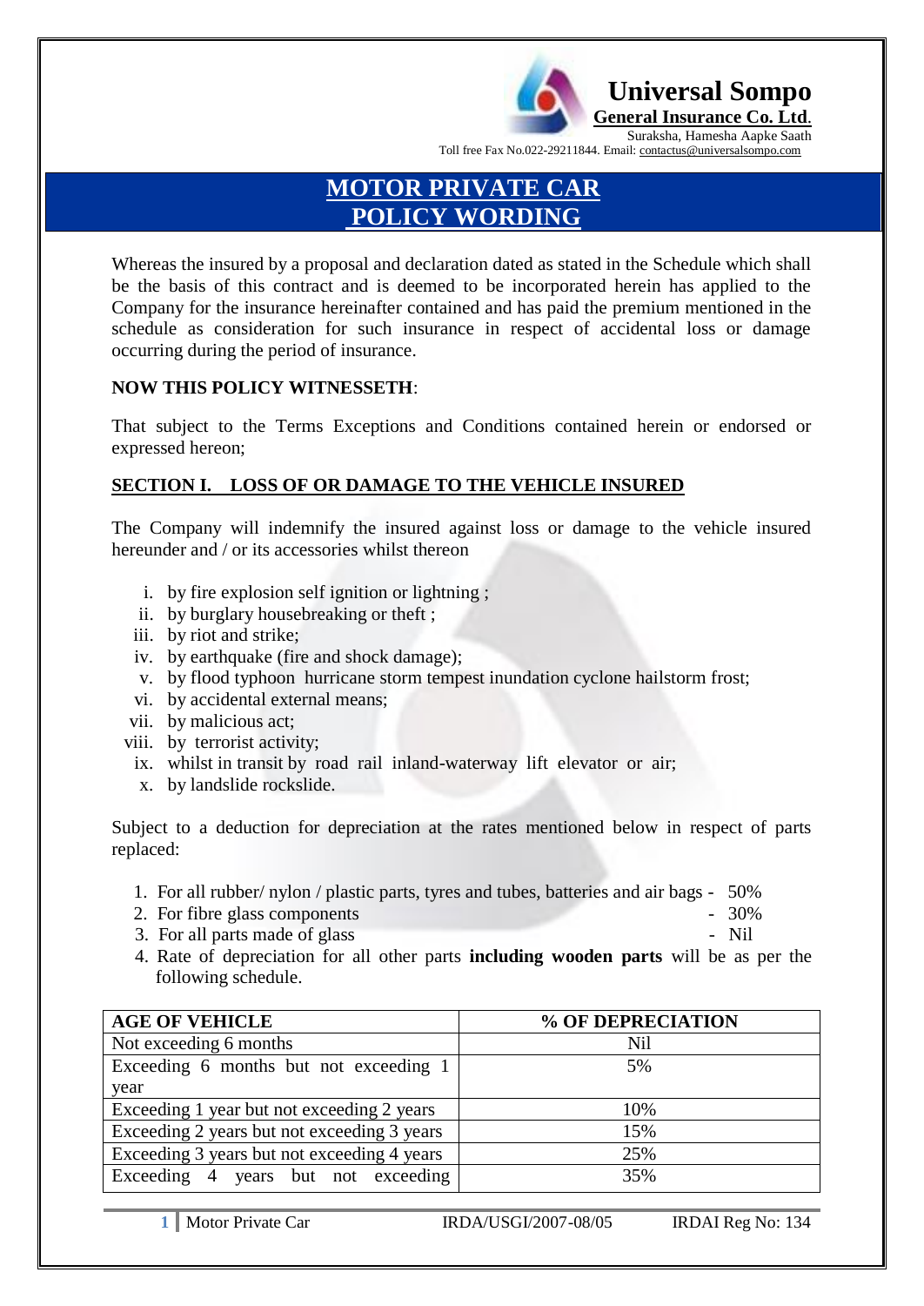**Universal Sompo**
**General Insurance Co. Ltd.**
Suraksha, Hamesha Aapke Saath
Toll free Fax No.022-29211844. Email: contactus@universalsompo.com

# MOTOR PRIVATE CAR POLICY WORDING

Whereas the insured by a proposal and declaration dated as stated in the Schedule which shall be the basis of this contract and is deemed to be incorporated herein has applied to the Company for the insurance hereinafter contained and has paid the premium mentioned in the schedule as consideration for such insurance in respect of accidental loss or damage occurring during the period of insurance.

**NOW THIS POLICY WITNESSETH**:

That subject to the Terms Exceptions and Conditions contained herein or endorsed or expressed hereon;

## SECTION I. LOSS OF OR DAMAGE TO THE VEHICLE INSURED

The Company will indemnify the insured against loss or damage to the vehicle insured hereunder and / or its accessories whilst thereon

i. by fire explosion self ignition or lightning ;
ii. by burglary housebreaking or theft ;
iii. by riot and strike;
iv. by earthquake (fire and shock damage);
v. by flood typhoon hurricane storm tempest inundation cyclone hailstorm frost;
vi. by accidental external means;
vii. by malicious act;
viii. by terrorist activity;
ix. whilst in transit by road rail inland-waterway lift elevator or air;
x. by landslide rockslide.

Subject to a deduction for depreciation at the rates mentioned below in respect of parts replaced:

1. For all rubber/ nylon / plastic parts, tyres and tubes, batteries and air bags - 50%
2. For fibre glass components - 30%
3. For all parts made of glass - Nil
4. Rate of depreciation for all other parts **including wooden parts** will be as per the following schedule.

| AGE OF VEHICLE | % OF DEPRECIATION |
|---|---|
| Not exceeding 6 months | Nil |
| Exceeding 6 months but not exceeding 1 year | 5% |
| Exceeding 1 year but not exceeding 2 years | 10% |
| Exceeding 2 years but not exceeding 3 years | 15% |
| Exceeding 3 years but not exceeding 4 years | 25% |
| Exceeding 4 years but not exceeding | 35% |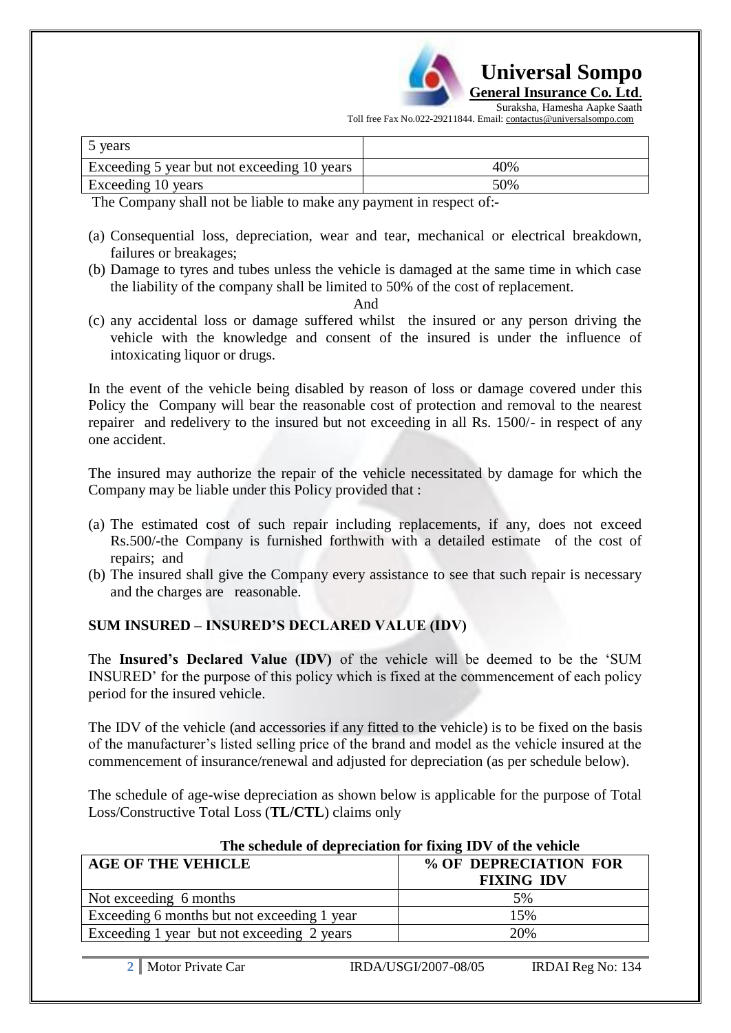| 5 years | |
|---|---|
| Exceeding 5 year but not exceeding 10 years | 40% |
| Exceeding 10 years | 50% |

The Company shall not be liable to make any payment in respect of:-

(a) Consequential loss, depreciation, wear and tear, mechanical or electrical breakdown, failures or breakages;
(b) Damage to tyres and tubes unless the vehicle is damaged at the same time in which case the liability of the company shall be limited to 50% of the cost of replacement.

And

(c) any accidental loss or damage suffered whilst the insured or any person driving the vehicle with the knowledge and consent of the insured is under the influence of intoxicating liquor or drugs.

In the event of the vehicle being disabled by reason of loss or damage covered under this Policy the Company will bear the reasonable cost of protection and removal to the nearest repairer and redelivery to the insured but not exceeding in all Rs. 1500/- in respect of any one accident.

The insured may authorize the repair of the vehicle necessitated by damage for which the Company may be liable under this Policy provided that :

(a) The estimated cost of such repair including replacements, if any, does not exceed Rs.500/-the Company is furnished forthwith with a detailed estimate of the cost of repairs; and
(b) The insured shall give the Company every assistance to see that such repair is necessary and the charges are reasonable.

## SUM INSURED – INSURED'S DECLARED VALUE (IDV)

The **Insured's Declared Value (IDV)** of the vehicle will be deemed to be the 'SUM INSURED' for the purpose of this policy which is fixed at the commencement of each policy period for the insured vehicle.

The IDV of the vehicle (and accessories if any fitted to the vehicle) is to be fixed on the basis of the manufacturer's listed selling price of the brand and model as the vehicle insured at the commencement of insurance/renewal and adjusted for depreciation (as per schedule below).

The schedule of age-wise depreciation as shown below is applicable for the purpose of Total Loss/Constructive Total Loss (**TL/CTL**) claims only

**The schedule of depreciation for fixing IDV of the vehicle**

| AGE OF THE VEHICLE | % OF DEPRECIATION FOR FIXING IDV |
|---|---|
| Not exceeding 6 months | 5% |
| Exceeding 6 months but not exceeding 1 year | 15% |
| Exceeding 1 year but not exceeding 2 years | 20% |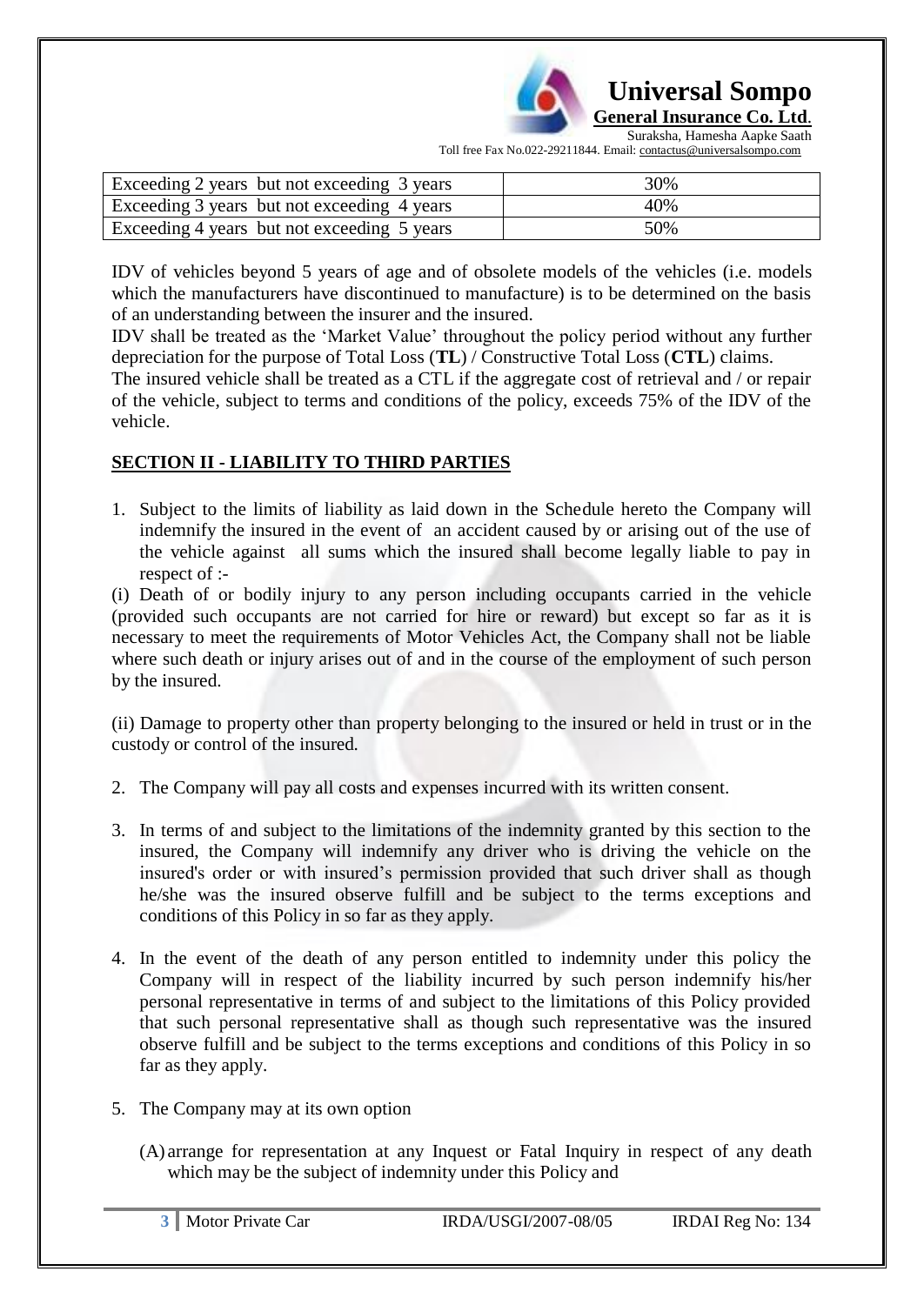| Exceeding 2 years but not exceeding 3 years | 30% |
|---|---|
| Exceeding 3 years but not exceeding 4 years | 40% |
| Exceeding 4 years but not exceeding 5 years | 50% |

IDV of vehicles beyond 5 years of age and of obsolete models of the vehicles (i.e. models which the manufacturers have discontinued to manufacture) is to be determined on the basis of an understanding between the insurer and the insured.

IDV shall be treated as the 'Market Value' throughout the policy period without any further depreciation for the purpose of Total Loss (**TL**) / Constructive Total Loss (**CTL**) claims.

The insured vehicle shall be treated as a CTL if the aggregate cost of retrieval and / or repair of the vehicle, subject to terms and conditions of the policy, exceeds 75% of the IDV of the vehicle.

## SECTION II - LIABILITY TO THIRD PARTIES

1. Subject to the limits of liability as laid down in the Schedule hereto the Company will indemnify the insured in the event of an accident caused by or arising out of the use of the vehicle against all sums which the insured shall become legally liable to pay in respect of :-

(i) Death of or bodily injury to any person including occupants carried in the vehicle (provided such occupants are not carried for hire or reward) but except so far as it is necessary to meet the requirements of Motor Vehicles Act, the Company shall not be liable where such death or injury arises out of and in the course of the employment of such person by the insured.

(ii) Damage to property other than property belonging to the insured or held in trust or in the custody or control of the insured.

2. The Company will pay all costs and expenses incurred with its written consent.

3. In terms of and subject to the limitations of the indemnity granted by this section to the insured, the Company will indemnify any driver who is driving the vehicle on the insured's order or with insured's permission provided that such driver shall as though he/she was the insured observe fulfill and be subject to the terms exceptions and conditions of this Policy in so far as they apply.

4. In the event of the death of any person entitled to indemnity under this policy the Company will in respect of the liability incurred by such person indemnify his/her personal representative in terms of and subject to the limitations of this Policy provided that such personal representative shall as though such representative was the insured observe fulfill and be subject to the terms exceptions and conditions of this Policy in so far as they apply.

5. The Company may at its own option

   (A) arrange for representation at any Inquest or Fatal Inquiry in respect of any death which may be the subject of indemnity under this Policy and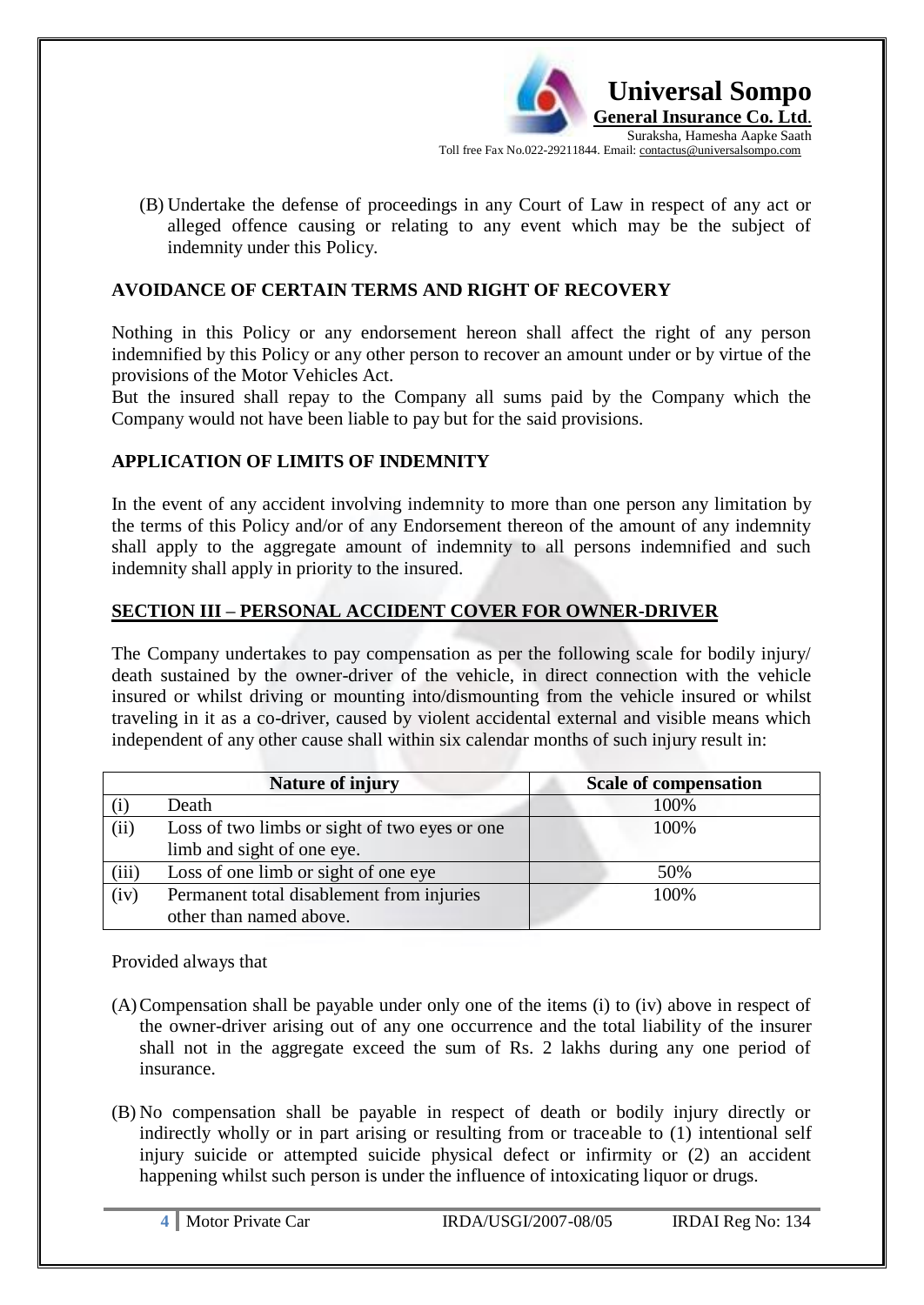(B) Undertake the defense of proceedings in any Court of Law in respect of any act or alleged offence causing or relating to any event which may be the subject of indemnity under this Policy.

**AVOIDANCE OF CERTAIN TERMS AND RIGHT OF RECOVERY**

Nothing in this Policy or any endorsement hereon shall affect the right of any person indemnified by this Policy or any other person to recover an amount under or by virtue of the provisions of the Motor Vehicles Act.

But the insured shall repay to the Company all sums paid by the Company which the Company would not have been liable to pay but for the said provisions.

**APPLICATION OF LIMITS OF INDEMNITY**

In the event of any accident involving indemnity to more than one person any limitation by the terms of this Policy and/or of any Endorsement thereon of the amount of any indemnity shall apply to the aggregate amount of indemnity to all persons indemnified and such indemnity shall apply in priority to the insured.

**SECTION III – PERSONAL ACCIDENT COVER FOR OWNER-DRIVER**

The Company undertakes to pay compensation as per the following scale for bodily injury/ death sustained by the owner-driver of the vehicle, in direct connection with the vehicle insured or whilst driving or mounting into/dismounting from the vehicle insured or whilst traveling in it as a co-driver, caused by violent accidental external and visible means which independent of any other cause shall within six calendar months of such injury result in:

| | Nature of injury | Scale of compensation |
|---|---|---|
| (i) | Death | 100% |
| (ii) | Loss of two limbs or sight of two eyes or one limb and sight of one eye. | 100% |
| (iii) | Loss of one limb or sight of one eye | 50% |
| (iv) | Permanent total disablement from injuries other than named above. | 100% |

Provided always that

(A) Compensation shall be payable under only one of the items (i) to (iv) above in respect of the owner-driver arising out of any one occurrence and the total liability of the insurer shall not in the aggregate exceed the sum of Rs. 2 lakhs during any one period of insurance.

(B) No compensation shall be payable in respect of death or bodily injury directly or indirectly wholly or in part arising or resulting from or traceable to (1) intentional self injury suicide or attempted suicide physical defect or infirmity or (2) an accident happening whilst such person is under the influence of intoxicating liquor or drugs.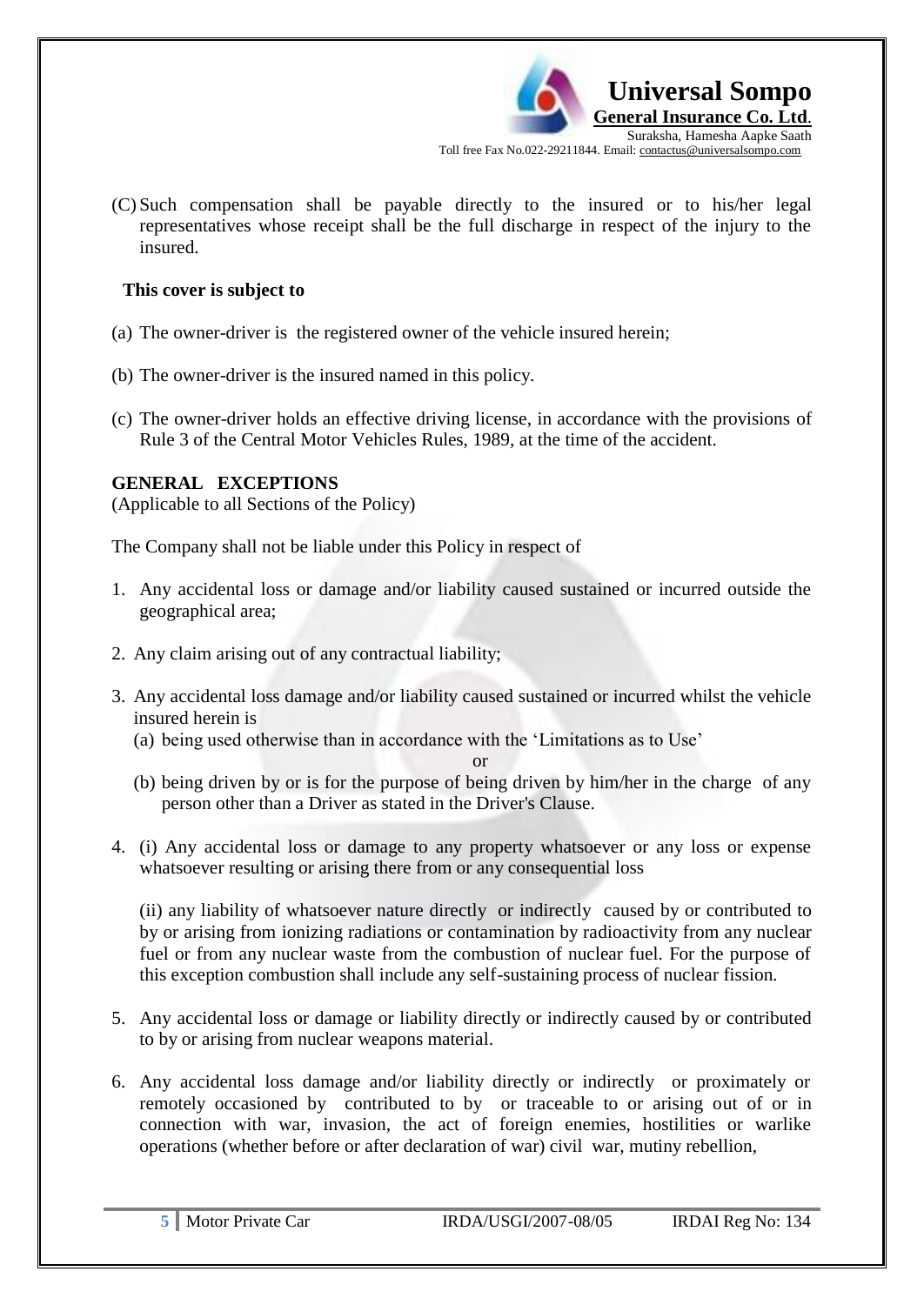(C) Such compensation shall be payable directly to the insured or to his/her legal representatives whose receipt shall be the full discharge in respect of the injury to the insured.

**This cover is subject to**

(a) The owner-driver is the registered owner of the vehicle insured herein;

(b) The owner-driver is the insured named in this policy.

(c) The owner-driver holds an effective driving license, in accordance with the provisions of Rule 3 of the Central Motor Vehicles Rules, 1989, at the time of the accident.

**GENERAL EXCEPTIONS**
(Applicable to all Sections of the Policy)

The Company shall not be liable under this Policy in respect of

1. Any accidental loss or damage and/or liability caused sustained or incurred outside the geographical area;

2. Any claim arising out of any contractual liability;

3. Any accidental loss damage and/or liability caused sustained or incurred whilst the vehicle insured herein is
   (a) being used otherwise than in accordance with the 'Limitations as to Use'

   or

   (b) being driven by or is for the purpose of being driven by him/her in the charge of any person other than a Driver as stated in the Driver's Clause.

4. (i) Any accidental loss or damage to any property whatsoever or any loss or expense whatsoever resulting or arising there from or any consequential loss

   (ii) any liability of whatsoever nature directly or indirectly caused by or contributed to by or arising from ionizing radiations or contamination by radioactivity from any nuclear fuel or from any nuclear waste from the combustion of nuclear fuel. For the purpose of this exception combustion shall include any self-sustaining process of nuclear fission.

5. Any accidental loss or damage or liability directly or indirectly caused by or contributed to by or arising from nuclear weapons material.

6. Any accidental loss damage and/or liability directly or indirectly or proximately or remotely occasioned by contributed to by or traceable to or arising out of or in connection with war, invasion, the act of foreign enemies, hostilities or warlike operations (whether before or after declaration of war) civil war, mutiny rebellion,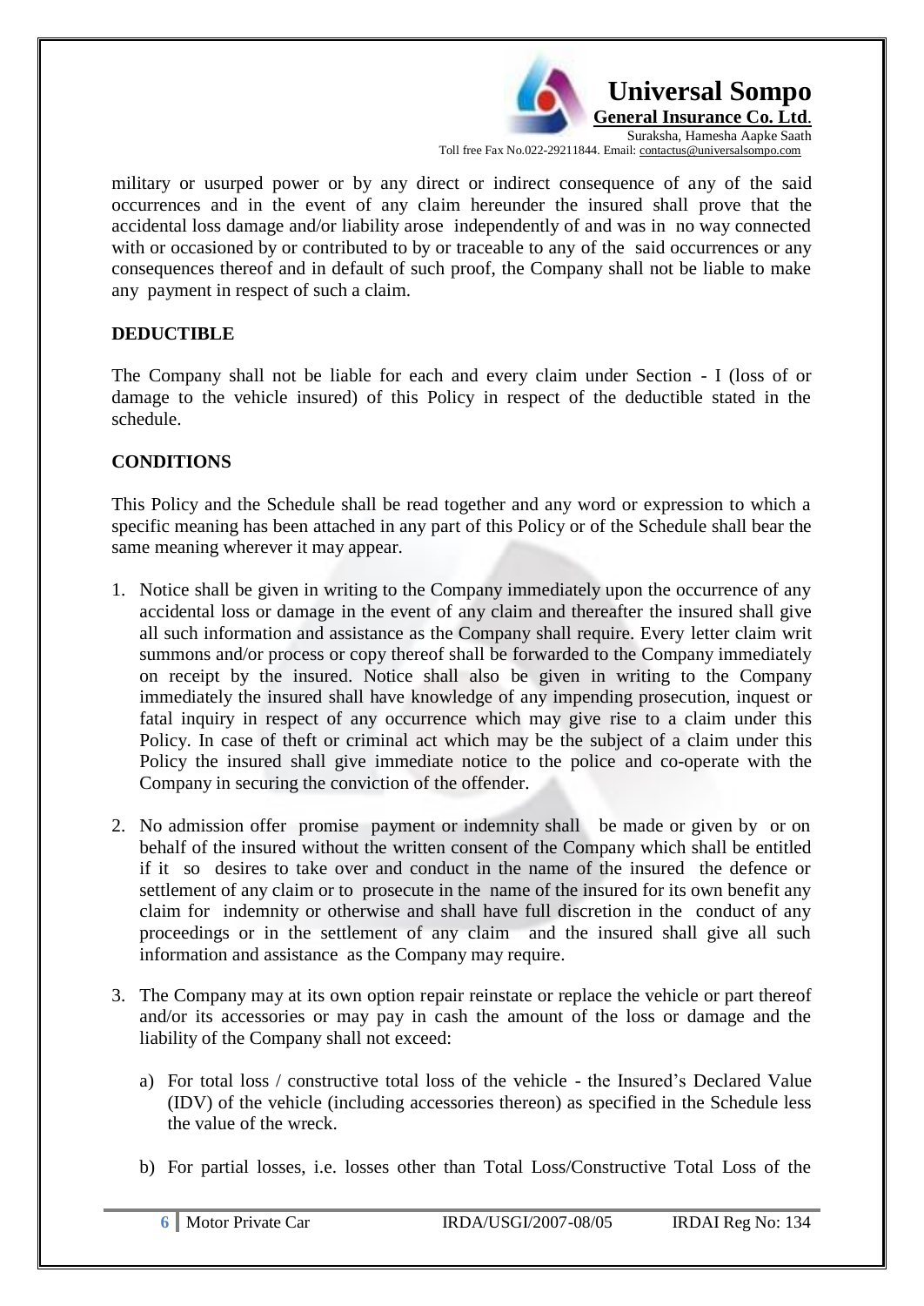military or usurped power or by any direct or indirect consequence of any of the said occurrences and in the event of any claim hereunder the insured shall prove that the accidental loss damage and/or liability arose independently of and was in no way connected with or occasioned by or contributed to by or traceable to any of the said occurrences or any consequences thereof and in default of such proof, the Company shall not be liable to make any payment in respect of such a claim.

**DEDUCTIBLE**

The Company shall not be liable for each and every claim under Section - I (loss of or damage to the vehicle insured) of this Policy in respect of the deductible stated in the schedule.

**CONDITIONS**

This Policy and the Schedule shall be read together and any word or expression to which a specific meaning has been attached in any part of this Policy or of the Schedule shall bear the same meaning wherever it may appear.

1. Notice shall be given in writing to the Company immediately upon the occurrence of any accidental loss or damage in the event of any claim and thereafter the insured shall give all such information and assistance as the Company shall require. Every letter claim writ summons and/or process or copy thereof shall be forwarded to the Company immediately on receipt by the insured. Notice shall also be given in writing to the Company immediately the insured shall have knowledge of any impending prosecution, inquest or fatal inquiry in respect of any occurrence which may give rise to a claim under this Policy. In case of theft or criminal act which may be the subject of a claim under this Policy the insured shall give immediate notice to the police and co-operate with the Company in securing the conviction of the offender.

2. No admission offer promise payment or indemnity shall be made or given by or on behalf of the insured without the written consent of the Company which shall be entitled if it so desires to take over and conduct in the name of the insured the defence or settlement of any claim or to prosecute in the name of the insured for its own benefit any claim for indemnity or otherwise and shall have full discretion in the conduct of any proceedings or in the settlement of any claim and the insured shall give all such information and assistance as the Company may require.

3. The Company may at its own option repair reinstate or replace the vehicle or part thereof and/or its accessories or may pay in cash the amount of the loss or damage and the liability of the Company shall not exceed:

    a) For total loss / constructive total loss of the vehicle - the Insured's Declared Value (IDV) of the vehicle (including accessories thereon) as specified in the Schedule less the value of the wreck.

    b) For partial losses, i.e. losses other than Total Loss/Constructive Total Loss of the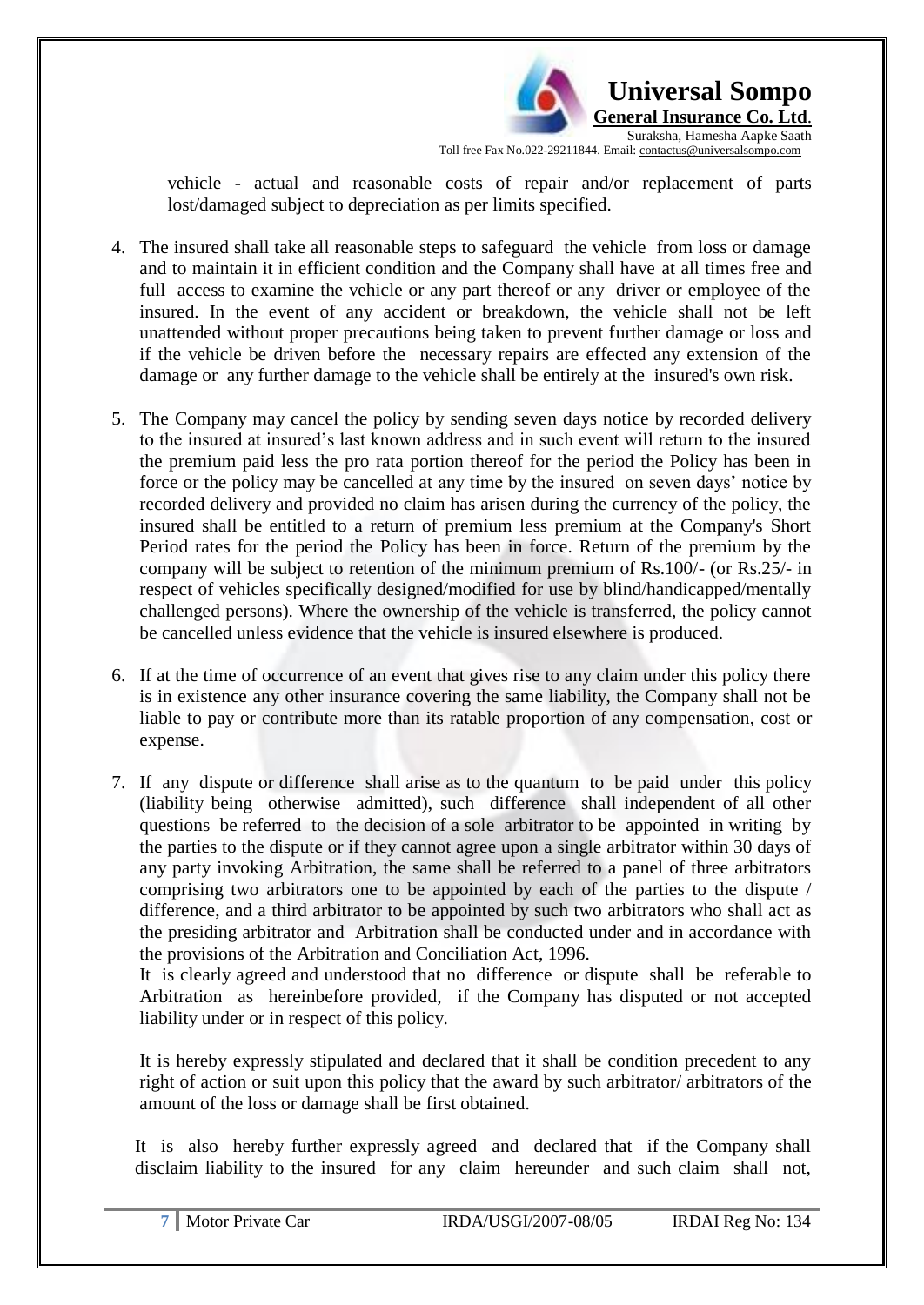vehicle - actual and reasonable costs of repair and/or replacement of parts lost/damaged subject to depreciation as per limits specified.

4. The insured shall take all reasonable steps to safeguard the vehicle from loss or damage and to maintain it in efficient condition and the Company shall have at all times free and full access to examine the vehicle or any part thereof or any driver or employee of the insured. In the event of any accident or breakdown, the vehicle shall not be left unattended without proper precautions being taken to prevent further damage or loss and if the vehicle be driven before the necessary repairs are effected any extension of the damage or any further damage to the vehicle shall be entirely at the insured's own risk.

5. The Company may cancel the policy by sending seven days notice by recorded delivery to the insured at insured's last known address and in such event will return to the insured the premium paid less the pro rata portion thereof for the period the Policy has been in force or the policy may be cancelled at any time by the insured on seven days' notice by recorded delivery and provided no claim has arisen during the currency of the policy, the insured shall be entitled to a return of premium less premium at the Company's Short Period rates for the period the Policy has been in force. Return of the premium by the company will be subject to retention of the minimum premium of Rs.100/- (or Rs.25/- in respect of vehicles specifically designed/modified for use by blind/handicapped/mentally challenged persons). Where the ownership of the vehicle is transferred, the policy cannot be cancelled unless evidence that the vehicle is insured elsewhere is produced.

6. If at the time of occurrence of an event that gives rise to any claim under this policy there is in existence any other insurance covering the same liability, the Company shall not be liable to pay or contribute more than its ratable proportion of any compensation, cost or expense.

7. If any dispute or difference shall arise as to the quantum to be paid under this policy (liability being otherwise admitted), such difference shall independent of all other questions be referred to the decision of a sole arbitrator to be appointed in writing by the parties to the dispute or if they cannot agree upon a single arbitrator within 30 days of any party invoking Arbitration, the same shall be referred to a panel of three arbitrators comprising two arbitrators one to be appointed by each of the parties to the dispute / difference, and a third arbitrator to be appointed by such two arbitrators who shall act as the presiding arbitrator and Arbitration shall be conducted under and in accordance with the provisions of the Arbitration and Conciliation Act, 1996.

   It is clearly agreed and understood that no difference or dispute shall be referable to Arbitration as hereinbefore provided, if the Company has disputed or not accepted liability under or in respect of this policy.

   It is hereby expressly stipulated and declared that it shall be condition precedent to any right of action or suit upon this policy that the award by such arbitrator/ arbitrators of the amount of the loss or damage shall be first obtained.

   It is also hereby further expressly agreed and declared that if the Company shall disclaim liability to the insured for any claim hereunder and such claim shall not,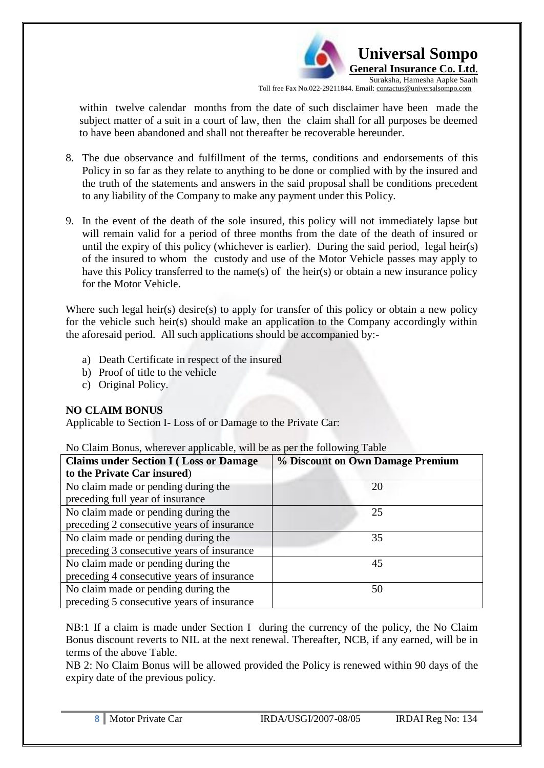within twelve calendar months from the date of such disclaimer have been made the subject matter of a suit in a court of law, then the claim shall for all purposes be deemed to have been abandoned and shall not thereafter be recoverable hereunder.

8. The due observance and fulfillment of the terms, conditions and endorsements of this Policy in so far as they relate to anything to be done or complied with by the insured and the truth of the statements and answers in the said proposal shall be conditions precedent to any liability of the Company to make any payment under this Policy.

9. In the event of the death of the sole insured, this policy will not immediately lapse but will remain valid for a period of three months from the date of the death of insured or until the expiry of this policy (whichever is earlier). During the said period, legal heir(s) of the insured to whom the custody and use of the Motor Vehicle passes may apply to have this Policy transferred to the name(s) of the heir(s) or obtain a new insurance policy for the Motor Vehicle.

Where such legal heir(s) desire(s) to apply for transfer of this policy or obtain a new policy for the vehicle such heir(s) should make an application to the Company accordingly within the aforesaid period. All such applications should be accompanied by:-

a) Death Certificate in respect of the insured
b) Proof of title to the vehicle
c) Original Policy.

**NO CLAIM BONUS**

Applicable to Section I- Loss of or Damage to the Private Car:

No Claim Bonus, wherever applicable, will be as per the following Table

| **Claims under Section I ( Loss or Damage to the Private Car insured)** | **% Discount on Own Damage Premium** |
|---|---|
| No claim made or pending during the preceding full year of insurance | 20 |
| No claim made or pending during the preceding 2 consecutive years of insurance | 25 |
| No claim made or pending during the preceding 3 consecutive years of insurance | 35 |
| No claim made or pending during the preceding 4 consecutive years of insurance | 45 |
| No claim made or pending during the preceding 5 consecutive years of insurance | 50 |

NB:1 If a claim is made under Section I during the currency of the policy, the No Claim Bonus discount reverts to NIL at the next renewal. Thereafter, NCB, if any earned, will be in terms of the above Table.

NB 2: No Claim Bonus will be allowed provided the Policy is renewed within 90 days of the expiry date of the previous policy.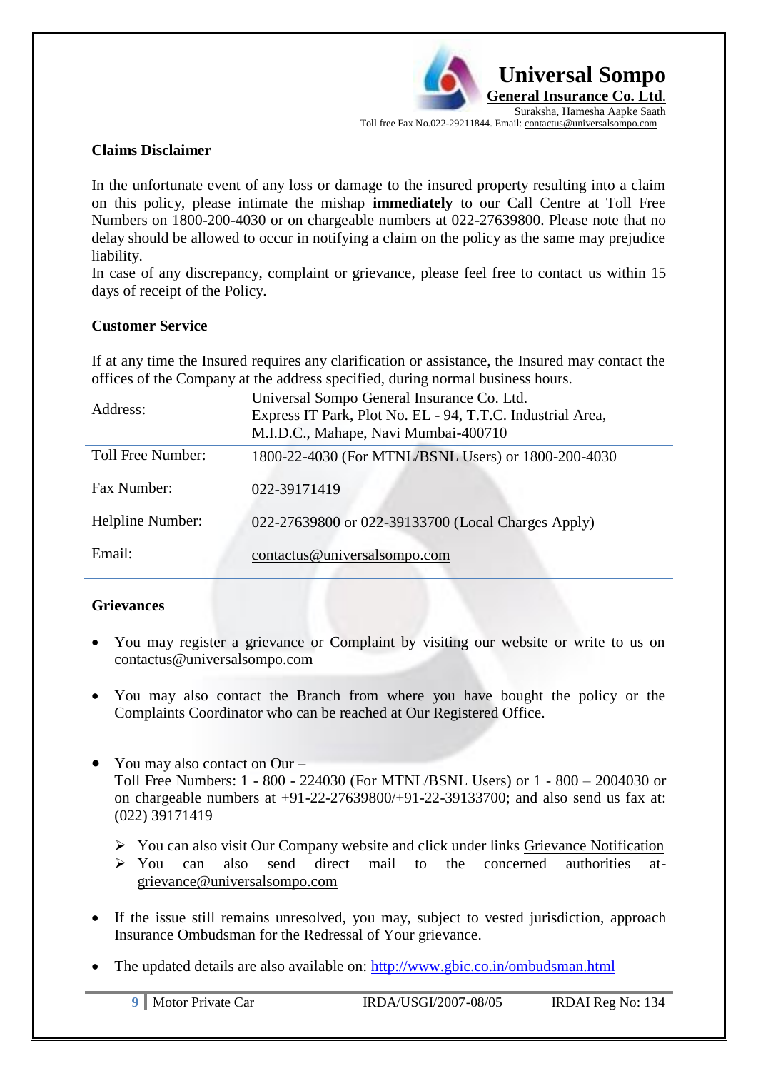## Claims Disclaimer

In the unfortunate event of any loss or damage to the insured property resulting into a claim on this policy, please intimate the mishap **immediately** to our Call Centre at Toll Free Numbers on 1800-200-4030 or on chargeable numbers at 022-27639800. Please note that no delay should be allowed to occur in notifying a claim on the policy as the same may prejudice liability.

In case of any discrepancy, complaint or grievance, please feel free to contact us within 15 days of receipt of the Policy.

## Customer Service

If at any time the Insured requires any clarification or assistance, the Insured may contact the offices of the Company at the address specified, during normal business hours.

| | |
|---|---|
| Address: | Universal Sompo General Insurance Co. Ltd. Express IT Park, Plot No. EL - 94, T.T.C. Industrial Area, M.I.D.C., Mahape, Navi Mumbai-400710 |
| Toll Free Number: | 1800-22-4030 (For MTNL/BSNL Users) or 1800-200-4030 |
| Fax Number: | 022-39171419 |
| Helpline Number: | 022-27639800 or 022-39133700 (Local Charges Apply) |
| Email: | contactus@universalsompo.com |

## Grievances

- You may register a grievance or Complaint by visiting our website or write to us on contactus@universalsompo.com
- You may also contact the Branch from where you have bought the policy or the Complaints Coordinator who can be reached at Our Registered Office.
- You may also contact on Our –
  Toll Free Numbers: 1 - 800 - 224030 (For MTNL/BSNL Users) or 1 - 800 – 2004030 or on chargeable numbers at +91-22-27639800/+91-22-39133700; and also send us fax at: (022) 39171419
  - You can also visit Our Company website and click under links Grievance Notification
  - You can also send direct mail to the concerned authorities at- grievance@universalsompo.com
- If the issue still remains unresolved, you may, subject to vested jurisdiction, approach Insurance Ombudsman for the Redressal of Your grievance.
- The updated details are also available on: http://www.gbic.co.in/ombudsman.html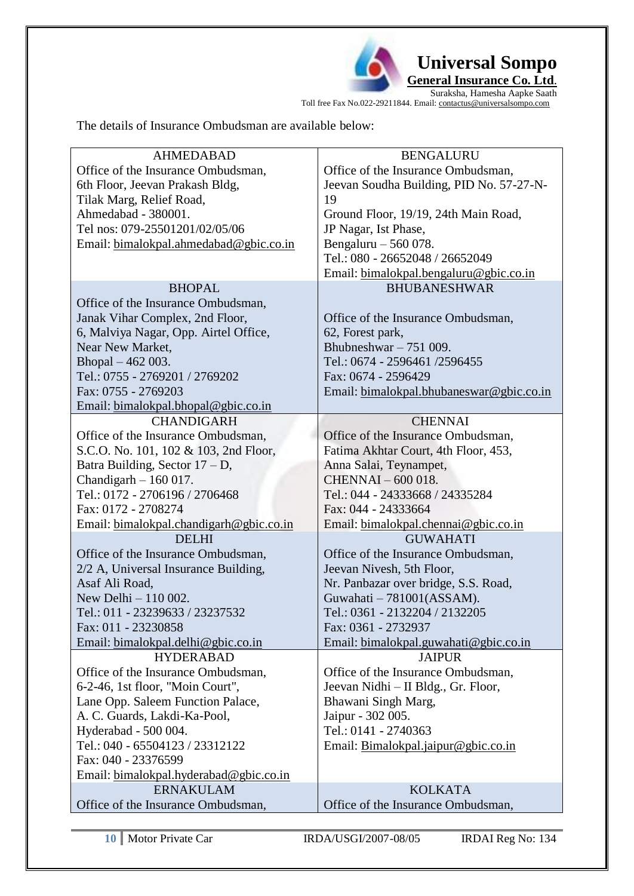The details of Insurance Ombudsman are available below:

| AHMEDABAD | BENGALURU |
|---|---|
| Office of the Insurance Ombudsman,<br>6th Floor, Jeevan Prakash Bldg,<br>Tilak Marg, Relief Road,<br>Ahmedabad - 380001.<br>Tel nos: 079-25501201/02/05/06<br>Email: bimalokpal.ahmedabad@gbic.co.in | Office of the Insurance Ombudsman,<br>Jeevan Soudha Building, PID No. 57-27-N-19<br>Ground Floor, 19/19, 24th Main Road,<br>JP Nagar, Ist Phase,<br>Bengaluru – 560 078.<br>Tel.: 080 - 26652048 / 26652049<br>Email: bimalokpal.bengaluru@gbic.co.in |
| BHOPAL | BHUBANESHWAR |
| Office of the Insurance Ombudsman,<br>Janak Vihar Complex, 2nd Floor,<br>6, Malviya Nagar, Opp. Airtel Office,<br>Near New Market,<br>Bhopal – 462 003.<br>Tel.: 0755 - 2769201 / 2769202<br>Fax: 0755 - 2769203<br>Email: bimalokpal.bhopal@gbic.co.in | Office of the Insurance Ombudsman,<br>62, Forest park,<br>Bhubneshwar – 751 009.<br>Tel.: 0674 - 2596461 /2596455<br>Fax: 0674 - 2596429<br>Email: bimalokpal.bhubaneswar@gbic.co.in |
| CHANDIGARH | CHENNAI |
| Office of the Insurance Ombudsman,<br>S.C.O. No. 101, 102 & 103, 2nd Floor,<br>Batra Building, Sector 17 – D,<br>Chandigarh – 160 017.<br>Tel.: 0172 - 2706196 / 2706468<br>Fax: 0172 - 2708274<br>Email: bimalokpal.chandigarh@gbic.co.in | Office of the Insurance Ombudsman,<br>Fatima Akhtar Court, 4th Floor, 453,<br>Anna Salai, Teynampet,<br>CHENNAI – 600 018.<br>Tel.: 044 - 24333668 / 24335284<br>Fax: 044 - 24333664<br>Email: bimalokpal.chennai@gbic.co.in |
| DELHI | GUWAHATI |
| Office of the Insurance Ombudsman,<br>2/2 A, Universal Insurance Building,<br>Asaf Ali Road,<br>New Delhi – 110 002.<br>Tel.: 011 - 23239633 / 23237532<br>Fax: 011 - 23230858<br>Email: bimalokpal.delhi@gbic.co.in | Office of the Insurance Ombudsman,<br>Jeevan Nivesh, 5th Floor,<br>Nr. Panbazar over bridge, S.S. Road,<br>Guwahati – 781001(ASSAM).<br>Tel.: 0361 - 2132204 / 2132205<br>Fax: 0361 - 2732937<br>Email: bimalokpal.guwahati@gbic.co.in |
| HYDERABAD | JAIPUR |
| Office of the Insurance Ombudsman,<br>6-2-46, 1st floor, "Moin Court",<br>Lane Opp. Saleem Function Palace,<br>A. C. Guards, Lakdi-Ka-Pool,<br>Hyderabad - 500 004.<br>Tel.: 040 - 65504123 / 23312122<br>Fax: 040 - 23376599<br>Email: bimalokpal.hyderabad@gbic.co.in | Office of the Insurance Ombudsman,<br>Jeevan Nidhi – II Bldg., Gr. Floor,<br>Bhawani Singh Marg,<br>Jaipur - 302 005.<br>Tel.: 0141 - 2740363<br>Email: Bimalokpal.jaipur@gbic.co.in |
| ERNAKULAM | KOLKATA |
| Office of the Insurance Ombudsman, | Office of the Insurance Ombudsman, |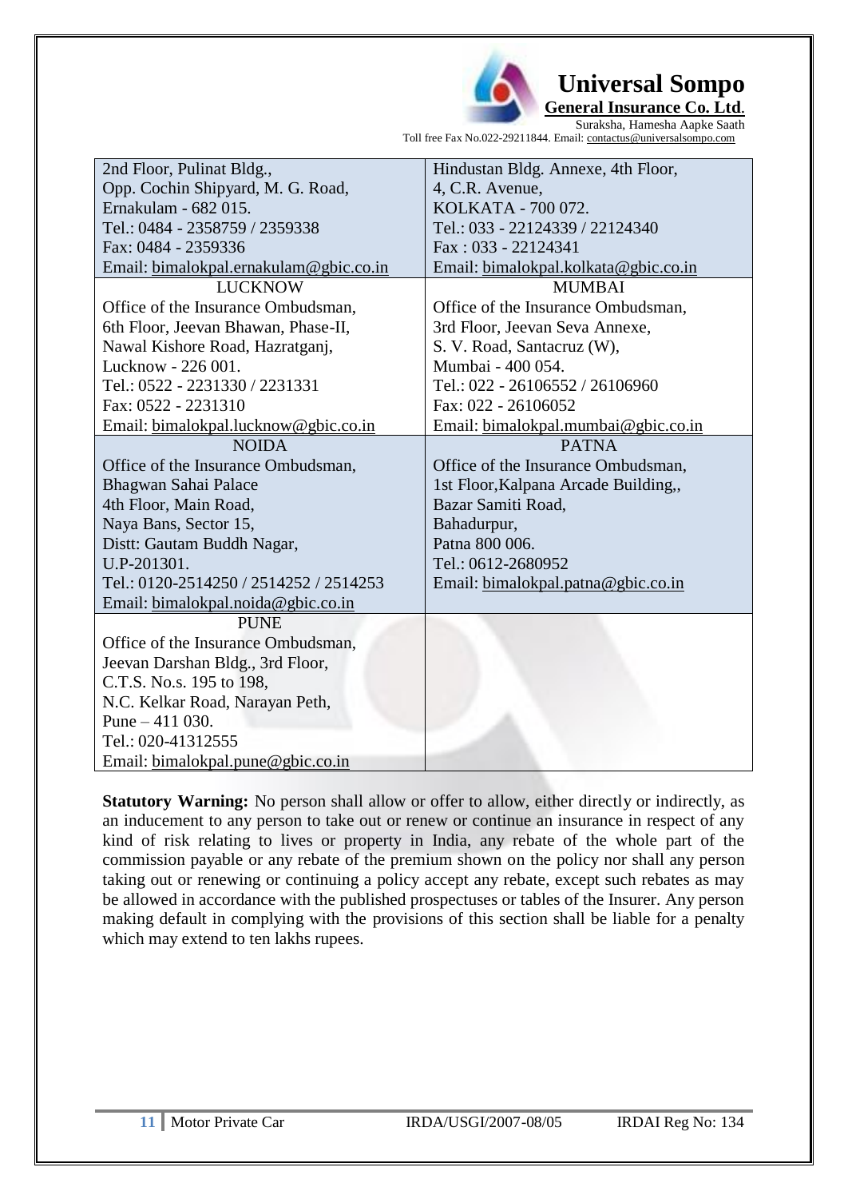| | |
|---|---|
| 2nd Floor, Pulinat Bldg.,<br>Opp. Cochin Shipyard, M. G. Road,<br>Ernakulam - 682 015.<br>Tel.: 0484 - 2358759 / 2359338<br>Fax: 0484 - 2359336<br>Email: bimalokpal.ernakulam@gbic.co.in | Hindustan Bldg. Annexe, 4th Floor,<br>4, C.R. Avenue,<br>KOLKATA - 700 072.<br>Tel.: 033 - 22124339 / 22124340<br>Fax : 033 - 22124341<br>Email: bimalokpal.kolkata@gbic.co.in |
| LUCKNOW<br>Office of the Insurance Ombudsman,<br>6th Floor, Jeevan Bhawan, Phase-II,<br>Nawal Kishore Road, Hazratganj,<br>Lucknow - 226 001.<br>Tel.: 0522 - 2231330 / 2231331<br>Fax: 0522 - 2231310<br>Email: bimalokpal.lucknow@gbic.co.in | MUMBAI<br>Office of the Insurance Ombudsman,<br>3rd Floor, Jeevan Seva Annexe,<br>S. V. Road, Santacruz (W),<br>Mumbai - 400 054.<br>Tel.: 022 - 26106552 / 26106960<br>Fax: 022 - 26106052<br>Email: bimalokpal.mumbai@gbic.co.in |
| NOIDA<br>Office of the Insurance Ombudsman,<br>Bhagwan Sahai Palace<br>4th Floor, Main Road,<br>Naya Bans, Sector 15,<br>Distt: Gautam Buddh Nagar,<br>U.P-201301.<br>Tel.: 0120-2514250 / 2514252 / 2514253<br>Email: bimalokpal.noida@gbic.co.in | PATNA<br>Office of the Insurance Ombudsman,<br>1st Floor,Kalpana Arcade Building,,<br>Bazar Samiti Road,<br>Bahadurpur,<br>Patna 800 006.<br>Tel.: 0612-2680952<br>Email: bimalokpal.patna@gbic.co.in |
| PUNE<br>Office of the Insurance Ombudsman,<br>Jeevan Darshan Bldg., 3rd Floor,<br>C.T.S. No.s. 195 to 198,<br>N.C. Kelkar Road, Narayan Peth,<br>Pune – 411 030.<br>Tel.: 020-41312555<br>Email: bimalokpal.pune@gbic.co.in | |

**Statutory Warning:** No person shall allow or offer to allow, either directly or indirectly, as an inducement to any person to take out or renew or continue an insurance in respect of any kind of risk relating to lives or property in India, any rebate of the whole part of the commission payable or any rebate of the premium shown on the policy nor shall any person taking out or renewing or continuing a policy accept any rebate, except such rebates as may be allowed in accordance with the published prospectuses or tables of the Insurer. Any person making default in complying with the provisions of this section shall be liable for a penalty which may extend to ten lakhs rupees.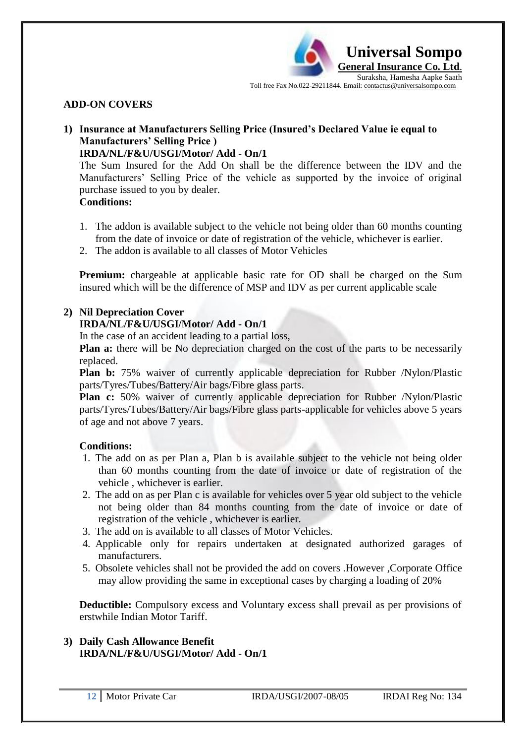## ADD-ON COVERS

**1) Insurance at Manufacturers Selling Price (Insured's Declared Value ie equal to Manufacturers' Selling Price )**
**IRDA/NL/F&U/USGI/Motor/ Add - On/1**

The Sum Insured for the Add On shall be the difference between the IDV and the Manufacturers' Selling Price of the vehicle as supported by the invoice of original purchase issued to you by dealer.

**Conditions:**

1. The addon is available subject to the vehicle not being older than 60 months counting from the date of invoice or date of registration of the vehicle, whichever is earlier.
2. The addon is available to all classes of Motor Vehicles

**Premium:** chargeable at applicable basic rate for OD shall be charged on the Sum insured which will be the difference of MSP and IDV as per current applicable scale

**2) Nil Depreciation Cover**
**IRDA/NL/F&U/USGI/Motor/ Add - On/1**

In the case of an accident leading to a partial loss,

**Plan a:** there will be No depreciation charged on the cost of the parts to be necessarily replaced.

**Plan b:** 75% waiver of currently applicable depreciation for Rubber /Nylon/Plastic parts/Tyres/Tubes/Battery/Air bags/Fibre glass parts.

**Plan c:** 50% waiver of currently applicable depreciation for Rubber /Nylon/Plastic parts/Tyres/Tubes/Battery/Air bags/Fibre glass parts-applicable for vehicles above 5 years of age and not above 7 years.

**Conditions:**

1. The add on as per Plan a, Plan b is available subject to the vehicle not being older than 60 months counting from the date of invoice or date of registration of the vehicle , whichever is earlier.
2. The add on as per Plan c is available for vehicles over 5 year old subject to the vehicle not being older than 84 months counting from the date of invoice or date of registration of the vehicle , whichever is earlier.
3. The add on is available to all classes of Motor Vehicles.
4. Applicable only for repairs undertaken at designated authorized garages of manufacturers.
5. Obsolete vehicles shall not be provided the add on covers .However ,Corporate Office may allow providing the same in exceptional cases by charging a loading of 20%

**Deductible:** Compulsory excess and Voluntary excess shall prevail as per provisions of erstwhile Indian Motor Tariff.

**3) Daily Cash Allowance Benefit**
**IRDA/NL/F&U/USGI/Motor/ Add - On/1**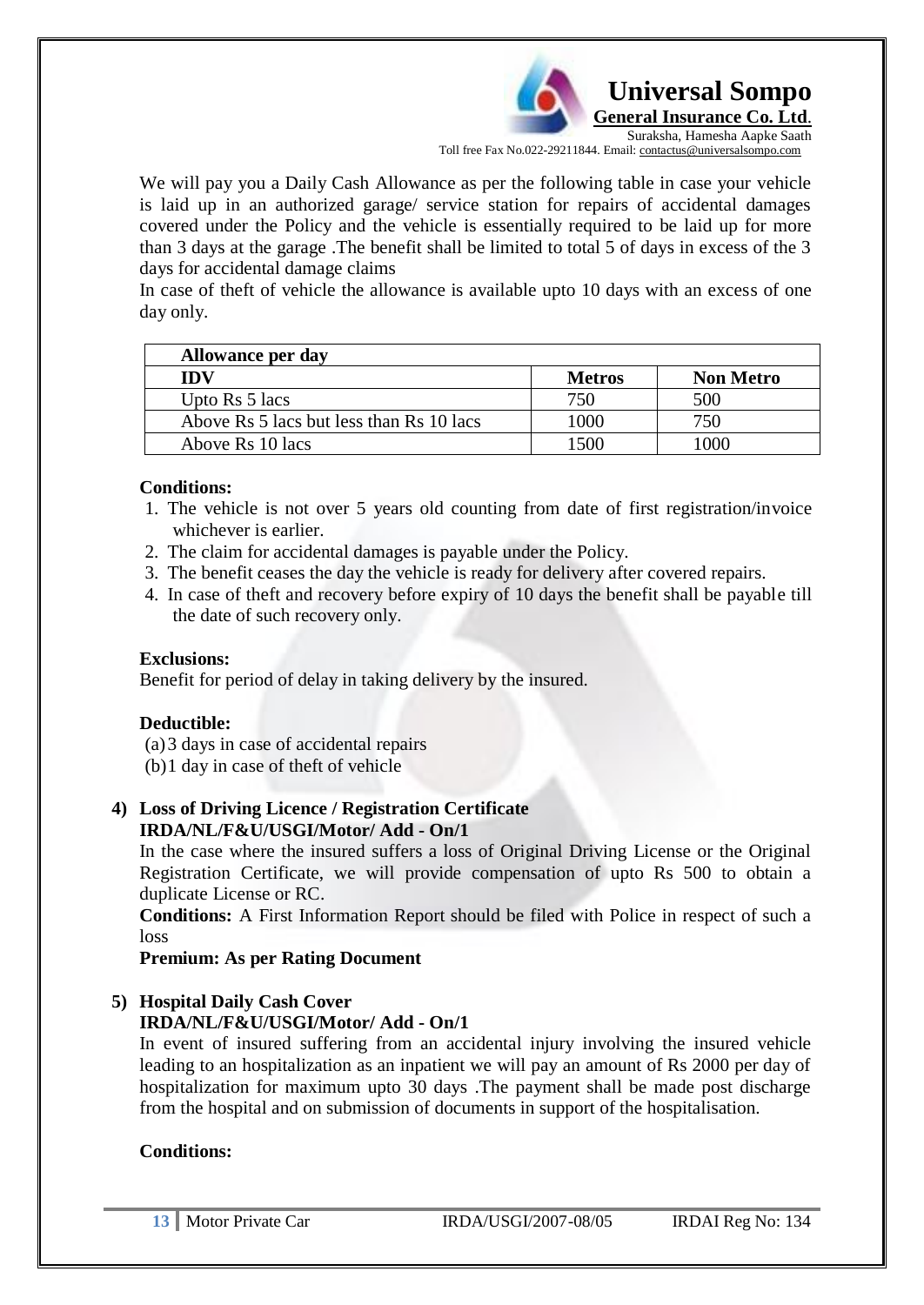We will pay you a Daily Cash Allowance as per the following table in case your vehicle is laid up in an authorized garage/ service station for repairs of accidental damages covered under the Policy and the vehicle is essentially required to be laid up for more than 3 days at the garage .The benefit shall be limited to total 5 of days in excess of the 3 days for accidental damage claims

In case of theft of vehicle the allowance is available upto 10 days with an excess of one day only.

| **Allowance per day** | | |
|---|---|---|
| **IDV** | **Metros** | **Non Metro** |
| Upto Rs 5 lacs | 750 | 500 |
| Above Rs 5 lacs but less than Rs 10 lacs | 1000 | 750 |
| Above Rs 10 lacs | 1500 | 1000 |

**Conditions:**

1. The vehicle is not over 5 years old counting from date of first registration/invoice whichever is earlier.
2. The claim for accidental damages is payable under the Policy.
3. The benefit ceases the day the vehicle is ready for delivery after covered repairs.
4. In case of theft and recovery before expiry of 10 days the benefit shall be payable till the date of such recovery only.

**Exclusions:**

Benefit for period of delay in taking delivery by the insured.

**Deductible:**

(a) 3 days in case of accidental repairs
(b) 1 day in case of theft of vehicle

**4) Loss of Driving Licence / Registration Certificate**
**IRDA/NL/F&U/USGI/Motor/ Add - On/1**

In the case where the insured suffers a loss of Original Driving License or the Original Registration Certificate, we will provide compensation of upto Rs 500 to obtain a duplicate License or RC.

**Conditions:** A First Information Report should be filed with Police in respect of such a loss

**Premium: As per Rating Document**

**5) Hospital Daily Cash Cover**
**IRDA/NL/F&U/USGI/Motor/ Add - On/1**

In event of insured suffering from an accidental injury involving the insured vehicle leading to an hospitalization as an inpatient we will pay an amount of Rs 2000 per day of hospitalization for maximum upto 30 days .The payment shall be made post discharge from the hospital and on submission of documents in support of the hospitalisation.

**Conditions:**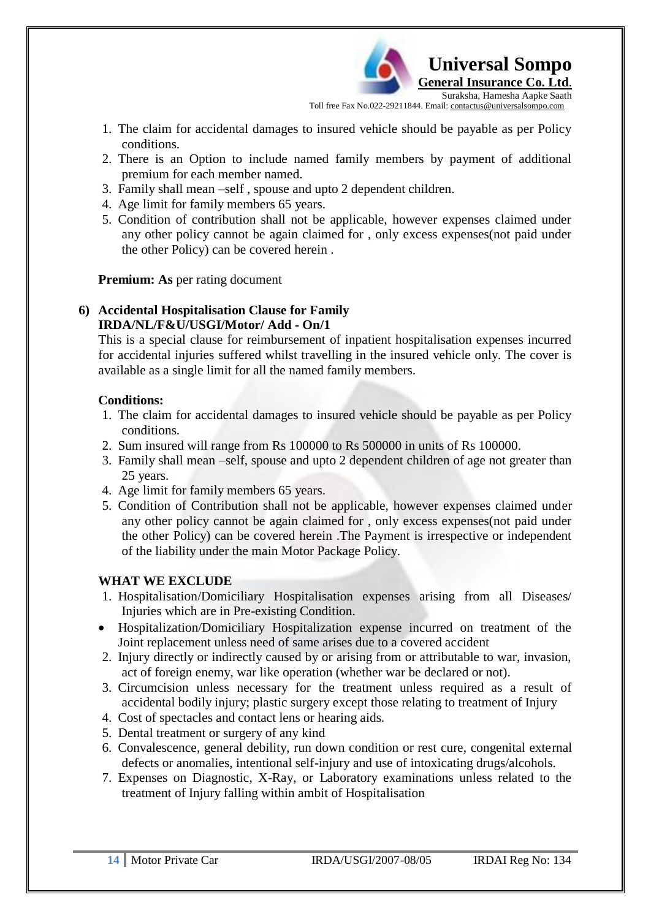1. The claim for accidental damages to insured vehicle should be payable as per Policy conditions.
2. There is an Option to include named family members by payment of additional premium for each member named.
3. Family shall mean –self , spouse and upto 2 dependent children.
4. Age limit for family members 65 years.
5. Condition of contribution shall not be applicable, however expenses claimed under any other policy cannot be again claimed for , only excess expenses(not paid under the other Policy) can be covered herein .

**Premium: As** per rating document

**6) Accidental Hospitalisation Clause for Family**
**IRDA/NL/F&U/USGI/Motor/ Add - On/1**

This is a special clause for reimbursement of inpatient hospitalisation expenses incurred for accidental injuries suffered whilst travelling in the insured vehicle only. The cover is available as a single limit for all the named family members.

**Conditions:**

1. The claim for accidental damages to insured vehicle should be payable as per Policy conditions.
2. Sum insured will range from Rs 100000 to Rs 500000 in units of Rs 100000.
3. Family shall mean –self, spouse and upto 2 dependent children of age not greater than 25 years.
4. Age limit for family members 65 years.
5. Condition of Contribution shall not be applicable, however expenses claimed under any other policy cannot be again claimed for , only excess expenses(not paid under the other Policy) can be covered herein .The Payment is irrespective or independent of the liability under the main Motor Package Policy.

**WHAT WE EXCLUDE**

1. Hospitalisation/Domiciliary Hospitalisation expenses arising from all Diseases/ Injuries which are in Pre-existing Condition.
- Hospitalization/Domiciliary Hospitalization expense incurred on treatment of the Joint replacement unless need of same arises due to a covered accident
2. Injury directly or indirectly caused by or arising from or attributable to war, invasion, act of foreign enemy, war like operation (whether war be declared or not).
3. Circumcision unless necessary for the treatment unless required as a result of accidental bodily injury; plastic surgery except those relating to treatment of Injury
4. Cost of spectacles and contact lens or hearing aids.
5. Dental treatment or surgery of any kind
6. Convalescence, general debility, run down condition or rest cure, congenital external defects or anomalies, intentional self-injury and use of intoxicating drugs/alcohols.
7. Expenses on Diagnostic, X-Ray, or Laboratory examinations unless related to the treatment of Injury falling within ambit of Hospitalisation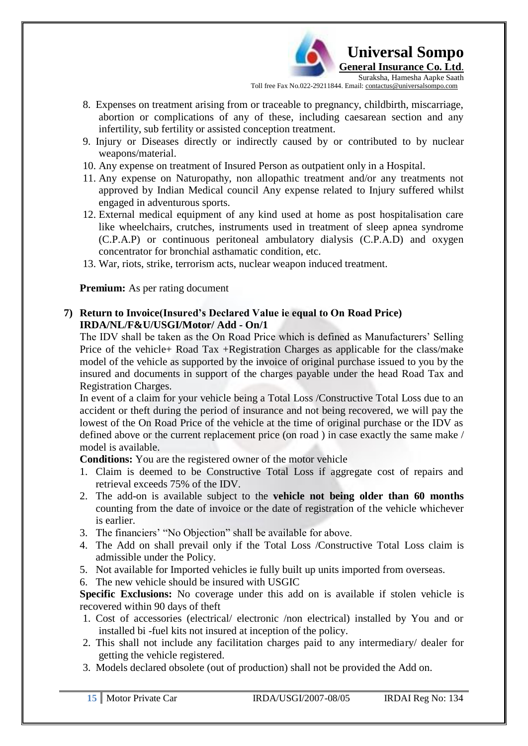8. Expenses on treatment arising from or traceable to pregnancy, childbirth, miscarriage, abortion or complications of any of these, including caesarean section and any infertility, sub fertility or assisted conception treatment.
9. Injury or Diseases directly or indirectly caused by or contributed to by nuclear weapons/material.
10. Any expense on treatment of Insured Person as outpatient only in a Hospital.
11. Any expense on Naturopathy, non allopathic treatment and/or any treatments not approved by Indian Medical council Any expense related to Injury suffered whilst engaged in adventurous sports.
12. External medical equipment of any kind used at home as post hospitalisation care like wheelchairs, crutches, instruments used in treatment of sleep apnea syndrome (C.P.A.P) or continuous peritoneal ambulatory dialysis (C.P.A.D) and oxygen concentrator for bronchial asthamatic condition, etc.
13. War, riots, strike, terrorism acts, nuclear weapon induced treatment.

**Premium:** As per rating document

### 7) Return to Invoice(Insured's Declared Value ie equal to On Road Price) IRDA/NL/F&U/USGI/Motor/ Add - On/1

The IDV shall be taken as the On Road Price which is defined as Manufacturers' Selling Price of the vehicle+ Road Tax +Registration Charges as applicable for the class/make model of the vehicle as supported by the invoice of original purchase issued to you by the insured and documents in support of the charges payable under the head Road Tax and Registration Charges.

In event of a claim for your vehicle being a Total Loss /Constructive Total Loss due to an accident or theft during the period of insurance and not being recovered, we will pay the lowest of the On Road Price of the vehicle at the time of original purchase or the IDV as defined above or the current replacement price (on road ) in case exactly the same make / model is available.

**Conditions:** You are the registered owner of the motor vehicle

1. Claim is deemed to be Constructive Total Loss if aggregate cost of repairs and retrieval exceeds 75% of the IDV.
2. The add-on is available subject to the **vehicle not being older than 60 months** counting from the date of invoice or the date of registration of the vehicle whichever is earlier.
3. The financiers' "No Objection" shall be available for above.
4. The Add on shall prevail only if the Total Loss /Constructive Total Loss claim is admissible under the Policy.
5. Not available for Imported vehicles ie fully built up units imported from overseas.
6. The new vehicle should be insured with USGIC

**Specific Exclusions:** No coverage under this add on is available if stolen vehicle is recovered within 90 days of theft

1. Cost of accessories (electrical/ electronic /non electrical) installed by You and or installed bi -fuel kits not insured at inception of the policy.
2. This shall not include any facilitation charges paid to any intermediary/ dealer for getting the vehicle registered.
3. Models declared obsolete (out of production) shall not be provided the Add on.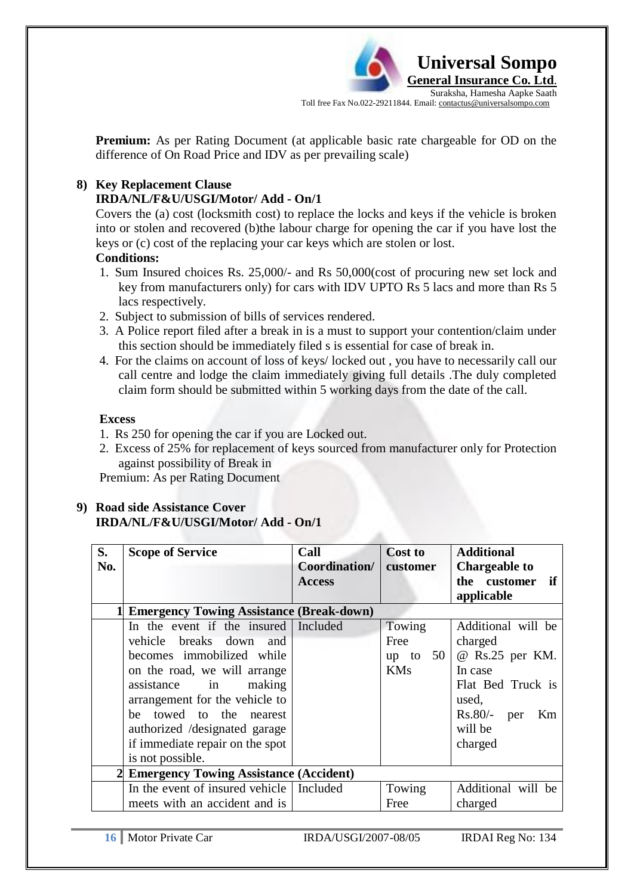**Premium:** As per Rating Document (at applicable basic rate chargeable for OD on the difference of On Road Price and IDV as per prevailing scale)

**8) Key Replacement Clause**
**IRDA/NL/F&U/USGI/Motor/ Add - On/1**

Covers the (a) cost (locksmith cost) to replace the locks and keys if the vehicle is broken into or stolen and recovered (b)the labour charge for opening the car if you have lost the keys or (c) cost of the replacing your car keys which are stolen or lost.

**Conditions:**

1. Sum Insured choices Rs. 25,000/- and Rs 50,000(cost of procuring new set lock and key from manufacturers only) for cars with IDV UPTO Rs 5 lacs and more than Rs 5 lacs respectively.
2. Subject to submission of bills of services rendered.
3. A Police report filed after a break in is a must to support your contention/claim under this section should be immediately filed s is essential for case of break in.
4. For the claims on account of loss of keys/ locked out , you have to necessarily call our call centre and lodge the claim immediately giving full details .The duly completed claim form should be submitted within 5 working days from the date of the call.

**Excess**

1. Rs 250 for opening the car if you are Locked out.
2. Excess of 25% for replacement of keys sourced from manufacturer only for Protection against possibility of Break in

Premium: As per Rating Document

**9) Road side Assistance Cover**
**IRDA/NL/F&U/USGI/Motor/ Add - On/1**

| S. No. | Scope of Service | Call Coordination/ Access | Cost to customer | Additional Chargeable to the customer if applicable |
|---|---|---|---|---|
| 1 | **Emergency Towing Assistance (Break-down)** | | | |
| | In the event if the insured vehicle breaks down and becomes immobilized while on the road, we will arrange assistance in making arrangement for the vehicle to be towed to the nearest authorized /designated garage if immediate repair on the spot is not possible. | Included | Towing Free up to 50 KMs | Additional will be charged @ Rs.25 per KM. In case Flat Bed Truck is used, Rs.80/- per Km will be charged |
| 2 | **Emergency Towing Assistance (Accident)** | | | |
| | In the event of insured vehicle meets with an accident and is | Included | Towing Free | Additional will be charged |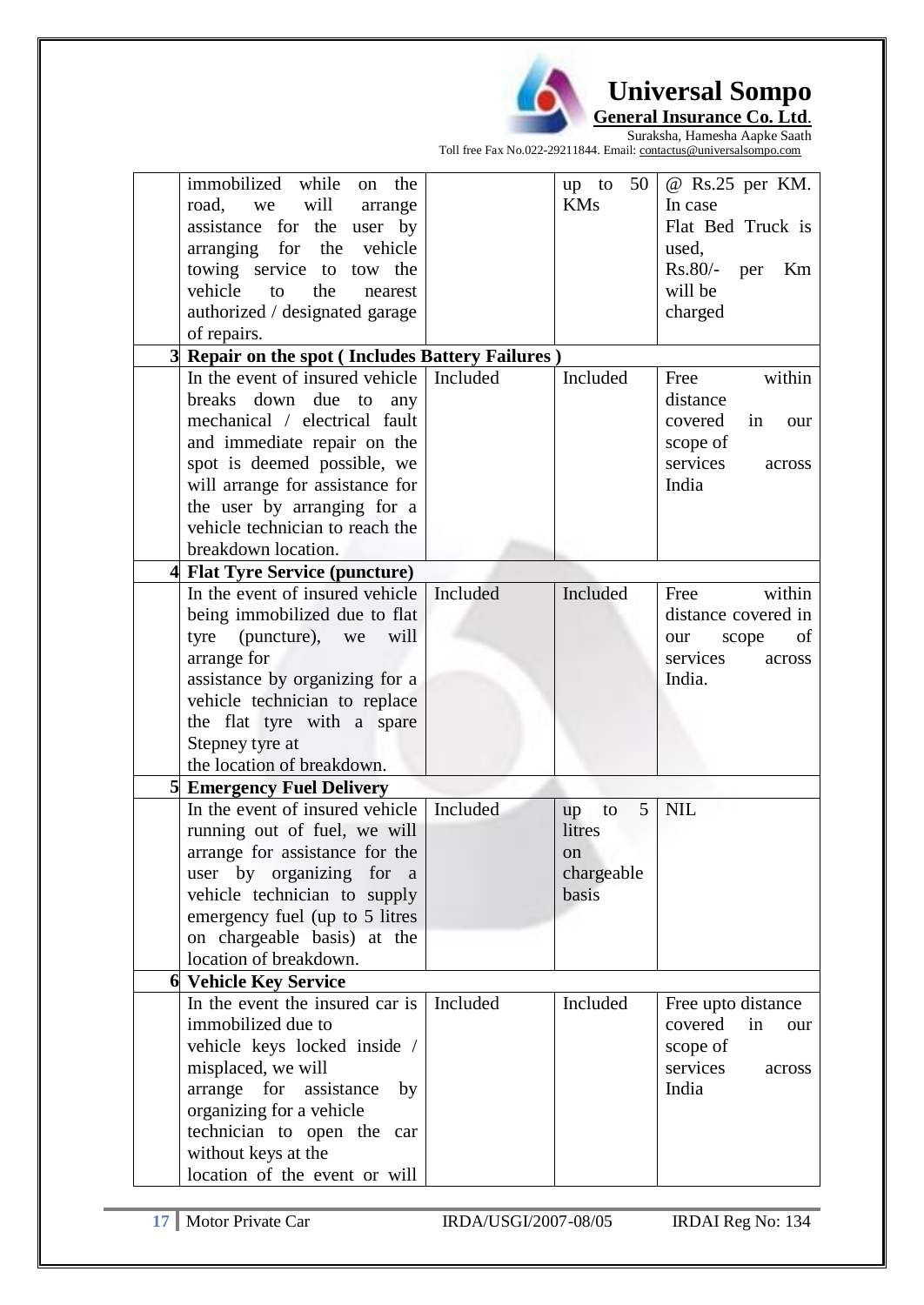| | | | | |
|---|---|---|---|---|
| | immobilized while on the road, we will arrange assistance for the user by arranging for the vehicle towing service to tow the vehicle to the nearest authorized / designated garage of repairs. | | up to 50 KMs | @ Rs.25 per KM. In case Flat Bed Truck is used, Rs.80/- per Km will be charged |
| **3** | **Repair on the spot ( Includes Battery Failures )** | | | |
| | In the event of insured vehicle breaks down due to any mechanical / electrical fault and immediate repair on the spot is deemed possible, we will arrange for assistance for the user by arranging for a vehicle technician to reach the breakdown location. | Included | Included | Free within distance covered in our scope of services across India |
| **4** | **Flat Tyre Service (puncture)** | | | |
| | In the event of insured vehicle being immobilized due to flat tyre (puncture), we will arrange for assistance by organizing for a vehicle technician to replace the flat tyre with a spare Stepney tyre at the location of breakdown. | Included | Included | Free within distance covered in our scope of services across India. |
| **5** | **Emergency Fuel Delivery** | | | |
| | In the event of insured vehicle running out of fuel, we will arrange for assistance for the user by organizing for a vehicle technician to supply emergency fuel (up to 5 litres on chargeable basis) at the location of breakdown. | Included | up to 5 litres on chargeable basis | NIL |
| **6** | **Vehicle Key Service** | | | |
| | In the event the insured car is immobilized due to vehicle keys locked inside / misplaced, we will arrange for assistance by organizing for a vehicle technician to open the car without keys at the location of the event or will | Included | Included | Free upto distance covered in our scope of services across India |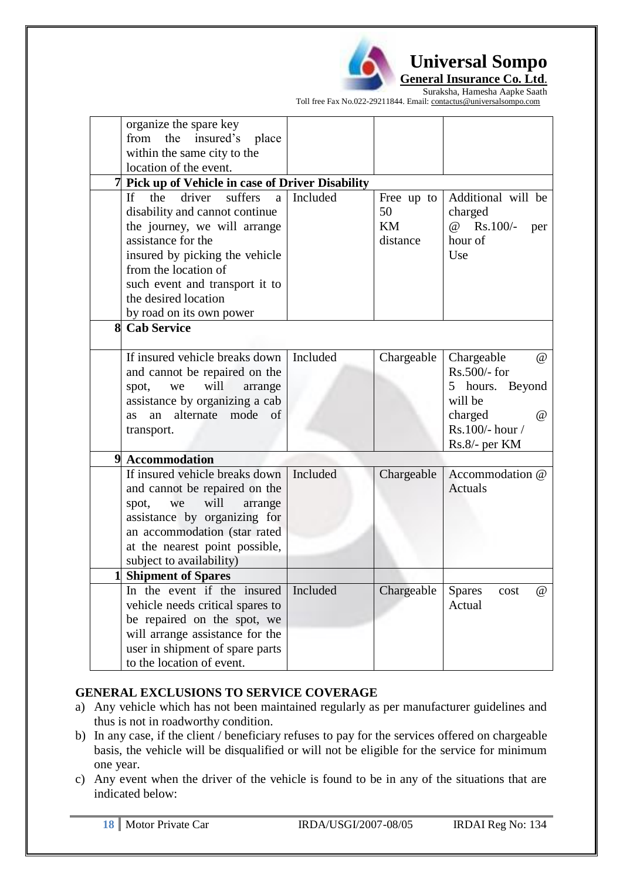| | | | | |
|---|---|---|---|---|
| | organize the spare key from the insured's place within the same city to the location of the event. | | | |
| 7 | **Pick up of Vehicle in case of Driver Disability** | | | |
| | If the driver suffers a disability and cannot continue the journey, we will arrange assistance for the insured by picking the vehicle from the location of such event and transport it to the desired location by road on its own power | Included | Free up to 50 KM distance | Additional will be charged @ Rs.100/- per hour of Use |
| 8 | **Cab Service** | | | |
| | If insured vehicle breaks down and cannot be repaired on the spot, we will arrange assistance by organizing a cab as an alternate mode of transport. | Included | Chargeable | Chargeable @ Rs.500/- for 5 hours. Beyond will be charged @ Rs.100/- hour / Rs.8/- per KM |
| 9 | **Accommodation** | | | |
| | If insured vehicle breaks down and cannot be repaired on the spot, we will arrange assistance by organizing for an accommodation (star rated at the nearest point possible, subject to availability) | Included | Chargeable | Accommodation @ Actuals |
| 1 | **Shipment of Spares** | | | |
| | In the event if the insured vehicle needs critical spares to be repaired on the spot, we will arrange assistance for the user in shipment of spare parts to the location of event. | Included | Chargeable | Spares cost @ Actual |

**GENERAL EXCLUSIONS TO SERVICE COVERAGE**

a) Any vehicle which has not been maintained regularly as per manufacturer guidelines and thus is not in roadworthy condition.

b) In any case, if the client / beneficiary refuses to pay for the services offered on chargeable basis, the vehicle will be disqualified or will not be eligible for the service for minimum one year.

c) Any event when the driver of the vehicle is found to be in any of the situations that are indicated below: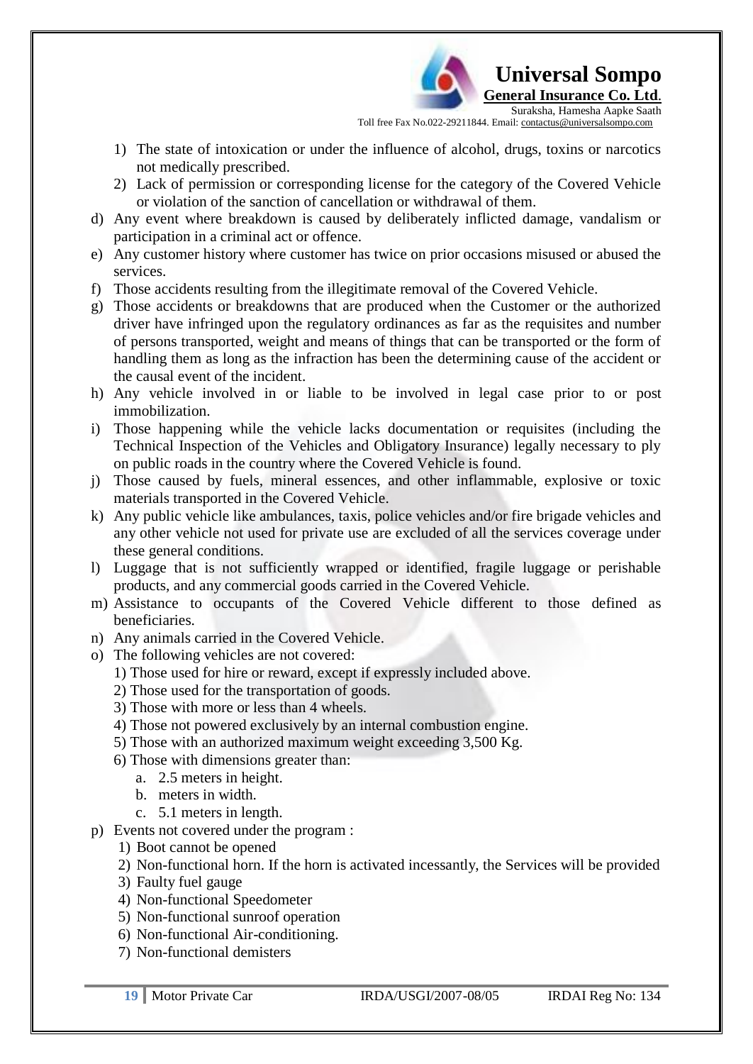1) The state of intoxication or under the influence of alcohol, drugs, toxins or narcotics not medically prescribed.
2) Lack of permission or corresponding license for the category of the Covered Vehicle or violation of the sanction of cancellation or withdrawal of them.

d) Any event where breakdown is caused by deliberately inflicted damage, vandalism or participation in a criminal act or offence.
e) Any customer history where customer has twice on prior occasions misused or abused the services.
f) Those accidents resulting from the illegitimate removal of the Covered Vehicle.
g) Those accidents or breakdowns that are produced when the Customer or the authorized driver have infringed upon the regulatory ordinances as far as the requisites and number of persons transported, weight and means of things that can be transported or the form of handling them as long as the infraction has been the determining cause of the accident or the causal event of the incident.
h) Any vehicle involved in or liable to be involved in legal case prior to or post immobilization.
i) Those happening while the vehicle lacks documentation or requisites (including the Technical Inspection of the Vehicles and Obligatory Insurance) legally necessary to ply on public roads in the country where the Covered Vehicle is found.
j) Those caused by fuels, mineral essences, and other inflammable, explosive or toxic materials transported in the Covered Vehicle.
k) Any public vehicle like ambulances, taxis, police vehicles and/or fire brigade vehicles and any other vehicle not used for private use are excluded of all the services coverage under these general conditions.
l) Luggage that is not sufficiently wrapped or identified, fragile luggage or perishable products, and any commercial goods carried in the Covered Vehicle.
m) Assistance to occupants of the Covered Vehicle different to those defined as beneficiaries.
n) Any animals carried in the Covered Vehicle.
o) The following vehicles are not covered:
   1) Those used for hire or reward, except if expressly included above.
   2) Those used for the transportation of goods.
   3) Those with more or less than 4 wheels.
   4) Those not powered exclusively by an internal combustion engine.
   5) Those with an authorized maximum weight exceeding 3,500 Kg.
   6) Those with dimensions greater than:
      a. 2.5 meters in height.
      b. meters in width.
      c. 5.1 meters in length.
p) Events not covered under the program :
   1) Boot cannot be opened
   2) Non-functional horn. If the horn is activated incessantly, the Services will be provided
   3) Faulty fuel gauge
   4) Non-functional Speedometer
   5) Non-functional sunroof operation
   6) Non-functional Air-conditioning.
   7) Non-functional demisters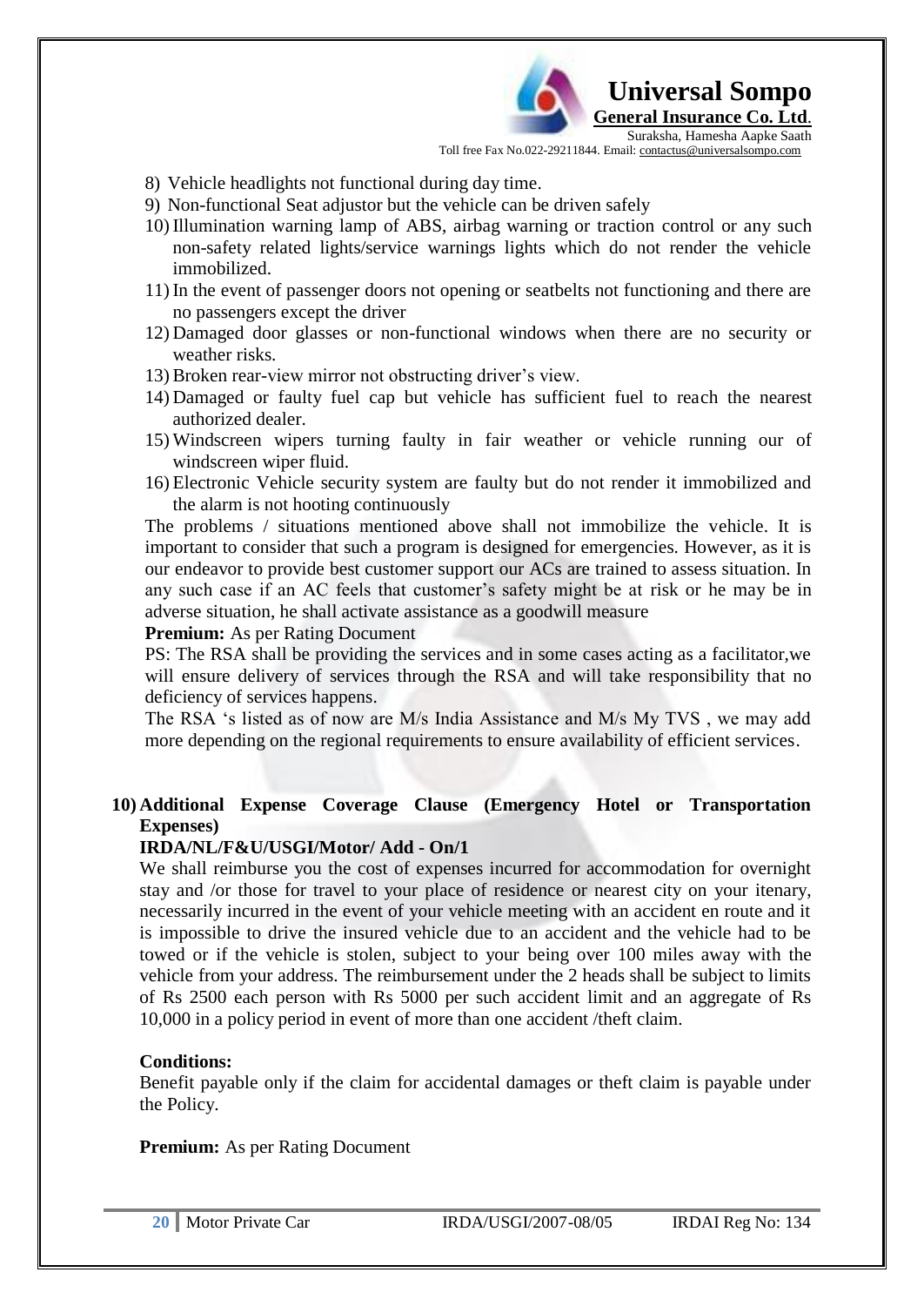8) Vehicle headlights not functional during day time.
9) Non-functional Seat adjustor but the vehicle can be driven safely
10) Illumination warning lamp of ABS, airbag warning or traction control or any such non-safety related lights/service warnings lights which do not render the vehicle immobilized.
11) In the event of passenger doors not opening or seatbelts not functioning and there are no passengers except the driver
12) Damaged door glasses or non-functional windows when there are no security or weather risks.
13) Broken rear-view mirror not obstructing driver's view.
14) Damaged or faulty fuel cap but vehicle has sufficient fuel to reach the nearest authorized dealer.
15) Windscreen wipers turning faulty in fair weather or vehicle running our of windscreen wiper fluid.
16) Electronic Vehicle security system are faulty but do not render it immobilized and the alarm is not hooting continuously

The problems / situations mentioned above shall not immobilize the vehicle. It is important to consider that such a program is designed for emergencies. However, as it is our endeavor to provide best customer support our ACs are trained to assess situation. In any such case if an AC feels that customer's safety might be at risk or he may be in adverse situation, he shall activate assistance as a goodwill measure

**Premium:** As per Rating Document

PS: The RSA shall be providing the services and in some cases acting as a facilitator,we will ensure delivery of services through the RSA and will take responsibility that no deficiency of services happens.

The RSA 's listed as of now are M/s India Assistance and M/s My TVS , we may add more depending on the regional requirements to ensure availability of efficient services.

**10) Additional Expense Coverage Clause (Emergency Hotel or Transportation Expenses)**

**IRDA/NL/F&U/USGI/Motor/ Add - On/1**

We shall reimburse you the cost of expenses incurred for accommodation for overnight stay and /or those for travel to your place of residence or nearest city on your itenary, necessarily incurred in the event of your vehicle meeting with an accident en route and it is impossible to drive the insured vehicle due to an accident and the vehicle had to be towed or if the vehicle is stolen, subject to your being over 100 miles away with the vehicle from your address. The reimbursement under the 2 heads shall be subject to limits of Rs 2500 each person with Rs 5000 per such accident limit and an aggregate of Rs 10,000 in a policy period in event of more than one accident /theft claim.

**Conditions:**

Benefit payable only if the claim for accidental damages or theft claim is payable under the Policy.

**Premium:** As per Rating Document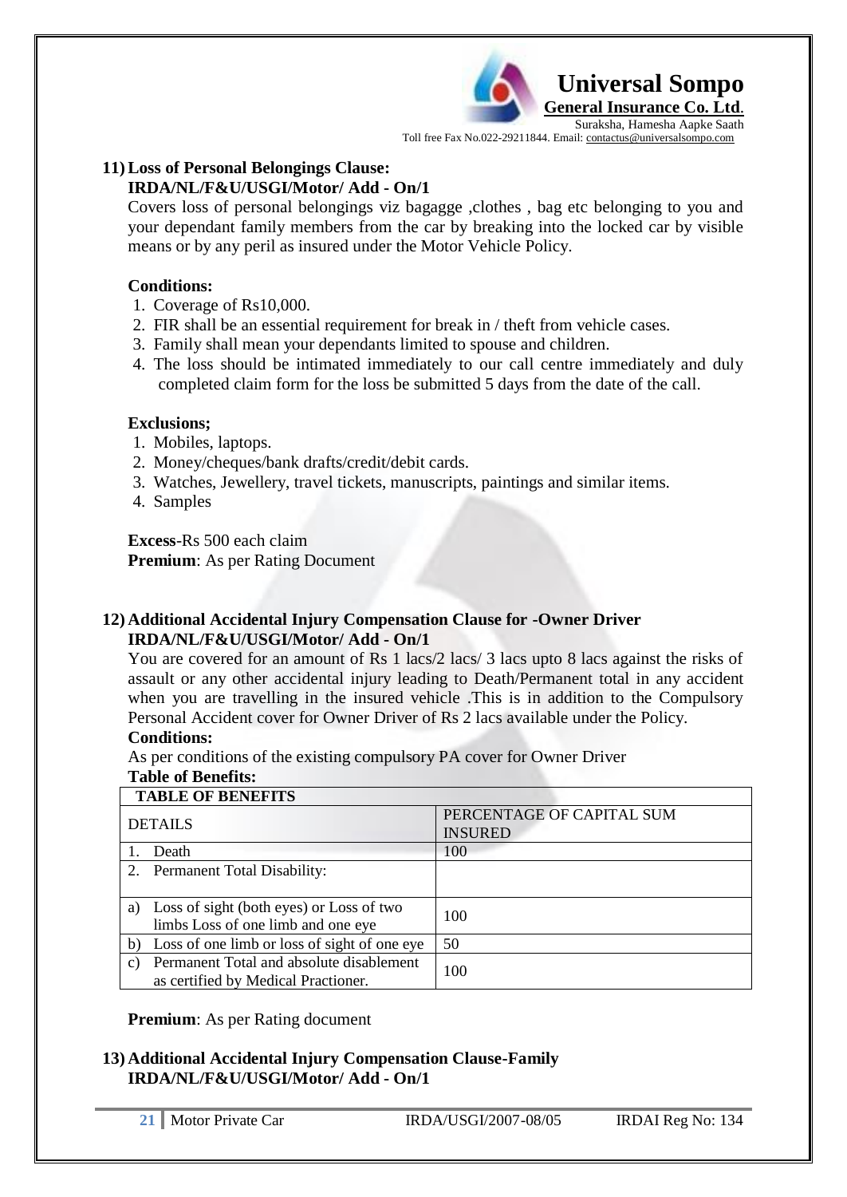## 11) Loss of Personal Belongings Clause:
**IRDA/NL/F&U/USGI/Motor/ Add - On/1**

Covers loss of personal belongings viz bagagge ,clothes , bag etc belonging to you and your dependant family members from the car by breaking into the locked car by visible means or by any peril as insured under the Motor Vehicle Policy.

**Conditions:**

1. Coverage of Rs10,000.
2. FIR shall be an essential requirement for break in / theft from vehicle cases.
3. Family shall mean your dependants limited to spouse and children.
4. The loss should be intimated immediately to our call centre immediately and duly completed claim form for the loss be submitted 5 days from the date of the call.

**Exclusions;**

1. Mobiles, laptops.
2. Money/cheques/bank drafts/credit/debit cards.
3. Watches, Jewellery, travel tickets, manuscripts, paintings and similar items.
4. Samples

**Excess**-Rs 500 each claim
**Premium**: As per Rating Document

## 12) Additional Accidental Injury Compensation Clause for -Owner Driver
**IRDA/NL/F&U/USGI/Motor/ Add - On/1**

You are covered for an amount of Rs 1 lacs/2 lacs/ 3 lacs upto 8 lacs against the risks of assault or any other accidental injury leading to Death/Permanent total in any accident when you are travelling in the insured vehicle .This is in addition to the Compulsory Personal Accident cover for Owner Driver of Rs 2 lacs available under the Policy.

**Conditions:**

As per conditions of the existing compulsory PA cover for Owner Driver

**Table of Benefits:**

| TABLE OF BENEFITS | |
|---|---|
| DETAILS | PERCENTAGE OF CAPITAL SUM INSURED |
| 1. Death | 100 |
| 2. Permanent Total Disability: | |
| a) Loss of sight (both eyes) or Loss of two limbs Loss of one limb and one eye | 100 |
| b) Loss of one limb or loss of sight of one eye | 50 |
| c) Permanent Total and absolute disablement as certified by Medical Practioner. | 100 |

**Premium**: As per Rating document

## 13) Additional Accidental Injury Compensation Clause-Family
**IRDA/NL/F&U/USGI/Motor/ Add - On/1**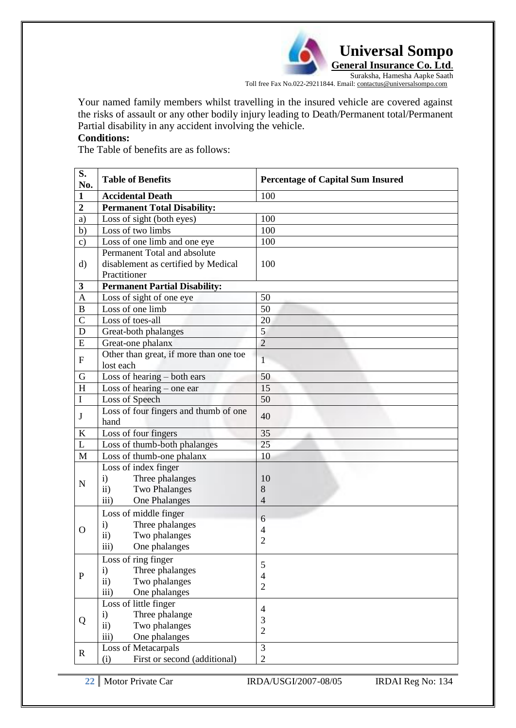Your named family members whilst travelling in the insured vehicle are covered against the risks of assault or any other bodily injury leading to Death/Permanent total/Permanent Partial disability in any accident involving the vehicle.

**Conditions:**

The Table of benefits are as follows:

| S. No. | Table of Benefits | Percentage of Capital Sum Insured |
|---|---|---|
| **1** | **Accidental Death** | 100 |
| **2** | **Permanent Total Disability:** | |
| a) | Loss of sight (both eyes) | 100 |
| b) | Loss of two limbs | 100 |
| c) | Loss of one limb and one eye | 100 |
| d) | Permanent Total and absolute disablement as certified by Medical Practitioner | 100 |
| **3** | **Permanent Partial Disability:** | |
| A | Loss of sight of one eye | 50 |
| B | Loss of one limb | 50 |
| C | Loss of toes-all | 20 |
| D | Great-both phalanges | 5 |
| E | Great-one phalanx | 2 |
| F | Other than great, if more than one toe lost each | 1 |
| G | Loss of hearing – both ears | 50 |
| H | Loss of hearing – one ear | 15 |
| I | Loss of Speech | 50 |
| J | Loss of four fingers and thumb of one hand | 40 |
| K | Loss of four fingers | 35 |
| L | Loss of thumb-both phalanges | 25 |
| M | Loss of thumb-one phalanx | 10 |
| N | Loss of index finger<br>i) Three phalanges<br>ii) Two Phalanges<br>iii) One Phalanges | <br>10<br>8<br>4 |
| O | Loss of middle finger<br>i) Three phalanges<br>ii) Two phalanges<br>iii) One phalanges | <br>6<br>4<br>2 |
| P | Loss of ring finger<br>i) Three phalanges<br>ii) Two phalanges<br>iii) One phalanges | <br>5<br>4<br>2 |
| Q | Loss of little finger<br>i) Three phalange<br>ii) Two phalanges<br>iii) One phalanges | <br>4<br>3<br>2 |
| R | Loss of Metacarpals<br>(i) First or second (additional) | 3<br>2 |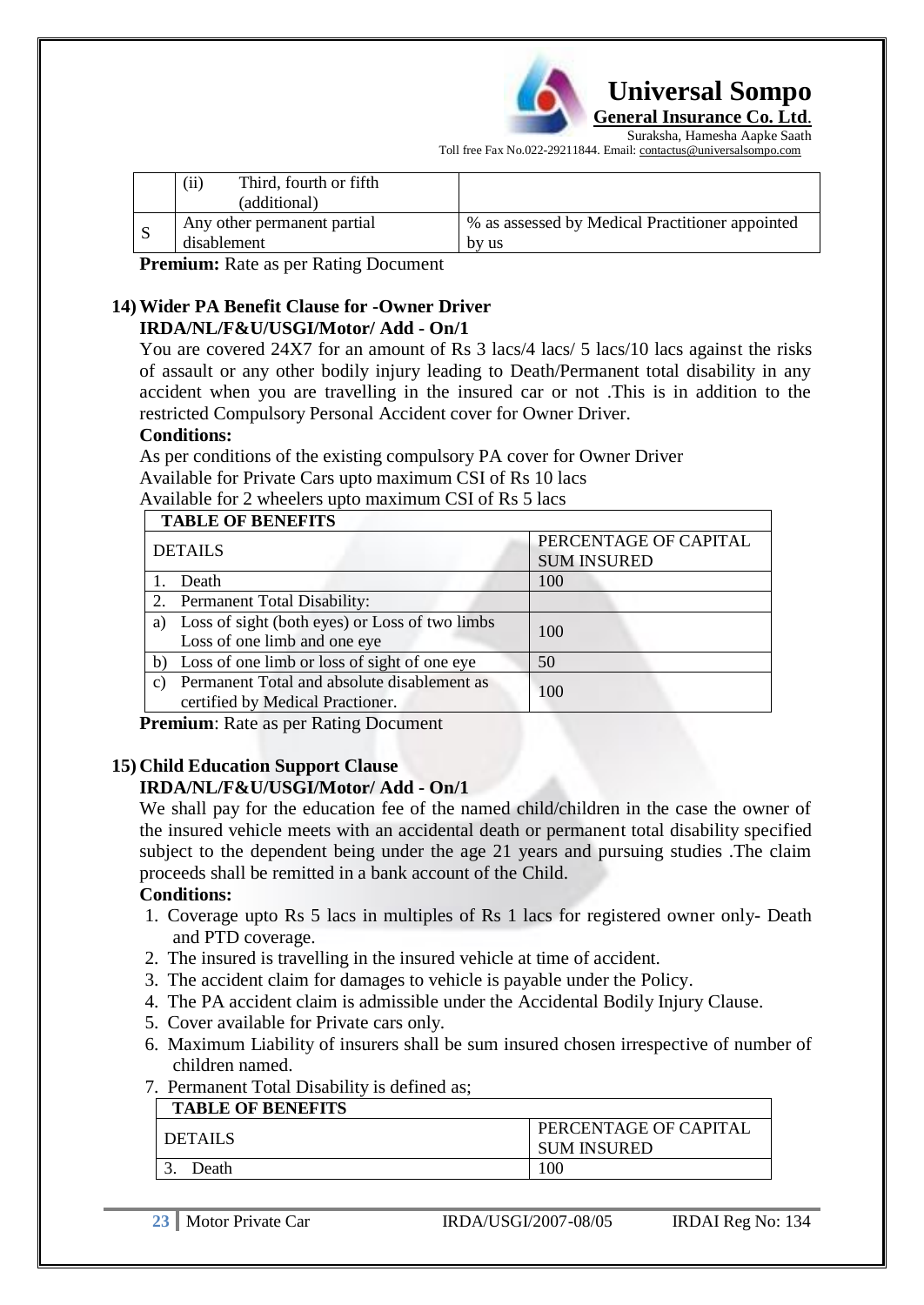| | (ii) Third, fourth or fifth (additional) | |
|---|---|---|
| S | Any other permanent partial disablement | % as assessed by Medical Practitioner appointed by us |

**Premium:** Rate as per Rating Document

## 14) Wider PA Benefit Clause for -Owner Driver

**IRDA/NL/F&U/USGI/Motor/ Add - On/1**

You are covered 24X7 for an amount of Rs 3 lacs/4 lacs/ 5 lacs/10 lacs against the risks of assault or any other bodily injury leading to Death/Permanent total disability in any accident when you are travelling in the insured car or not .This is in addition to the restricted Compulsory Personal Accident cover for Owner Driver.

**Conditions:**

As per conditions of the existing compulsory PA cover for Owner Driver

Available for Private Cars upto maximum CSI of Rs 10 lacs

Available for 2 wheelers upto maximum CSI of Rs 5 lacs

| TABLE OF BENEFITS | |
|---|---|
| DETAILS | PERCENTAGE OF CAPITAL SUM INSURED |
| 1. Death | 100 |
| 2. Permanent Total Disability: | |
| a) Loss of sight (both eyes) or Loss of two limbs Loss of one limb and one eye | 100 |
| b) Loss of one limb or loss of sight of one eye | 50 |
| c) Permanent Total and absolute disablement as certified by Medical Practioner. | 100 |

**Premium**: Rate as per Rating Document

## 15) Child Education Support Clause

**IRDA/NL/F&U/USGI/Motor/ Add - On/1**

We shall pay for the education fee of the named child/children in the case the owner of the insured vehicle meets with an accidental death or permanent total disability specified subject to the dependent being under the age 21 years and pursuing studies .The claim proceeds shall be remitted in a bank account of the Child.

**Conditions:**

1. Coverage upto Rs 5 lacs in multiples of Rs 1 lacs for registered owner only- Death and PTD coverage.
2. The insured is travelling in the insured vehicle at time of accident.
3. The accident claim for damages to vehicle is payable under the Policy.
4. The PA accident claim is admissible under the Accidental Bodily Injury Clause.
5. Cover available for Private cars only.
6. Maximum Liability of insurers shall be sum insured chosen irrespective of number of children named.
7. Permanent Total Disability is defined as;

| TABLE OF BENEFITS | |
|---|---|
| DETAILS | PERCENTAGE OF CAPITAL SUM INSURED |
| 3. Death | 100 |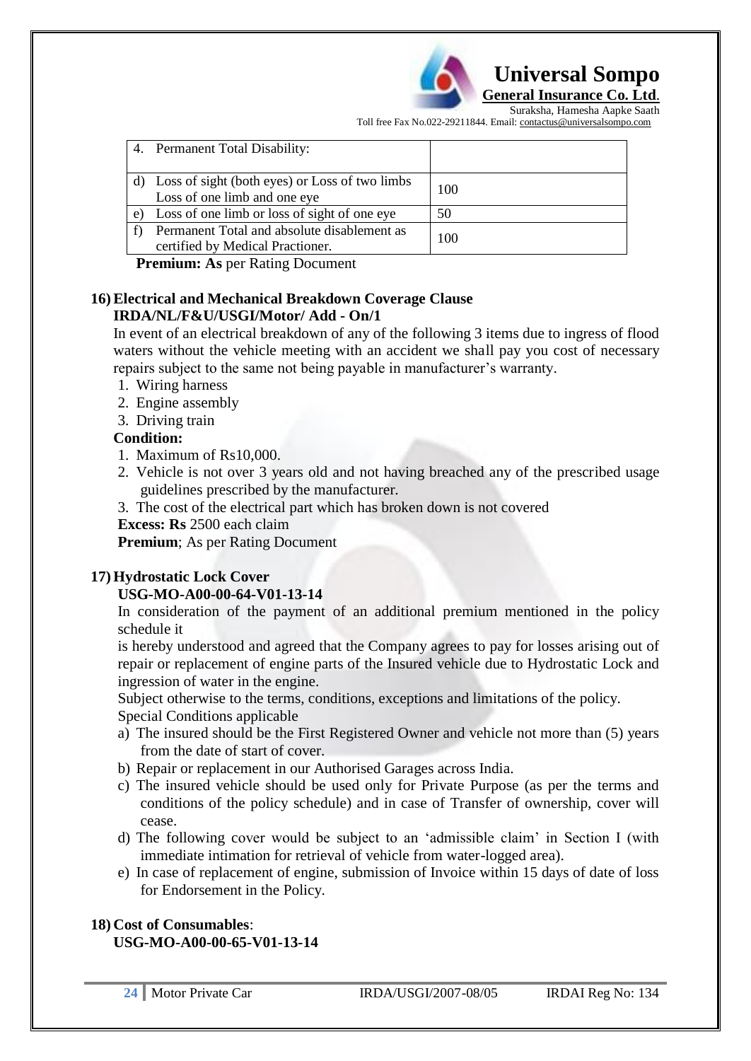| 4. Permanent Total Disability: | |
|---|---|
| d) Loss of sight (both eyes) or Loss of two limbs Loss of one limb and one eye | 100 |
| e) Loss of one limb or loss of sight of one eye | 50 |
| f) Permanent Total and absolute disablement as certified by Medical Practioner. | 100 |

**Premium: As** per Rating Document

**16) Electrical and Mechanical Breakdown Coverage Clause**
**IRDA/NL/F&U/USGI/Motor/ Add - On/1**

In event of an electrical breakdown of any of the following 3 items due to ingress of flood waters without the vehicle meeting with an accident we shall pay you cost of necessary repairs subject to the same not being payable in manufacturer's warranty.

1. Wiring harness
2. Engine assembly
3. Driving train

**Condition:**

1. Maximum of Rs10,000.
2. Vehicle is not over 3 years old and not having breached any of the prescribed usage guidelines prescribed by the manufacturer.
3. The cost of the electrical part which has broken down is not covered

**Excess: Rs** 2500 each claim

**Premium**; As per Rating Document

**17) Hydrostatic Lock Cover**
**USG-MO-A00-00-64-V01-13-14**

In consideration of the payment of an additional premium mentioned in the policy schedule it

is hereby understood and agreed that the Company agrees to pay for losses arising out of repair or replacement of engine parts of the Insured vehicle due to Hydrostatic Lock and ingression of water in the engine.

Subject otherwise to the terms, conditions, exceptions and limitations of the policy.

Special Conditions applicable

a) The insured should be the First Registered Owner and vehicle not more than (5) years from the date of start of cover.
b) Repair or replacement in our Authorised Garages across India.
c) The insured vehicle should be used only for Private Purpose (as per the terms and conditions of the policy schedule) and in case of Transfer of ownership, cover will cease.
d) The following cover would be subject to an 'admissible claim' in Section I (with immediate intimation for retrieval of vehicle from water-logged area).
e) In case of replacement of engine, submission of Invoice within 15 days of date of loss for Endorsement in the Policy.

**18) Cost of Consumables**:
**USG-MO-A00-00-65-V01-13-14**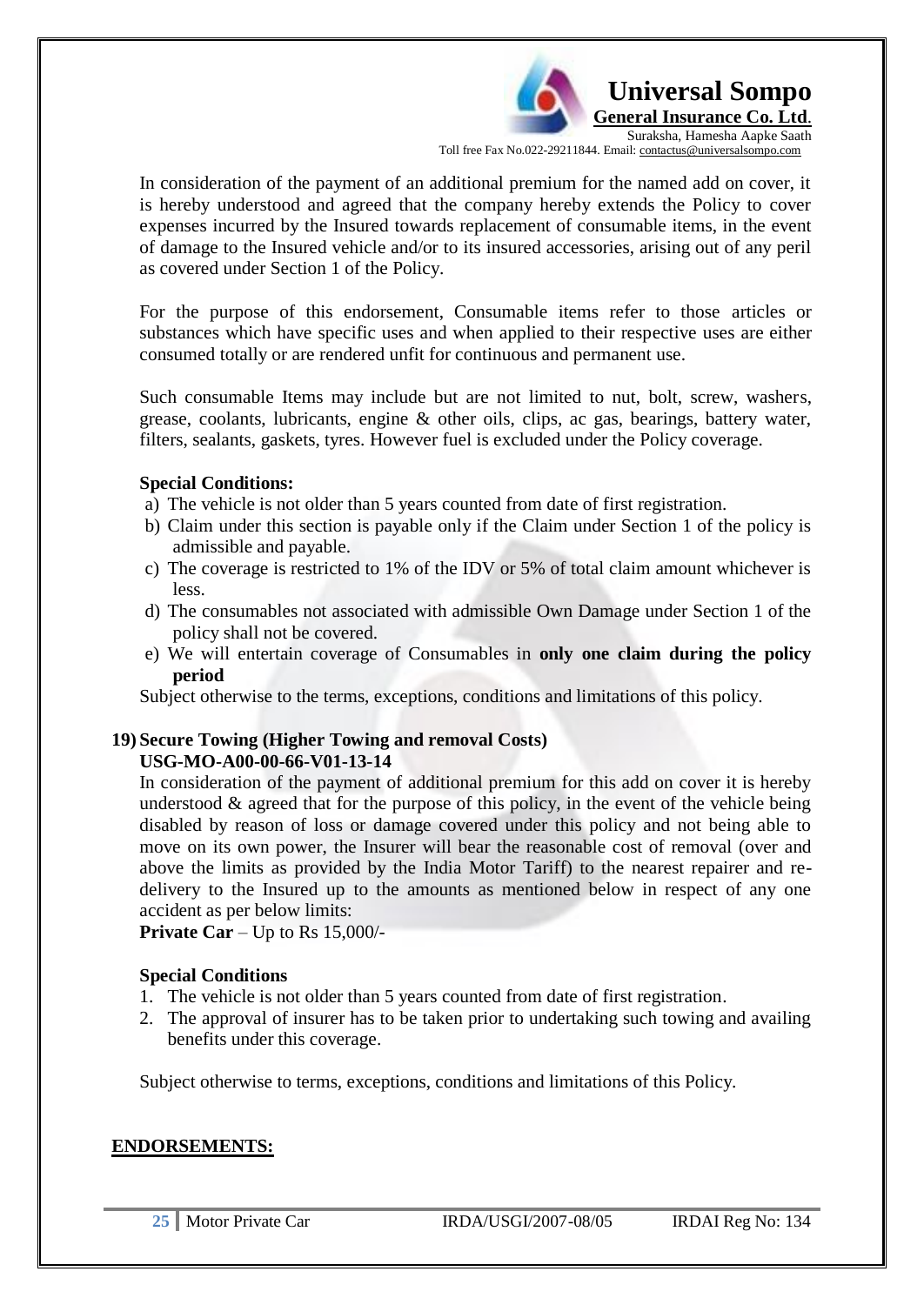In consideration of the payment of an additional premium for the named add on cover, it is hereby understood and agreed that the company hereby extends the Policy to cover expenses incurred by the Insured towards replacement of consumable items, in the event of damage to the Insured vehicle and/or to its insured accessories, arising out of any peril as covered under Section 1 of the Policy.

For the purpose of this endorsement, Consumable items refer to those articles or substances which have specific uses and when applied to their respective uses are either consumed totally or are rendered unfit for continuous and permanent use.

Such consumable Items may include but are not limited to nut, bolt, screw, washers, grease, coolants, lubricants, engine & other oils, clips, ac gas, bearings, battery water, filters, sealants, gaskets, tyres. However fuel is excluded under the Policy coverage.

**Special Conditions:**

a) The vehicle is not older than 5 years counted from date of first registration.
b) Claim under this section is payable only if the Claim under Section 1 of the policy is admissible and payable.
c) The coverage is restricted to 1% of the IDV or 5% of total claim amount whichever is less.
d) The consumables not associated with admissible Own Damage under Section 1 of the policy shall not be covered.
e) We will entertain coverage of Consumables in **only one claim during the policy period**

Subject otherwise to the terms, exceptions, conditions and limitations of this policy.

**19) Secure Towing (Higher Towing and removal Costs) USG-MO-A00-00-66-V01-13-14**

In consideration of the payment of additional premium for this add on cover it is hereby understood & agreed that for the purpose of this policy, in the event of the vehicle being disabled by reason of loss or damage covered under this policy and not being able to move on its own power, the Insurer will bear the reasonable cost of removal (over and above the limits as provided by the India Motor Tariff) to the nearest repairer and re-delivery to the Insured up to the amounts as mentioned below in respect of any one accident as per below limits:

**Private Car** – Up to Rs 15,000/-

**Special Conditions**

1. The vehicle is not older than 5 years counted from date of first registration.
2. The approval of insurer has to be taken prior to undertaking such towing and availing benefits under this coverage.

Subject otherwise to terms, exceptions, conditions and limitations of this Policy.

**ENDORSEMENTS:**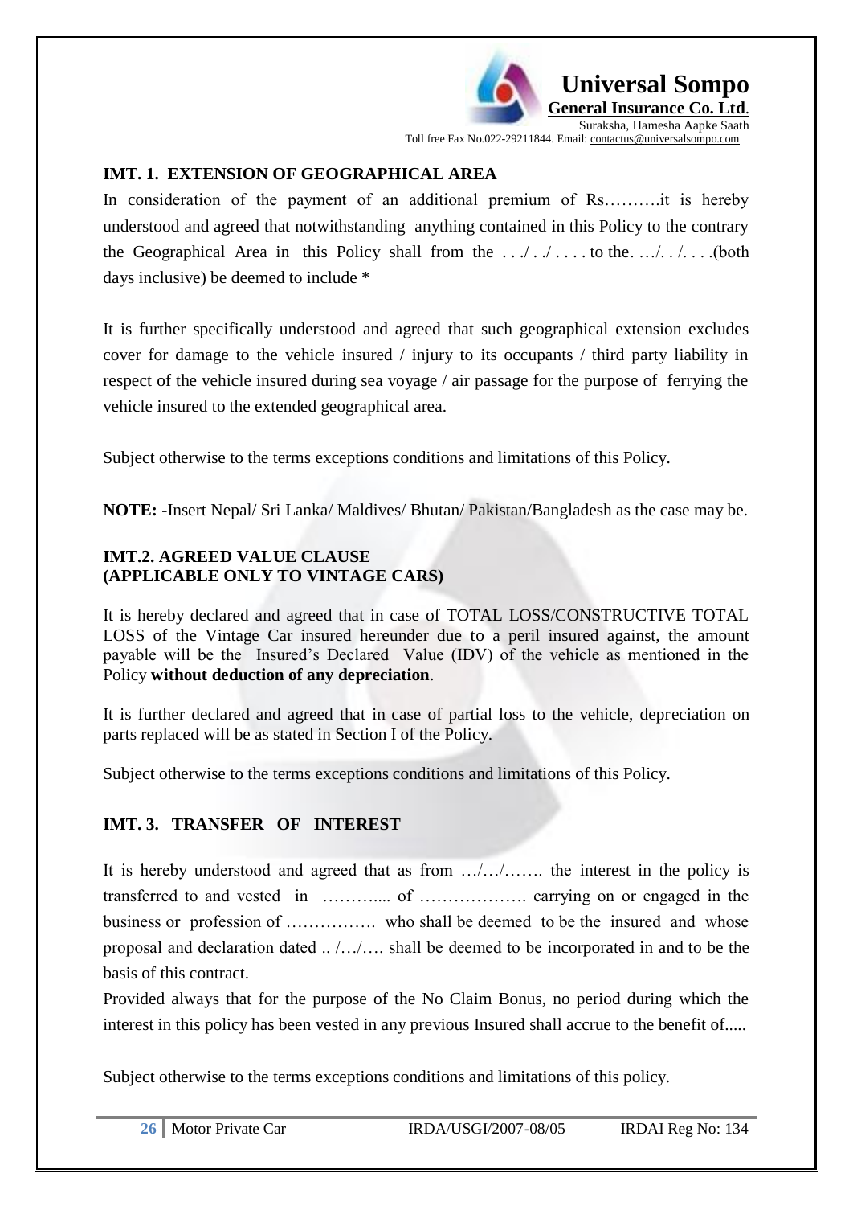### IMT. 1. EXTENSION OF GEOGRAPHICAL AREA

In consideration of the payment of an additional premium of Rs……….it is hereby understood and agreed that notwithstanding anything contained in this Policy to the contrary the Geographical Area in this Policy shall from the . . ./ . ./ . . . . to the. …/. . /. . . .(both days inclusive) be deemed to include *

It is further specifically understood and agreed that such geographical extension excludes cover for damage to the vehicle insured / injury to its occupants / third party liability in respect of the vehicle insured during sea voyage / air passage for the purpose of ferrying the vehicle insured to the extended geographical area.

Subject otherwise to the terms exceptions conditions and limitations of this Policy.

**NOTE: -**Insert Nepal/ Sri Lanka/ Maldives/ Bhutan/ Pakistan/Bangladesh as the case may be.

### IMT.2. AGREED VALUE CLAUSE (APPLICABLE ONLY TO VINTAGE CARS)

It is hereby declared and agreed that in case of TOTAL LOSS/CONSTRUCTIVE TOTAL LOSS of the Vintage Car insured hereunder due to a peril insured against, the amount payable will be the Insured's Declared Value (IDV) of the vehicle as mentioned in the Policy **without deduction of any depreciation**.

It is further declared and agreed that in case of partial loss to the vehicle, depreciation on parts replaced will be as stated in Section I of the Policy.

Subject otherwise to the terms exceptions conditions and limitations of this Policy.

### IMT. 3. TRANSFER OF INTEREST

It is hereby understood and agreed that as from …/…/……. the interest in the policy is transferred to and vested in ……….... of ………………. carrying on or engaged in the business or profession of ……………. who shall be deemed to be the insured and whose proposal and declaration dated .. /…/…. shall be deemed to be incorporated in and to be the basis of this contract.

Provided always that for the purpose of the No Claim Bonus, no period during which the interest in this policy has been vested in any previous Insured shall accrue to the benefit of.....

Subject otherwise to the terms exceptions conditions and limitations of this policy.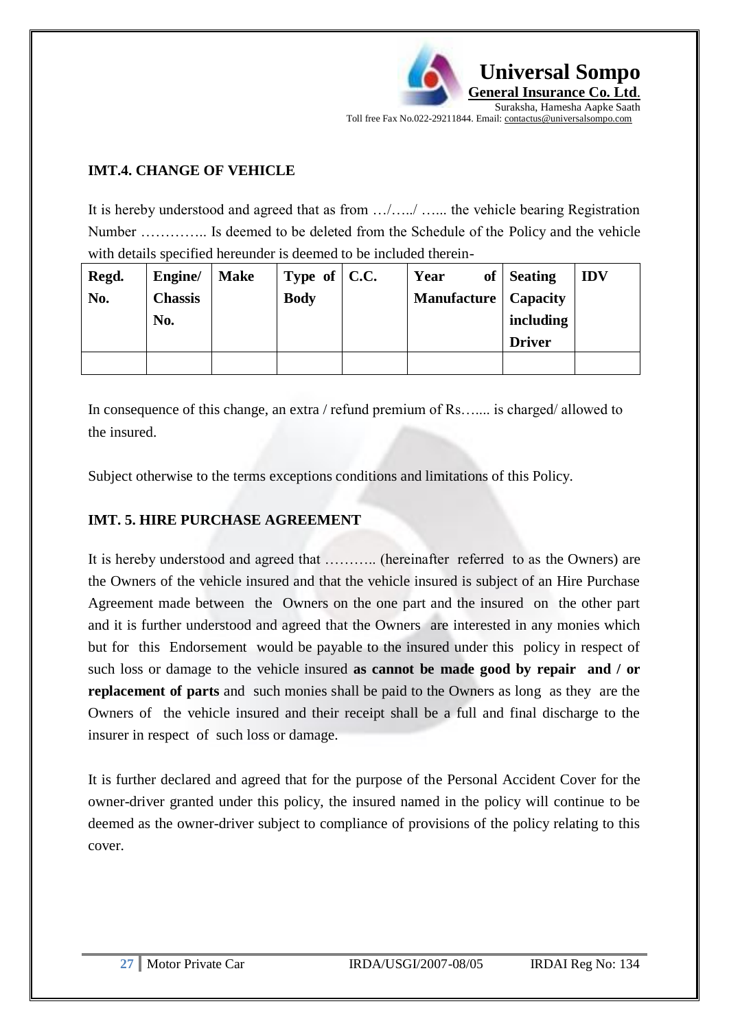## IMT.4. CHANGE OF VEHICLE

It is hereby understood and agreed that as from …/…../ …... the vehicle bearing Registration Number ………….. Is deemed to be deleted from the Schedule of the Policy and the vehicle with details specified hereunder is deemed to be included therein-

| Regd. No. | Engine/ Chassis No. | Make | Type of Body | C.C. | Year of Manufacture | Seating Capacity including Driver | IDV |
|---|---|---|---|---|---|---|---|
| | | | | | | | |

In consequence of this change, an extra / refund premium of Rs…..... is charged/ allowed to the insured.

Subject otherwise to the terms exceptions conditions and limitations of this Policy.

## IMT. 5. HIRE PURCHASE AGREEMENT

It is hereby understood and agreed that ……….. (hereinafter referred to as the Owners) are the Owners of the vehicle insured and that the vehicle insured is subject of an Hire Purchase Agreement made between the Owners on the one part and the insured on the other part and it is further understood and agreed that the Owners are interested in any monies which but for this Endorsement would be payable to the insured under this policy in respect of such loss or damage to the vehicle insured **as cannot be made good by repair and / or replacement of parts** and such monies shall be paid to the Owners as long as they are the Owners of the vehicle insured and their receipt shall be a full and final discharge to the insurer in respect of such loss or damage.

It is further declared and agreed that for the purpose of the Personal Accident Cover for the owner-driver granted under this policy, the insured named in the policy will continue to be deemed as the owner-driver subject to compliance of provisions of the policy relating to this cover.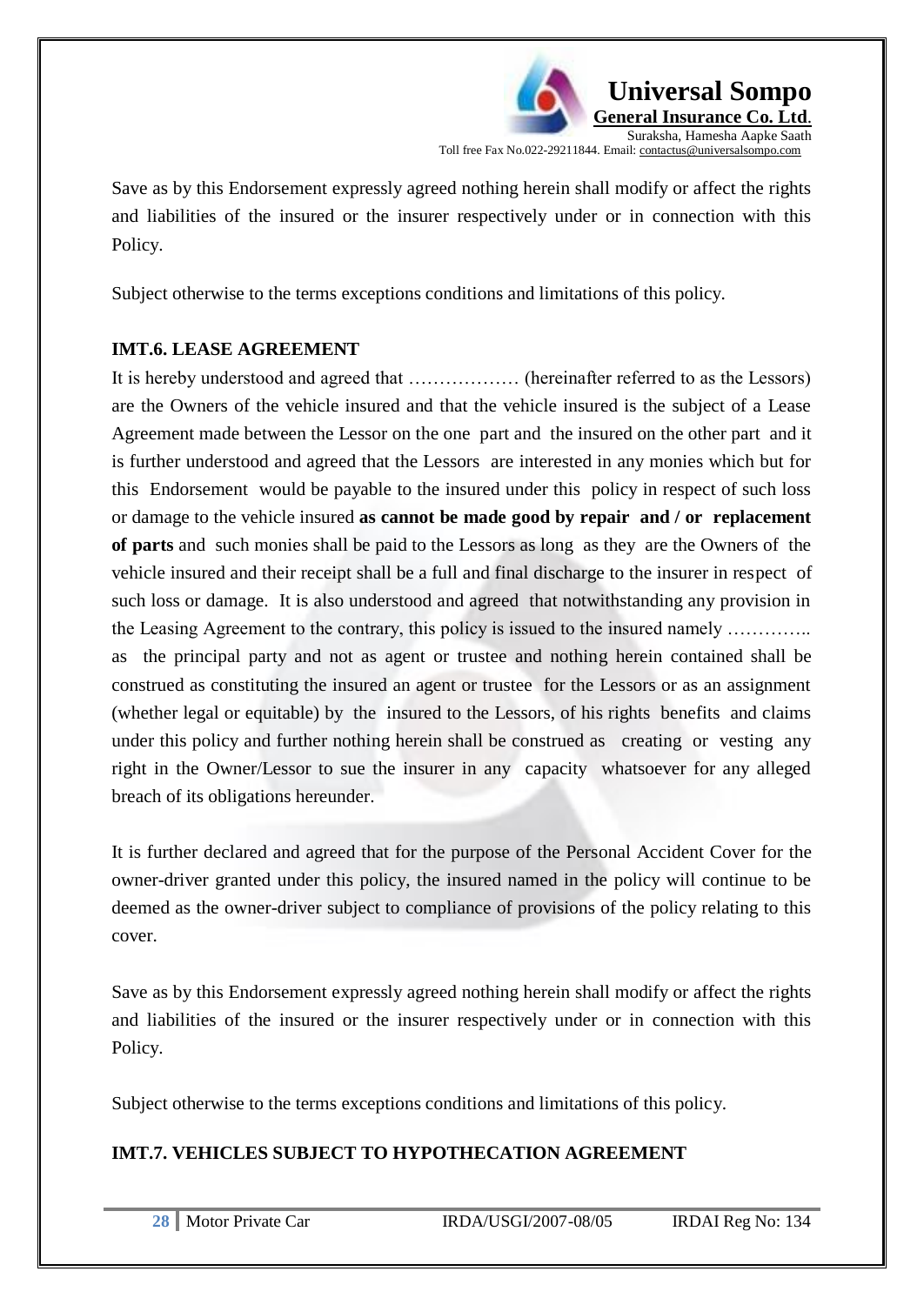Save as by this Endorsement expressly agreed nothing herein shall modify or affect the rights and liabilities of the insured or the insurer respectively under or in connection with this Policy.

Subject otherwise to the terms exceptions conditions and limitations of this policy.

### IMT.6. LEASE AGREEMENT

It is hereby understood and agreed that ……………… (hereinafter referred to as the Lessors) are the Owners of the vehicle insured and that the vehicle insured is the subject of a Lease Agreement made between the Lessor on the one part and the insured on the other part and it is further understood and agreed that the Lessors are interested in any monies which but for this Endorsement would be payable to the insured under this policy in respect of such loss or damage to the vehicle insured **as cannot be made good by repair and / or replacement of parts** and such monies shall be paid to the Lessors as long as they are the Owners of the vehicle insured and their receipt shall be a full and final discharge to the insurer in respect of such loss or damage. It is also understood and agreed that notwithstanding any provision in the Leasing Agreement to the contrary, this policy is issued to the insured namely ………….. as the principal party and not as agent or trustee and nothing herein contained shall be construed as constituting the insured an agent or trustee for the Lessors or as an assignment (whether legal or equitable) by the insured to the Lessors, of his rights benefits and claims under this policy and further nothing herein shall be construed as creating or vesting any right in the Owner/Lessor to sue the insurer in any capacity whatsoever for any alleged breach of its obligations hereunder.

It is further declared and agreed that for the purpose of the Personal Accident Cover for the owner-driver granted under this policy, the insured named in the policy will continue to be deemed as the owner-driver subject to compliance of provisions of the policy relating to this cover.

Save as by this Endorsement expressly agreed nothing herein shall modify or affect the rights and liabilities of the insured or the insurer respectively under or in connection with this Policy.

Subject otherwise to the terms exceptions conditions and limitations of this policy.

### IMT.7. VEHICLES SUBJECT TO HYPOTHECATION AGREEMENT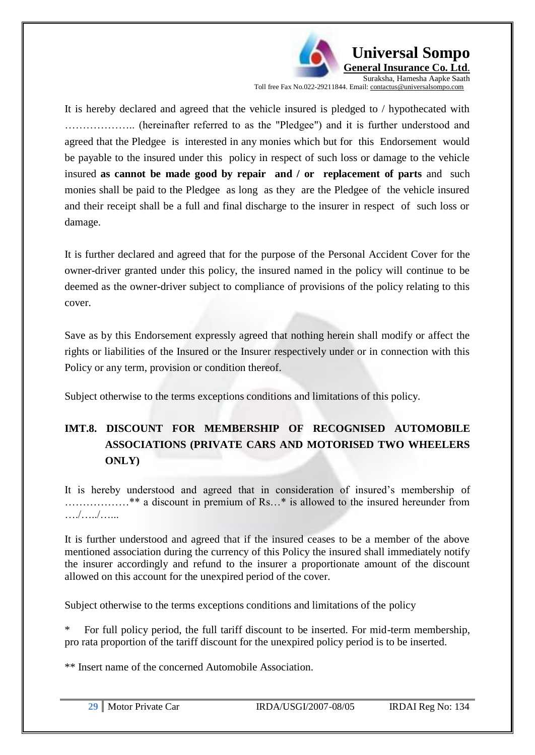It is hereby declared and agreed that the vehicle insured is pledged to / hypothecated with ……………….. (hereinafter referred to as the "Pledgee") and it is further understood and agreed that the Pledgee is interested in any monies which but for this Endorsement would be payable to the insured under this policy in respect of such loss or damage to the vehicle insured **as cannot be made good by repair and / or replacement of parts** and such monies shall be paid to the Pledgee as long as they are the Pledgee of the vehicle insured and their receipt shall be a full and final discharge to the insurer in respect of such loss or damage.

It is further declared and agreed that for the purpose of the Personal Accident Cover for the owner-driver granted under this policy, the insured named in the policy will continue to be deemed as the owner-driver subject to compliance of provisions of the policy relating to this cover.

Save as by this Endorsement expressly agreed that nothing herein shall modify or affect the rights or liabilities of the Insured or the Insurer respectively under or in connection with this Policy or any term, provision or condition thereof.

Subject otherwise to the terms exceptions conditions and limitations of this policy.

## IMT.8. DISCOUNT FOR MEMBERSHIP OF RECOGNISED AUTOMOBILE ASSOCIATIONS (PRIVATE CARS AND MOTORISED TWO WHEELERS ONLY)

It is hereby understood and agreed that in consideration of insured's membership of ………………** a discount in premium of Rs…* is allowed to the insured hereunder from …./…../…...

It is further understood and agreed that if the insured ceases to be a member of the above mentioned association during the currency of this Policy the insured shall immediately notify the insurer accordingly and refund to the insurer a proportionate amount of the discount allowed on this account for the unexpired period of the cover.

Subject otherwise to the terms exceptions conditions and limitations of the policy

\* For full policy period, the full tariff discount to be inserted. For mid-term membership, pro rata proportion of the tariff discount for the unexpired policy period is to be inserted.

** Insert name of the concerned Automobile Association.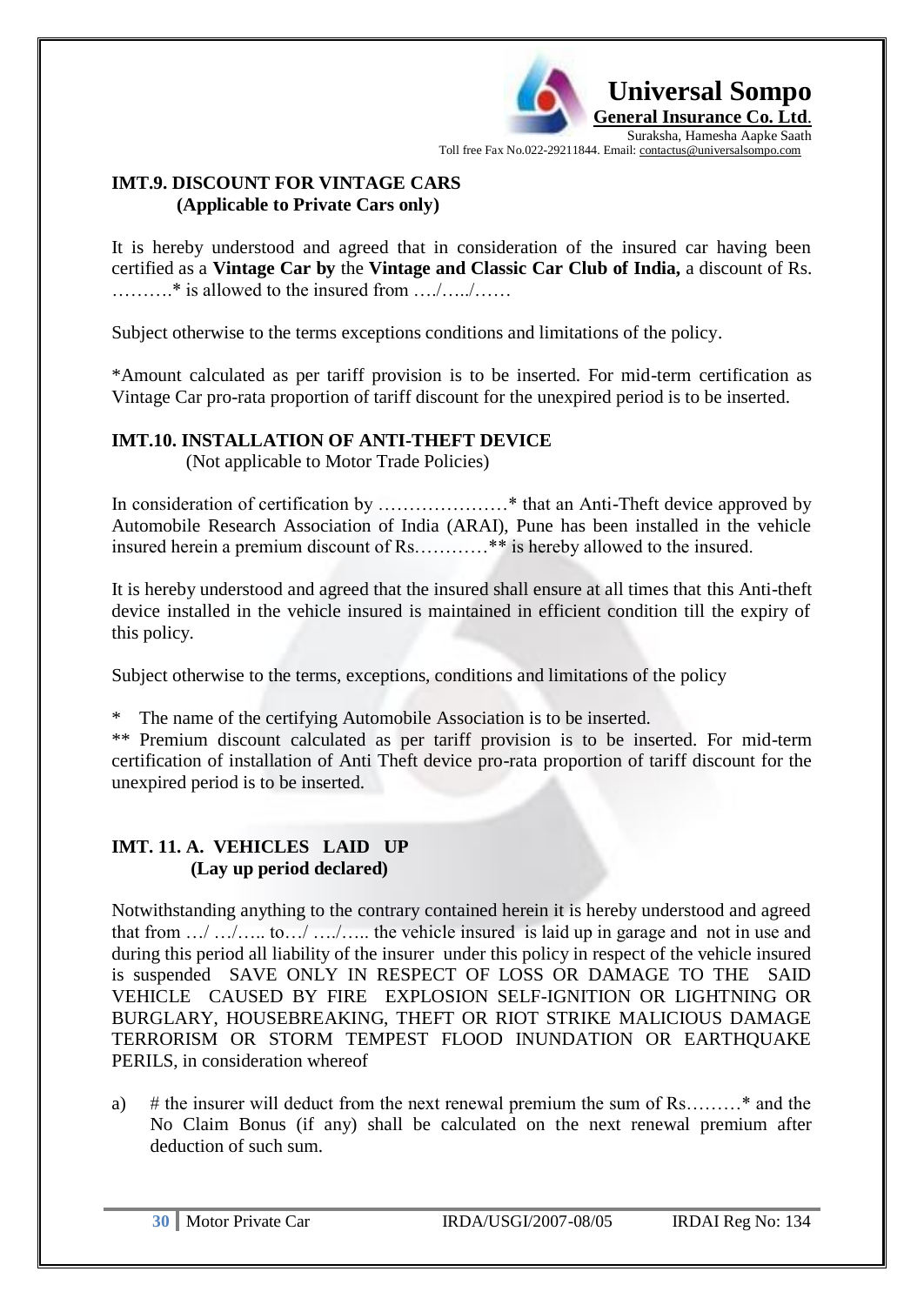## IMT.9. DISCOUNT FOR VINTAGE CARS
**(Applicable to Private Cars only)**

It is hereby understood and agreed that in consideration of the insured car having been certified as a **Vintage Car by** the **Vintage and Classic Car Club of India,** a discount of Rs. ……….* is allowed to the insured from …./…../……

Subject otherwise to the terms exceptions conditions and limitations of the policy.

*Amount calculated as per tariff provision is to be inserted. For mid-term certification as Vintage Car pro-rata proportion of tariff discount for the unexpired period is to be inserted.

## IMT.10. INSTALLATION OF ANTI-THEFT DEVICE
(Not applicable to Motor Trade Policies)

In consideration of certification by …………………* that an Anti-Theft device approved by Automobile Research Association of India (ARAI), Pune has been installed in the vehicle insured herein a premium discount of Rs…………** is hereby allowed to the insured.

It is hereby understood and agreed that the insured shall ensure at all times that this Anti-theft device installed in the vehicle insured is maintained in efficient condition till the expiry of this policy.

Subject otherwise to the terms, exceptions, conditions and limitations of the policy

* The name of the certifying Automobile Association is to be inserted.

** Premium discount calculated as per tariff provision is to be inserted. For mid-term certification of installation of Anti Theft device pro-rata proportion of tariff discount for the unexpired period is to be inserted.

## IMT. 11. A. VEHICLES LAID UP
**(Lay up period declared)**

Notwithstanding anything to the contrary contained herein it is hereby understood and agreed that from …/ …/….. to…/ …./….. the vehicle insured is laid up in garage and not in use and during this period all liability of the insurer under this policy in respect of the vehicle insured is suspended SAVE ONLY IN RESPECT OF LOSS OR DAMAGE TO THE SAID VEHICLE CAUSED BY FIRE EXPLOSION SELF-IGNITION OR LIGHTNING OR BURGLARY, HOUSEBREAKING, THEFT OR RIOT STRIKE MALICIOUS DAMAGE TERRORISM OR STORM TEMPEST FLOOD INUNDATION OR EARTHQUAKE PERILS, in consideration whereof

a) # the insurer will deduct from the next renewal premium the sum of Rs………* and the No Claim Bonus (if any) shall be calculated on the next renewal premium after deduction of such sum.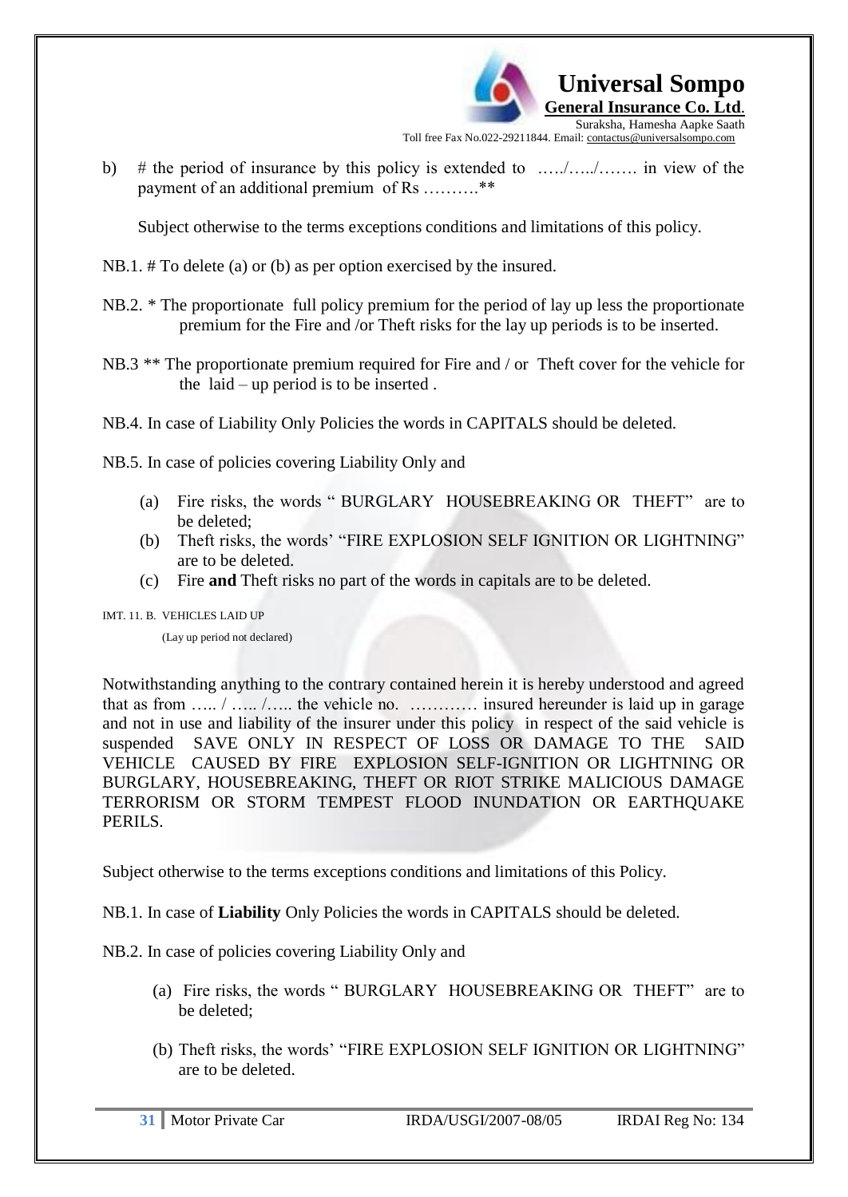b) # the period of insurance by this policy is extended to ...../...../....... in view of the payment of an additional premium of Rs ..........**

Subject otherwise to the terms exceptions conditions and limitations of this policy.

NB.1. # To delete (a) or (b) as per option exercised by the insured.

NB.2. * The proportionate full policy premium for the period of lay up less the proportionate premium for the Fire and /or Theft risks for the lay up periods is to be inserted.

NB.3 ** The proportionate premium required for Fire and / or Theft cover for the vehicle for the laid – up period is to be inserted .

NB.4. In case of Liability Only Policies the words in CAPITALS should be deleted.

NB.5. In case of policies covering Liability Only and

(a) Fire risks, the words " BURGLARY HOUSEBREAKING OR THEFT" are to be deleted;
(b) Theft risks, the words' "FIRE EXPLOSION SELF IGNITION OR LIGHTNING" are to be deleted.
(c) Fire **and** Theft risks no part of the words in capitals are to be deleted.

IMT. 11. B. VEHICLES LAID UP

(Lay up period not declared)

Notwithstanding anything to the contrary contained herein it is hereby understood and agreed that as from ..... / ..... /..... the vehicle no. ............ insured hereunder is laid up in garage and not in use and liability of the insurer under this policy in respect of the said vehicle is suspended SAVE ONLY IN RESPECT OF LOSS OR DAMAGE TO THE SAID VEHICLE CAUSED BY FIRE EXPLOSION SELF-IGNITION OR LIGHTNING OR BURGLARY, HOUSEBREAKING, THEFT OR RIOT STRIKE MALICIOUS DAMAGE TERRORISM OR STORM TEMPEST FLOOD INUNDATION OR EARTHQUAKE PERILS.

Subject otherwise to the terms exceptions conditions and limitations of this Policy.

NB.1. In case of **Liability** Only Policies the words in CAPITALS should be deleted.

NB.2. In case of policies covering Liability Only and

(a) Fire risks, the words " BURGLARY HOUSEBREAKING OR THEFT" are to be deleted;

(b) Theft risks, the words' "FIRE EXPLOSION SELF IGNITION OR LIGHTNING" are to be deleted.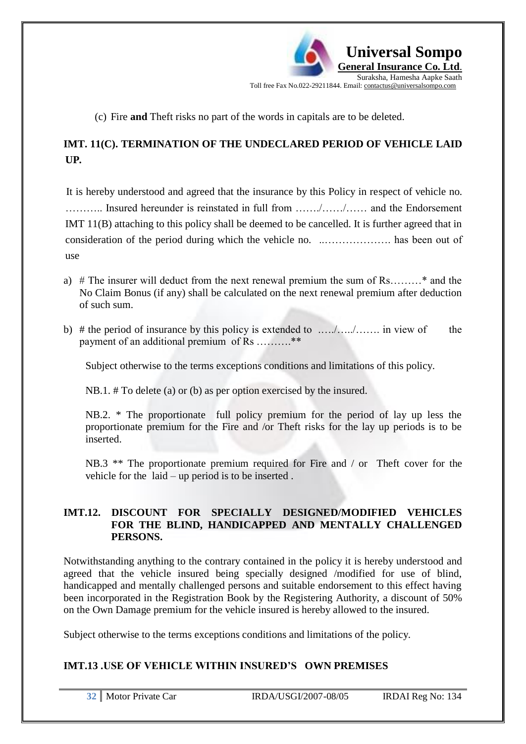(c) Fire **and** Theft risks no part of the words in capitals are to be deleted.

## IMT. 11(C). TERMINATION OF THE UNDECLARED PERIOD OF VEHICLE LAID UP.

It is hereby understood and agreed that the insurance by this Policy in respect of vehicle no. ……….. Insured hereunder is reinstated in full from ……./……/…… and the Endorsement IMT 11(B) attaching to this policy shall be deemed to be cancelled. It is further agreed that in consideration of the period during which the vehicle no. ..………………. has been out of use

a) # The insurer will deduct from the next renewal premium the sum of Rs………* and the No Claim Bonus (if any) shall be calculated on the next renewal premium after deduction of such sum.

b) # the period of insurance by this policy is extended to …../…../……. in view of the payment of an additional premium of Rs ……….**

Subject otherwise to the terms exceptions conditions and limitations of this policy.

NB.1. # To delete (a) or (b) as per option exercised by the insured.

NB.2. * The proportionate full policy premium for the period of lay up less the proportionate premium for the Fire and /or Theft risks for the lay up periods is to be inserted.

NB.3 ** The proportionate premium required for Fire and / or Theft cover for the vehicle for the laid – up period is to be inserted .

## IMT.12. DISCOUNT FOR SPECIALLY DESIGNED/MODIFIED VEHICLES FOR THE BLIND, HANDICAPPED AND MENTALLY CHALLENGED PERSONS.

Notwithstanding anything to the contrary contained in the policy it is hereby understood and agreed that the vehicle insured being specially designed /modified for use of blind, handicapped and mentally challenged persons and suitable endorsement to this effect having been incorporated in the Registration Book by the Registering Authority, a discount of 50% on the Own Damage premium for the vehicle insured is hereby allowed to the insured.

Subject otherwise to the terms exceptions conditions and limitations of the policy.

## IMT.13 .USE OF VEHICLE WITHIN INSURED'S OWN PREMISES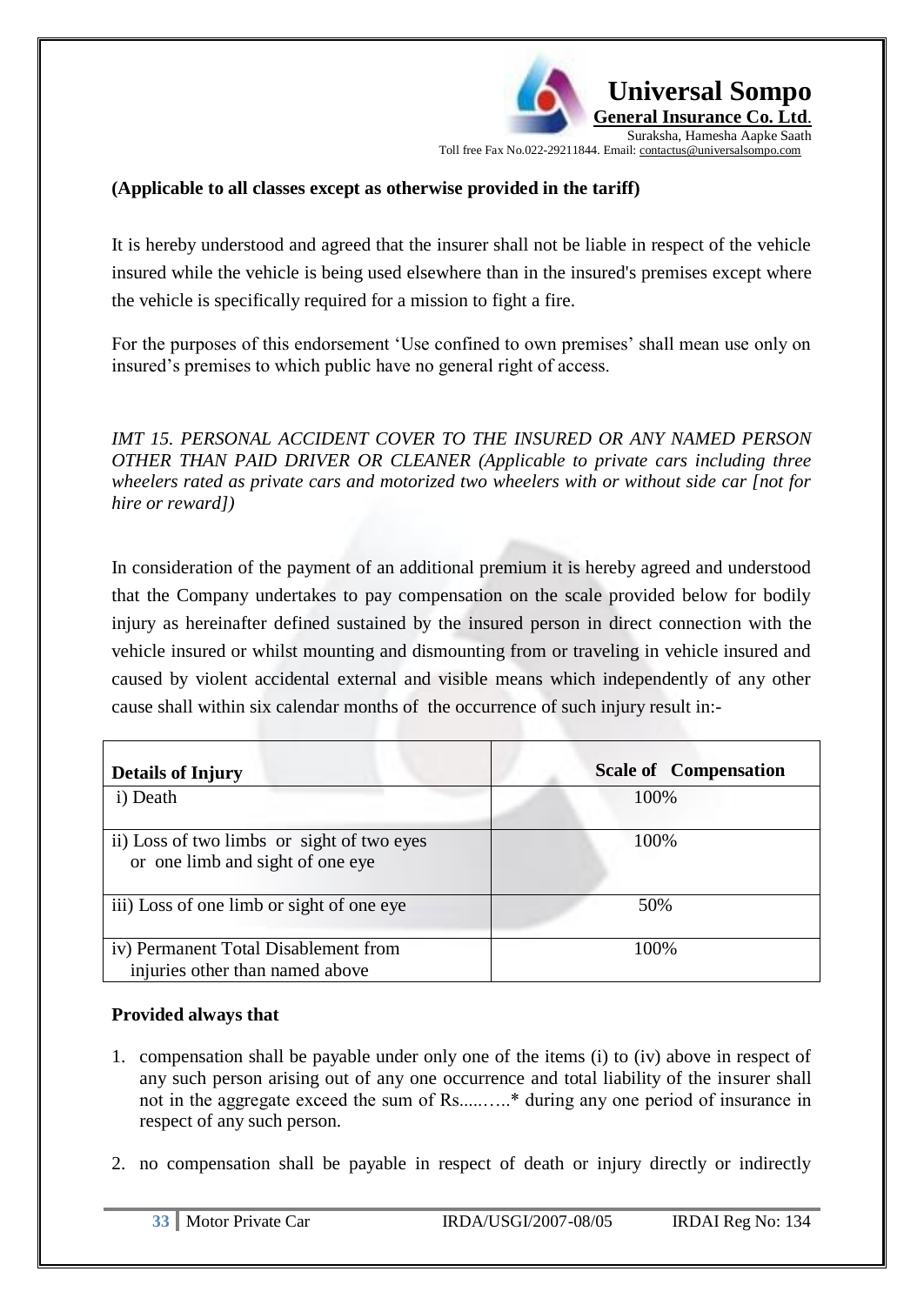**(Applicable to all classes except as otherwise provided in the tariff)**

It is hereby understood and agreed that the insurer shall not be liable in respect of the vehicle insured while the vehicle is being used elsewhere than in the insured's premises except where the vehicle is specifically required for a mission to fight a fire.

For the purposes of this endorsement 'Use confined to own premises' shall mean use only on insured's premises to which public have no general right of access.

*IMT 15. PERSONAL ACCIDENT COVER TO THE INSURED OR ANY NAMED PERSON OTHER THAN PAID DRIVER OR CLEANER (Applicable to private cars including three wheelers rated as private cars and motorized two wheelers with or without side car [not for hire or reward])*

In consideration of the payment of an additional premium it is hereby agreed and understood that the Company undertakes to pay compensation on the scale provided below for bodily injury as hereinafter defined sustained by the insured person in direct connection with the vehicle insured or whilst mounting and dismounting from or traveling in vehicle insured and caused by violent accidental external and visible means which independently of any other cause shall within six calendar months of the occurrence of such injury result in:-

| **Details of Injury** | **Scale of Compensation** |
|---|---|
| i) Death | 100% |
| ii) Loss of two limbs or sight of two eyes or one limb and sight of one eye | 100% |
| iii) Loss of one limb or sight of one eye | 50% |
| iv) Permanent Total Disablement from injuries other than named above | 100% |

**Provided always that**

1. compensation shall be payable under only one of the items (i) to (iv) above in respect of any such person arising out of any one occurrence and total liability of the insurer shall not in the aggregate exceed the sum of Rs.....…..* during any one period of insurance in respect of any such person.

2. no compensation shall be payable in respect of death or injury directly or indirectly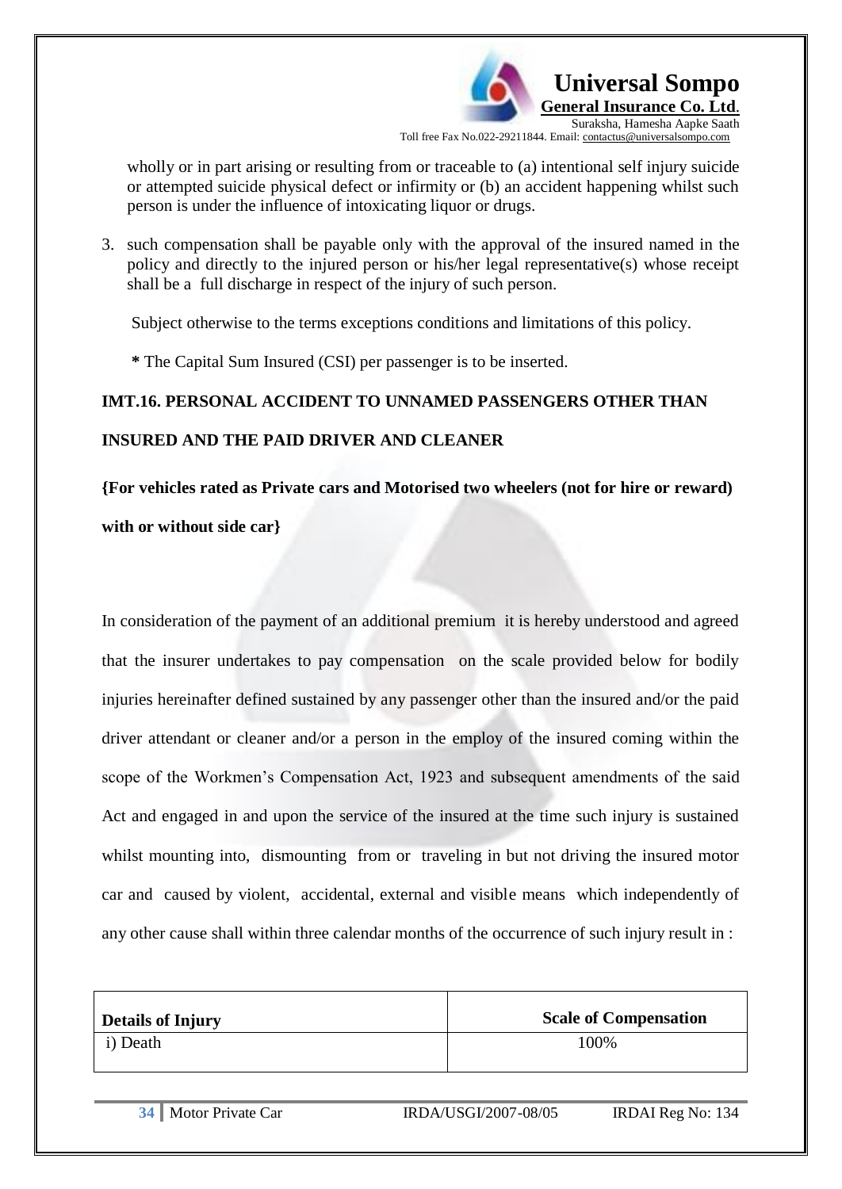wholly or in part arising or resulting from or traceable to (a) intentional self injury suicide or attempted suicide physical defect or infirmity or (b) an accident happening whilst such person is under the influence of intoxicating liquor or drugs.

3. such compensation shall be payable only with the approval of the insured named in the policy and directly to the injured person or his/her legal representative(s) whose receipt shall be a full discharge in respect of the injury of such person.

Subject otherwise to the terms exceptions conditions and limitations of this policy.

**\*** The Capital Sum Insured (CSI) per passenger is to be inserted.

**IMT.16. PERSONAL ACCIDENT TO UNNAMED PASSENGERS OTHER THAN INSURED AND THE PAID DRIVER AND CLEANER**

**{For vehicles rated as Private cars and Motorised two wheelers (not for hire or reward) with or without side car}**

In consideration of the payment of an additional premium it is hereby understood and agreed that the insurer undertakes to pay compensation on the scale provided below for bodily injuries hereinafter defined sustained by any passenger other than the insured and/or the paid driver attendant or cleaner and/or a person in the employ of the insured coming within the scope of the Workmen's Compensation Act, 1923 and subsequent amendments of the said Act and engaged in and upon the service of the insured at the time such injury is sustained whilst mounting into, dismounting from or traveling in but not driving the insured motor car and caused by violent, accidental, external and visible means which independently of any other cause shall within three calendar months of the occurrence of such injury result in :

| Details of Injury | Scale of Compensation |
|---|---|
| i) Death | 100% |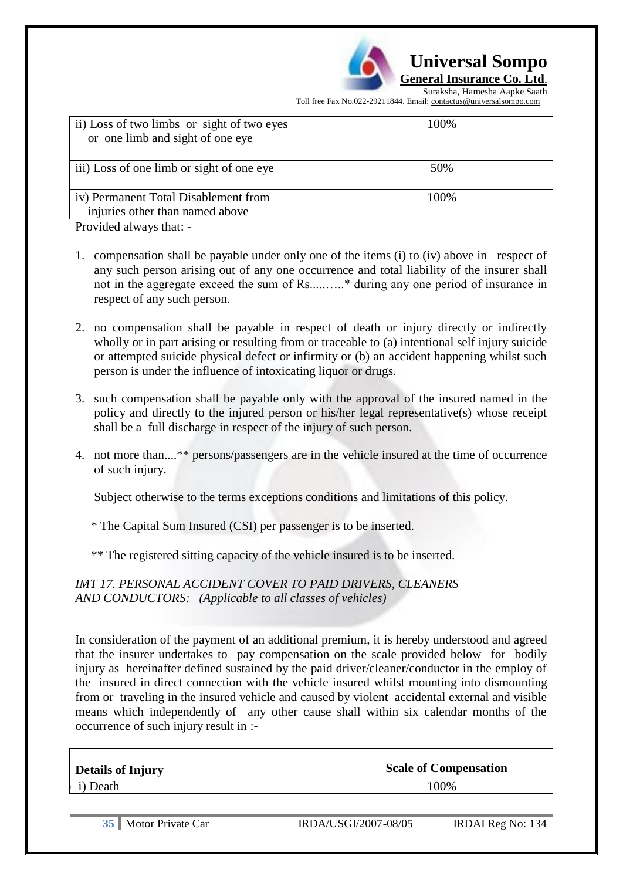| | |
|---|---|
| ii) Loss of two limbs or sight of two eyes or one limb and sight of one eye | 100% |
| iii) Loss of one limb or sight of one eye | 50% |
| iv) Permanent Total Disablement from injuries other than named above | 100% |

Provided always that: -

1. compensation shall be payable under only one of the items (i) to (iv) above in respect of any such person arising out of any one occurrence and total liability of the insurer shall not in the aggregate exceed the sum of Rs.....…..* during any one period of insurance in respect of any such person.

2. no compensation shall be payable in respect of death or injury directly or indirectly wholly or in part arising or resulting from or traceable to (a) intentional self injury suicide or attempted suicide physical defect or infirmity or (b) an accident happening whilst such person is under the influence of intoxicating liquor or drugs.

3. such compensation shall be payable only with the approval of the insured named in the policy and directly to the injured person or his/her legal representative(s) whose receipt shall be a full discharge in respect of the injury of such person.

4. not more than....** persons/passengers are in the vehicle insured at the time of occurrence of such injury.

Subject otherwise to the terms exceptions conditions and limitations of this policy.

\* The Capital Sum Insured (CSI) per passenger is to be inserted.

\*\* The registered sitting capacity of the vehicle insured is to be inserted.

*IMT 17. PERSONAL ACCIDENT COVER TO PAID DRIVERS, CLEANERS AND CONDUCTORS: (Applicable to all classes of vehicles)*

In consideration of the payment of an additional premium, it is hereby understood and agreed that the insurer undertakes to pay compensation on the scale provided below for bodily injury as hereinafter defined sustained by the paid driver/cleaner/conductor in the employ of the insured in direct connection with the vehicle insured whilst mounting into dismounting from or traveling in the insured vehicle and caused by violent accidental external and visible means which independently of any other cause shall within six calendar months of the occurrence of such injury result in :-

| Details of Injury | Scale of Compensation |
|---|---|
| i) Death | 100% |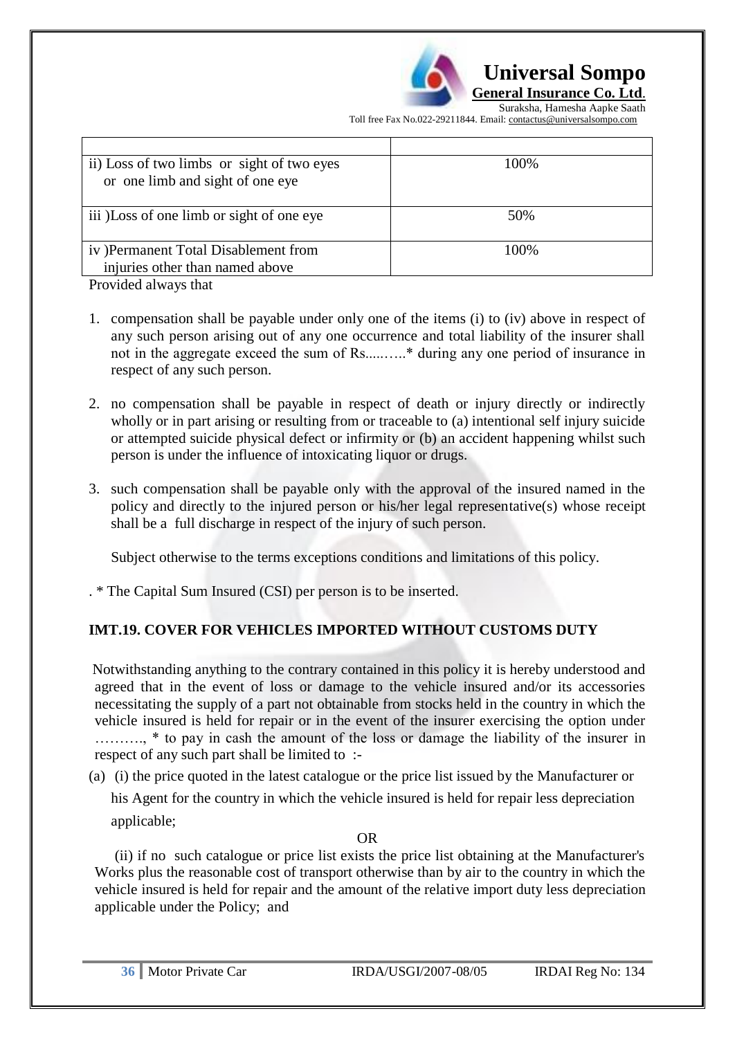| | |
|---|---|
| ii) Loss of two limbs or sight of two eyes or one limb and sight of one eye | 100% |
| iii )Loss of one limb or sight of one eye | 50% |
| iv )Permanent Total Disablement from injuries other than named above | 100% |

Provided always that

1. compensation shall be payable under only one of the items (i) to (iv) above in respect of any such person arising out of any one occurrence and total liability of the insurer shall not in the aggregate exceed the sum of Rs.....…..* during any one period of insurance in respect of any such person.

2. no compensation shall be payable in respect of death or injury directly or indirectly wholly or in part arising or resulting from or traceable to (a) intentional self injury suicide or attempted suicide physical defect or infirmity or (b) an accident happening whilst such person is under the influence of intoxicating liquor or drugs.

3. such compensation shall be payable only with the approval of the insured named in the policy and directly to the injured person or his/her legal representative(s) whose receipt shall be a full discharge in respect of the injury of such person.

   Subject otherwise to the terms exceptions conditions and limitations of this policy.

. * The Capital Sum Insured (CSI) per person is to be inserted.

### IMT.19. COVER FOR VEHICLES IMPORTED WITHOUT CUSTOMS DUTY

Notwithstanding anything to the contrary contained in this policy it is hereby understood and agreed that in the event of loss or damage to the vehicle insured and/or its accessories necessitating the supply of a part not obtainable from stocks held in the country in which the vehicle insured is held for repair or in the event of the insurer exercising the option under ………., * to pay in cash the amount of the loss or damage the liability of the insurer in respect of any such part shall be limited to :-

(a) (i) the price quoted in the latest catalogue or the price list issued by the Manufacturer or his Agent for the country in which the vehicle insured is held for repair less depreciation applicable;

OR

(ii) if no such catalogue or price list exists the price list obtaining at the Manufacturer's Works plus the reasonable cost of transport otherwise than by air to the country in which the vehicle insured is held for repair and the amount of the relative import duty less depreciation applicable under the Policy; and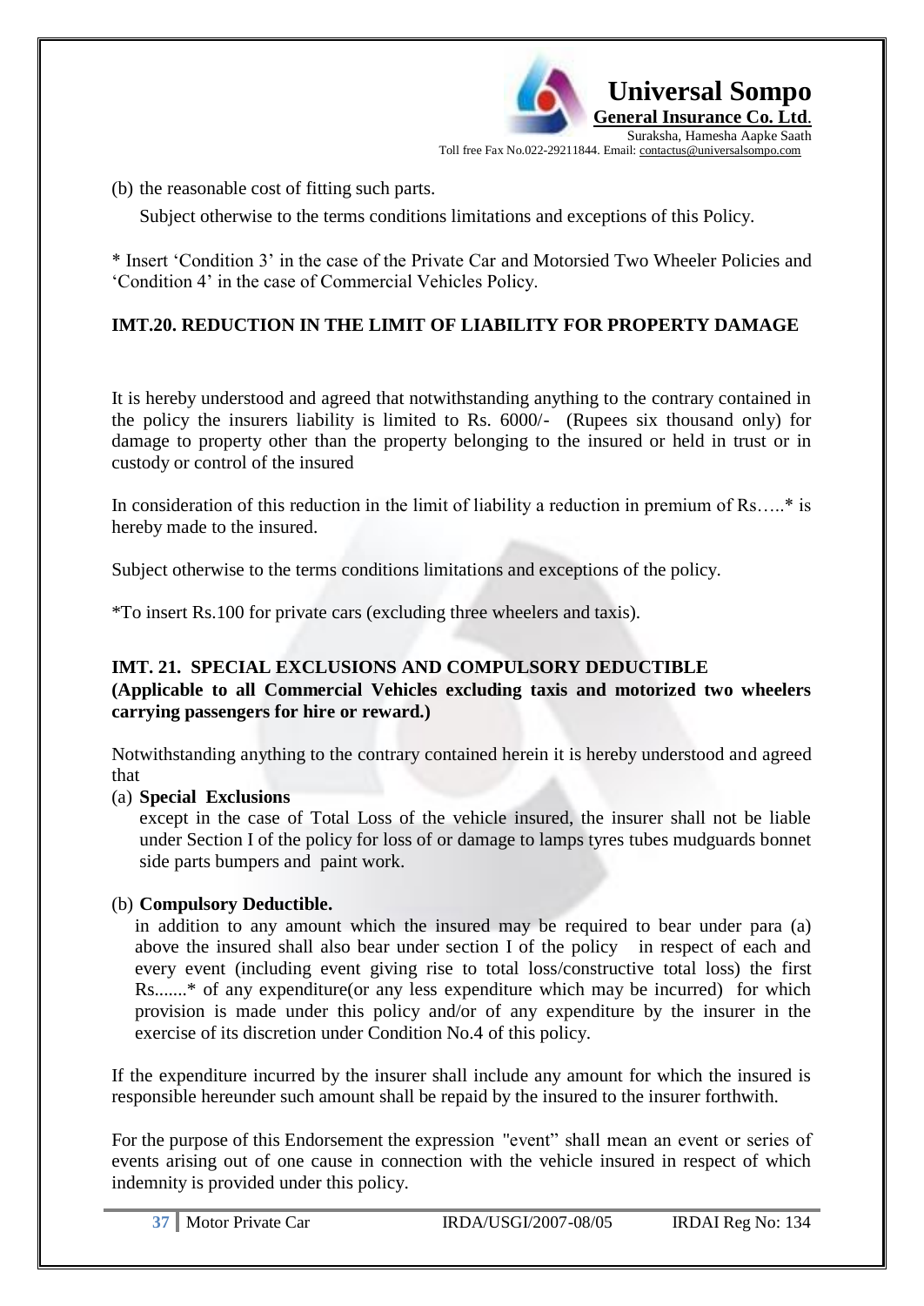(b) the reasonable cost of fitting such parts.

Subject otherwise to the terms conditions limitations and exceptions of this Policy.

* Insert 'Condition 3' in the case of the Private Car and Motorsied Two Wheeler Policies and 'Condition 4' in the case of Commercial Vehicles Policy.

**IMT.20. REDUCTION IN THE LIMIT OF LIABILITY FOR PROPERTY DAMAGE**

It is hereby understood and agreed that notwithstanding anything to the contrary contained in the policy the insurers liability is limited to Rs. 6000/- (Rupees six thousand only) for damage to property other than the property belonging to the insured or held in trust or in custody or control of the insured

In consideration of this reduction in the limit of liability a reduction in premium of Rs…..* is hereby made to the insured.

Subject otherwise to the terms conditions limitations and exceptions of the policy.

*To insert Rs.100 for private cars (excluding three wheelers and taxis).

**IMT. 21. SPECIAL EXCLUSIONS AND COMPULSORY DEDUCTIBLE**
**(Applicable to all Commercial Vehicles excluding taxis and motorized two wheelers carrying passengers for hire or reward.)**

Notwithstanding anything to the contrary contained herein it is hereby understood and agreed that

(a) **Special Exclusions**

except in the case of Total Loss of the vehicle insured, the insurer shall not be liable under Section I of the policy for loss of or damage to lamps tyres tubes mudguards bonnet side parts bumpers and paint work.

(b) **Compulsory Deductible.**

in addition to any amount which the insured may be required to bear under para (a) above the insured shall also bear under section I of the policy in respect of each and every event (including event giving rise to total loss/constructive total loss) the first Rs.......* of any expenditure(or any less expenditure which may be incurred) for which provision is made under this policy and/or of any expenditure by the insurer in the exercise of its discretion under Condition No.4 of this policy.

If the expenditure incurred by the insurer shall include any amount for which the insured is responsible hereunder such amount shall be repaid by the insured to the insurer forthwith.

For the purpose of this Endorsement the expression "event" shall mean an event or series of events arising out of one cause in connection with the vehicle insured in respect of which indemnity is provided under this policy.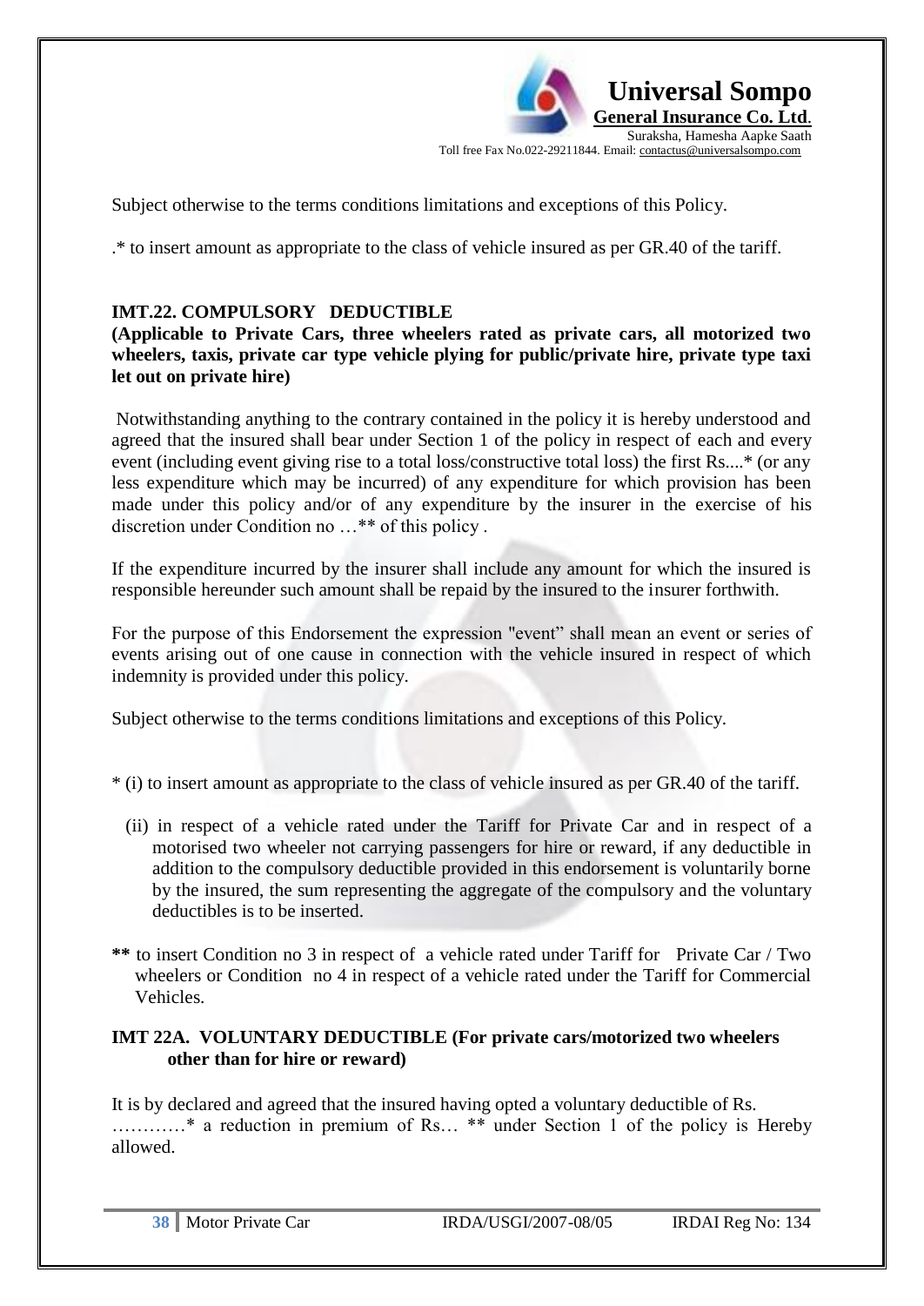Subject otherwise to the terms conditions limitations and exceptions of this Policy.

.* to insert amount as appropriate to the class of vehicle insured as per GR.40 of the tariff.

### IMT.22. COMPULSORY DEDUCTIBLE

**(Applicable to Private Cars, three wheelers rated as private cars, all motorized two wheelers, taxis, private car type vehicle plying for public/private hire, private type taxi let out on private hire)**

Notwithstanding anything to the contrary contained in the policy it is hereby understood and agreed that the insured shall bear under Section 1 of the policy in respect of each and every event (including event giving rise to a total loss/constructive total loss) the first Rs....* (or any less expenditure which may be incurred) of any expenditure for which provision has been made under this policy and/or of any expenditure by the insurer in the exercise of his discretion under Condition no …** of this policy .

If the expenditure incurred by the insurer shall include any amount for which the insured is responsible hereunder such amount shall be repaid by the insured to the insurer forthwith.

For the purpose of this Endorsement the expression "event" shall mean an event or series of events arising out of one cause in connection with the vehicle insured in respect of which indemnity is provided under this policy.

Subject otherwise to the terms conditions limitations and exceptions of this Policy.

* (i) to insert amount as appropriate to the class of vehicle insured as per GR.40 of the tariff.

  (ii) in respect of a vehicle rated under the Tariff for Private Car and in respect of a motorised two wheeler not carrying passengers for hire or reward, if any deductible in addition to the compulsory deductible provided in this endorsement is voluntarily borne by the insured, the sum representing the aggregate of the compulsory and the voluntary deductibles is to be inserted.

**\*\*** to insert Condition no 3 in respect of a vehicle rated under Tariff for Private Car / Two wheelers or Condition no 4 in respect of a vehicle rated under the Tariff for Commercial Vehicles.

### IMT 22A. VOLUNTARY DEDUCTIBLE (For private cars/motorized two wheelers other than for hire or reward)

It is by declared and agreed that the insured having opted a voluntary deductible of Rs. …………* a reduction in premium of Rs… ** under Section 1 of the policy is Hereby allowed.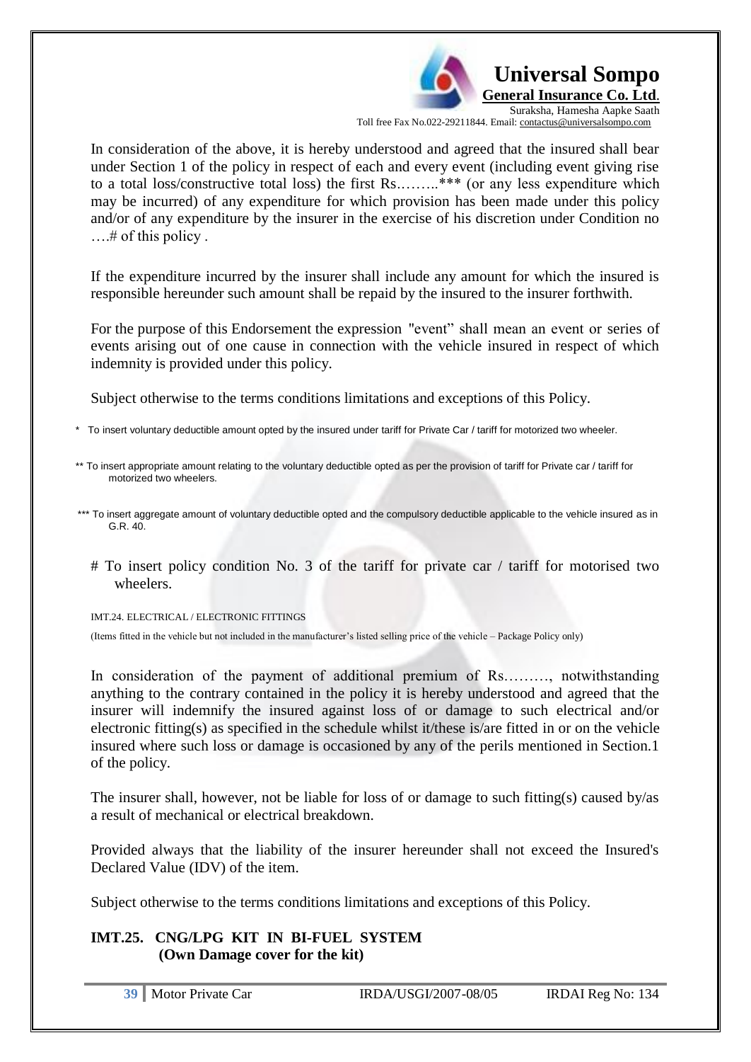In consideration of the above, it is hereby understood and agreed that the insured shall bear under Section 1 of the policy in respect of each and every event (including event giving rise to a total loss/constructive total loss) the first Rs……..*** (or any less expenditure which may be incurred) of any expenditure for which provision has been made under this policy and/or of any expenditure by the insurer in the exercise of his discretion under Condition no ….# of this policy .

If the expenditure incurred by the insurer shall include any amount for which the insured is responsible hereunder such amount shall be repaid by the insured to the insurer forthwith.

For the purpose of this Endorsement the expression "event" shall mean an event or series of events arising out of one cause in connection with the vehicle insured in respect of which indemnity is provided under this policy.

Subject otherwise to the terms conditions limitations and exceptions of this Policy.

\* To insert voluntary deductible amount opted by the insured under tariff for Private Car / tariff for motorized two wheeler.

\** To insert appropriate amount relating to the voluntary deductible opted as per the provision of tariff for Private car / tariff for motorized two wheelers.

\*** To insert aggregate amount of voluntary deductible opted and the compulsory deductible applicable to the vehicle insured as in G.R. 40.

\# To insert policy condition No. 3 of the tariff for private car / tariff for motorised two wheelers.

IMT.24. ELECTRICAL / ELECTRONIC FITTINGS

(Items fitted in the vehicle but not included in the manufacturer's listed selling price of the vehicle – Package Policy only)

In consideration of the payment of additional premium of Rs………, notwithstanding anything to the contrary contained in the policy it is hereby understood and agreed that the insurer will indemnify the insured against loss of or damage to such electrical and/or electronic fitting(s) as specified in the schedule whilst it/these is/are fitted in or on the vehicle insured where such loss or damage is occasioned by any of the perils mentioned in Section.1 of the policy.

The insurer shall, however, not be liable for loss of or damage to such fitting(s) caused by/as a result of mechanical or electrical breakdown.

Provided always that the liability of the insurer hereunder shall not exceed the Insured's Declared Value (IDV) of the item.

Subject otherwise to the terms conditions limitations and exceptions of this Policy.

**IMT.25. CNG/LPG KIT IN BI-FUEL SYSTEM**
**(Own Damage cover for the kit)**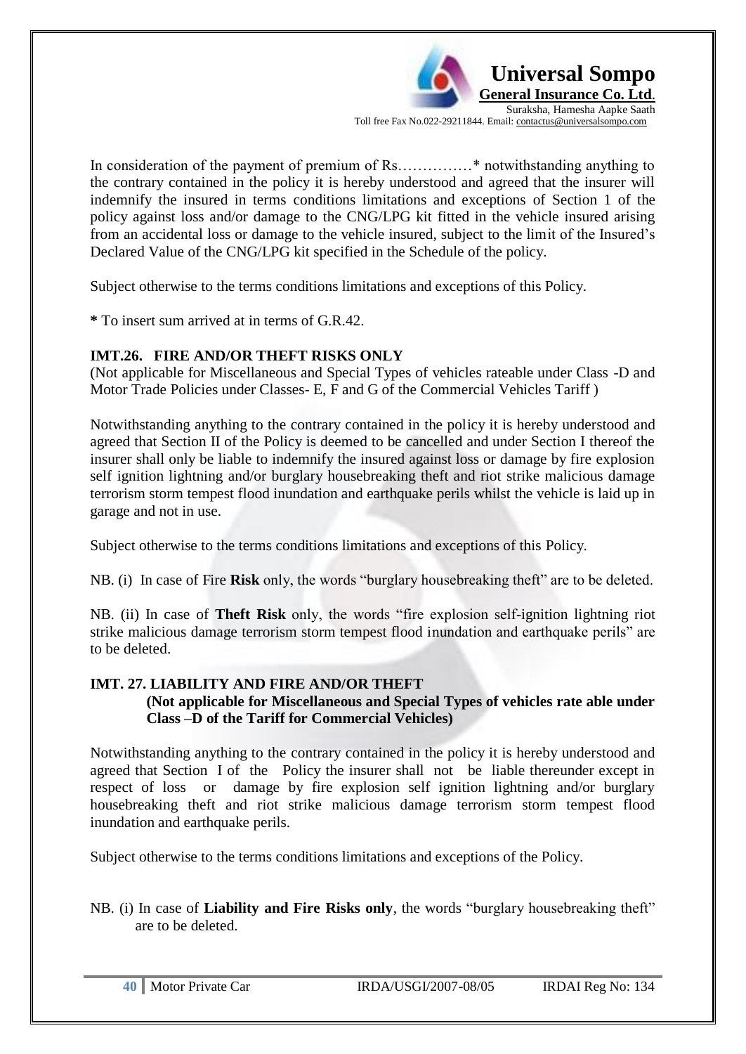In consideration of the payment of premium of Rs……………* notwithstanding anything to the contrary contained in the policy it is hereby understood and agreed that the insurer will indemnify the insured in terms conditions limitations and exceptions of Section 1 of the policy against loss and/or damage to the CNG/LPG kit fitted in the vehicle insured arising from an accidental loss or damage to the vehicle insured, subject to the limit of the Insured's Declared Value of the CNG/LPG kit specified in the Schedule of the policy.

Subject otherwise to the terms conditions limitations and exceptions of this Policy.

**\*** To insert sum arrived at in terms of G.R.42.

### IMT.26. FIRE AND/OR THEFT RISKS ONLY

(Not applicable for Miscellaneous and Special Types of vehicles rateable under Class -D and Motor Trade Policies under Classes- E, F and G of the Commercial Vehicles Tariff )

Notwithstanding anything to the contrary contained in the policy it is hereby understood and agreed that Section II of the Policy is deemed to be cancelled and under Section I thereof the insurer shall only be liable to indemnify the insured against loss or damage by fire explosion self ignition lightning and/or burglary housebreaking theft and riot strike malicious damage terrorism storm tempest flood inundation and earthquake perils whilst the vehicle is laid up in garage and not in use.

Subject otherwise to the terms conditions limitations and exceptions of this Policy.

NB. (i) In case of Fire **Risk** only, the words "burglary housebreaking theft" are to be deleted.

NB. (ii) In case of **Theft Risk** only, the words "fire explosion self-ignition lightning riot strike malicious damage terrorism storm tempest flood inundation and earthquake perils" are to be deleted.

### IMT. 27. LIABILITY AND FIRE AND/OR THEFT

**(Not applicable for Miscellaneous and Special Types of vehicles rate able under Class –D of the Tariff for Commercial Vehicles)**

Notwithstanding anything to the contrary contained in the policy it is hereby understood and agreed that Section I of the Policy the insurer shall not be liable thereunder except in respect of loss or damage by fire explosion self ignition lightning and/or burglary housebreaking theft and riot strike malicious damage terrorism storm tempest flood inundation and earthquake perils.

Subject otherwise to the terms conditions limitations and exceptions of the Policy.

NB. (i) In case of **Liability and Fire Risks only**, the words "burglary housebreaking theft" are to be deleted.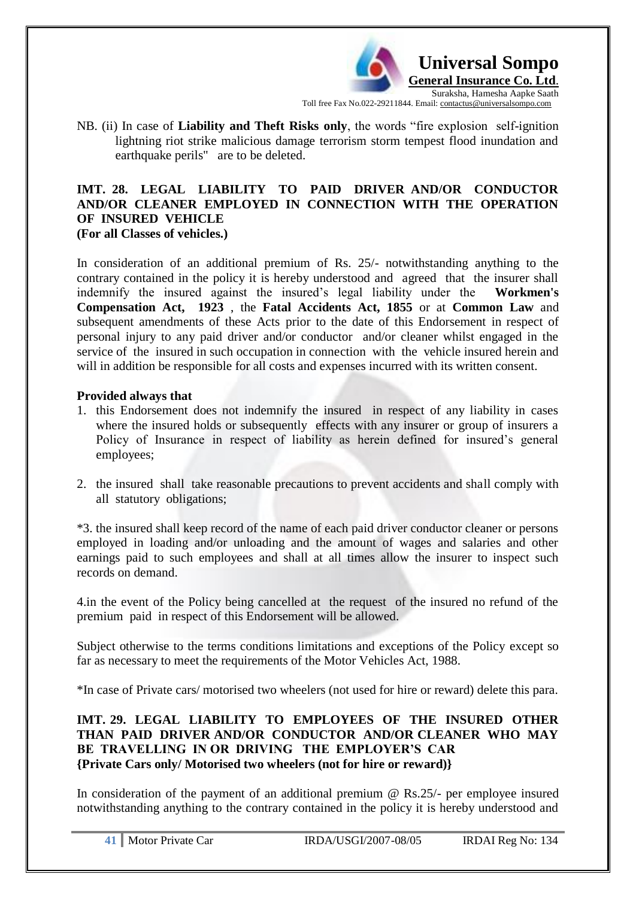NB. (ii) In case of **Liability and Theft Risks only**, the words "fire explosion self-ignition lightning riot strike malicious damage terrorism storm tempest flood inundation and earthquake perils" are to be deleted.

## IMT. 28. LEGAL LIABILITY TO PAID DRIVER AND/OR CONDUCTOR AND/OR CLEANER EMPLOYED IN CONNECTION WITH THE OPERATION OF INSURED VEHICLE

**(For all Classes of vehicles.)**

In consideration of an additional premium of Rs. 25/- notwithstanding anything to the contrary contained in the policy it is hereby understood and agreed that the insurer shall indemnify the insured against the insured's legal liability under the **Workmen's Compensation Act, 1923** , the **Fatal Accidents Act, 1855** or at **Common Law** and subsequent amendments of these Acts prior to the date of this Endorsement in respect of personal injury to any paid driver and/or conductor and/or cleaner whilst engaged in the service of the insured in such occupation in connection with the vehicle insured herein and will in addition be responsible for all costs and expenses incurred with its written consent.

**Provided always that**

1. this Endorsement does not indemnify the insured in respect of any liability in cases where the insured holds or subsequently effects with any insurer or group of insurers a Policy of Insurance in respect of liability as herein defined for insured's general employees;

2. the insured shall take reasonable precautions to prevent accidents and shall comply with all statutory obligations;

*3. the insured shall keep record of the name of each paid driver conductor cleaner or persons employed in loading and/or unloading and the amount of wages and salaries and other earnings paid to such employees and shall at all times allow the insurer to inspect such records on demand.

4.in the event of the Policy being cancelled at the request of the insured no refund of the premium paid in respect of this Endorsement will be allowed.

Subject otherwise to the terms conditions limitations and exceptions of the Policy except so far as necessary to meet the requirements of the Motor Vehicles Act, 1988.

*In case of Private cars/ motorised two wheelers (not used for hire or reward) delete this para.

## IMT. 29. LEGAL LIABILITY TO EMPLOYEES OF THE INSURED OTHER THAN PAID DRIVER AND/OR CONDUCTOR AND/OR CLEANER WHO MAY BE TRAVELLING IN OR DRIVING THE EMPLOYER'S CAR

**{Private Cars only/ Motorised two wheelers (not for hire or reward)}**

In consideration of the payment of an additional premium @ Rs.25/- per employee insured notwithstanding anything to the contrary contained in the policy it is hereby understood and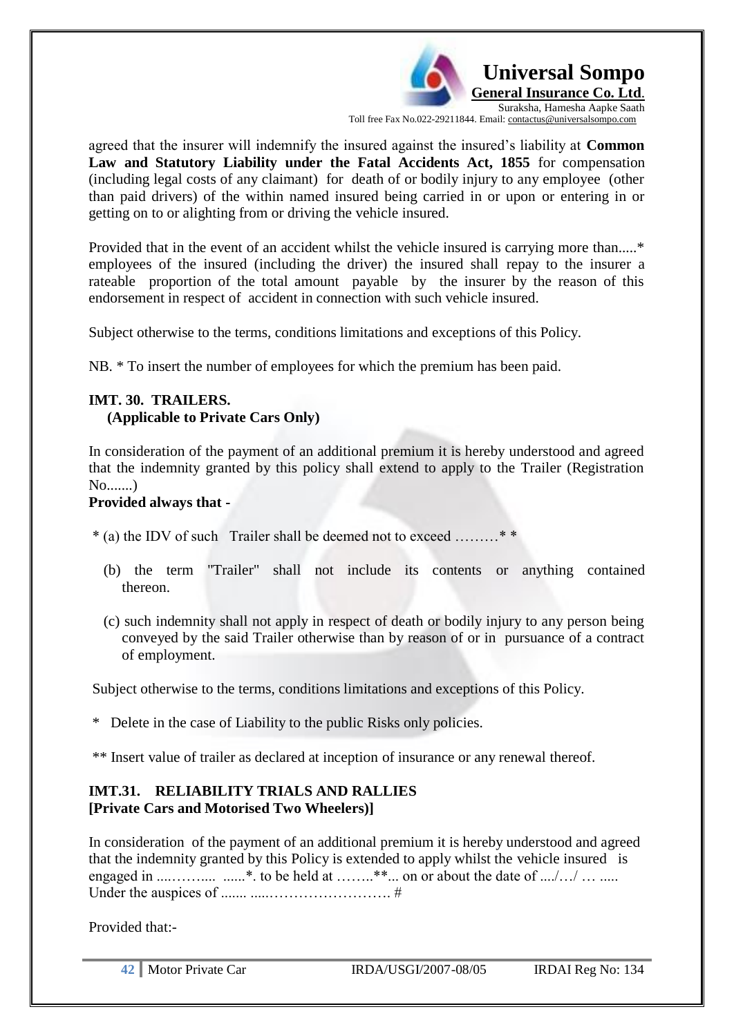agreed that the insurer will indemnify the insured against the insured's liability at **Common Law and Statutory Liability under the Fatal Accidents Act, 1855** for compensation (including legal costs of any claimant) for death of or bodily injury to any employee (other than paid drivers) of the within named insured being carried in or upon or entering in or getting on to or alighting from or driving the vehicle insured.

Provided that in the event of an accident whilst the vehicle insured is carrying more than.....* employees of the insured (including the driver) the insured shall repay to the insurer a rateable proportion of the total amount payable by the insurer by the reason of this endorsement in respect of accident in connection with such vehicle insured.

Subject otherwise to the terms, conditions limitations and exceptions of this Policy.

NB. * To insert the number of employees for which the premium has been paid.

### IMT. 30. TRAILERS.
**(Applicable to Private Cars Only)**

In consideration of the payment of an additional premium it is hereby understood and agreed that the indemnity granted by this policy shall extend to apply to the Trailer (Registration No.......)

**Provided always that -**

* (a) the IDV of such Trailer shall be deemed not to exceed ………* *

(b) the term "Trailer" shall not include its contents or anything contained thereon.

(c) such indemnity shall not apply in respect of death or bodily injury to any person being conveyed by the said Trailer otherwise than by reason of or in pursuance of a contract of employment.

Subject otherwise to the terms, conditions limitations and exceptions of this Policy.

* Delete in the case of Liability to the public Risks only policies.

** Insert value of trailer as declared at inception of insurance or any renewal thereof.

### IMT.31. RELIABILITY TRIALS AND RALLIES
**[Private Cars and Motorised Two Wheelers)]**

In consideration of the payment of an additional premium it is hereby understood and agreed that the indemnity granted by this Policy is extended to apply whilst the vehicle insured is engaged in ....…….... ......*. to be held at ……..**... on or about the date of ..../…/ … ..... Under the auspices of ....... .....……………………. #

Provided that:-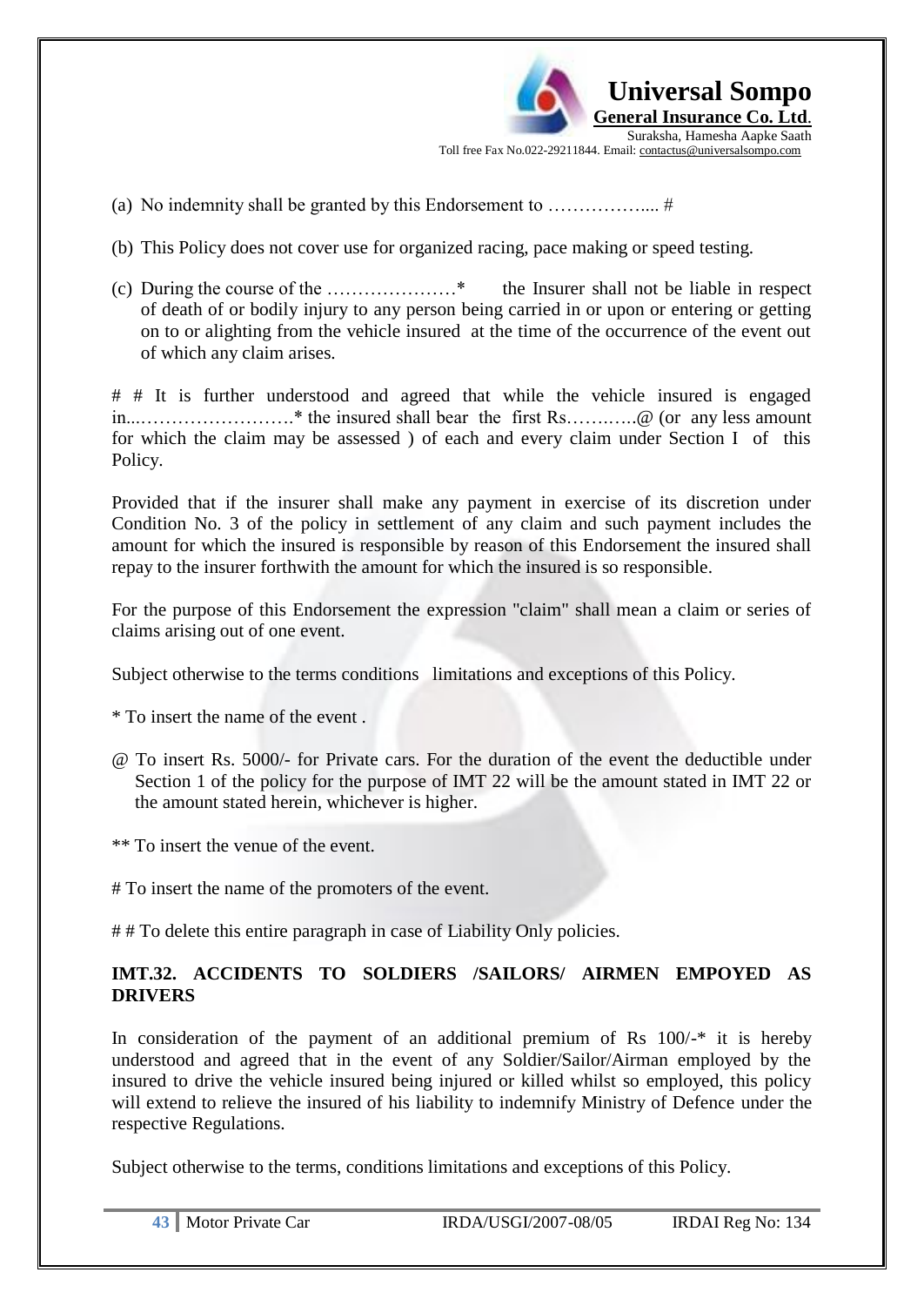(a) No indemnity shall be granted by this Endorsement to …………….... #

(b) This Policy does not cover use for organized racing, pace making or speed testing.

(c) During the course of the …………………* the Insurer shall not be liable in respect of death of or bodily injury to any person being carried in or upon or entering or getting on to or alighting from the vehicle insured at the time of the occurrence of the event out of which any claim arises.

# # It is further understood and agreed that while the vehicle insured is engaged in...…………………….* the insured shall bear the first Rs……..…..@ (or any less amount for which the claim may be assessed ) of each and every claim under Section I of this Policy.

Provided that if the insurer shall make any payment in exercise of its discretion under Condition No. 3 of the policy in settlement of any claim and such payment includes the amount for which the insured is responsible by reason of this Endorsement the insured shall repay to the insurer forthwith the amount for which the insured is so responsible.

For the purpose of this Endorsement the expression "claim" shall mean a claim or series of claims arising out of one event.

Subject otherwise to the terms conditions limitations and exceptions of this Policy.

* To insert the name of the event .

@ To insert Rs. 5000/- for Private cars. For the duration of the event the deductible under Section 1 of the policy for the purpose of IMT 22 will be the amount stated in IMT 22 or the amount stated herein, whichever is higher.

** To insert the venue of the event.

# To insert the name of the promoters of the event.

# # To delete this entire paragraph in case of Liability Only policies.

**IMT.32. ACCIDENTS TO SOLDIERS /SAILORS/ AIRMEN EMPOYED AS DRIVERS**

In consideration of the payment of an additional premium of Rs 100/-* it is hereby understood and agreed that in the event of any Soldier/Sailor/Airman employed by the insured to drive the vehicle insured being injured or killed whilst so employed, this policy will extend to relieve the insured of his liability to indemnify Ministry of Defence under the respective Regulations.

Subject otherwise to the terms, conditions limitations and exceptions of this Policy.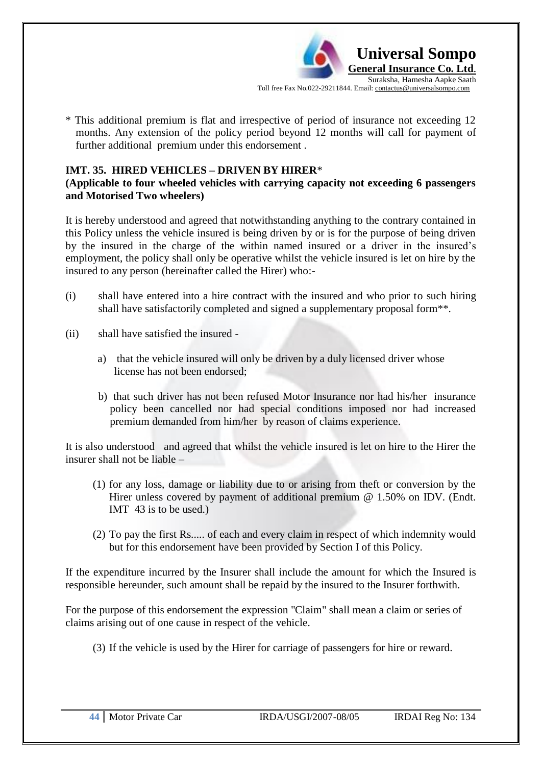\* This additional premium is flat and irrespective of period of insurance not exceeding 12 months. Any extension of the policy period beyond 12 months will call for payment of further additional premium under this endorsement .

**IMT. 35. HIRED VEHICLES – DRIVEN BY HIRER**\*

**(Applicable to four wheeled vehicles with carrying capacity not exceeding 6 passengers and Motorised Two wheelers)**

It is hereby understood and agreed that notwithstanding anything to the contrary contained in this Policy unless the vehicle insured is being driven by or is for the purpose of being driven by the insured in the charge of the within named insured or a driver in the insured's employment, the policy shall only be operative whilst the vehicle insured is let on hire by the insured to any person (hereinafter called the Hirer) who:-

(i) shall have entered into a hire contract with the insured and who prior to such hiring shall have satisfactorily completed and signed a supplementary proposal form\*\*.

(ii) shall have satisfied the insured -

a) that the vehicle insured will only be driven by a duly licensed driver whose license has not been endorsed;

b) that such driver has not been refused Motor Insurance nor had his/her insurance policy been cancelled nor had special conditions imposed nor had increased premium demanded from him/her by reason of claims experience.

It is also understood and agreed that whilst the vehicle insured is let on hire to the Hirer the insurer shall not be liable –

(1) for any loss, damage or liability due to or arising from theft or conversion by the Hirer unless covered by payment of additional premium @ 1.50% on IDV. (Endt. IMT 43 is to be used.)

(2) To pay the first Rs..... of each and every claim in respect of which indemnity would but for this endorsement have been provided by Section I of this Policy.

If the expenditure incurred by the Insurer shall include the amount for which the Insured is responsible hereunder, such amount shall be repaid by the insured to the Insurer forthwith.

For the purpose of this endorsement the expression "Claim" shall mean a claim or series of claims arising out of one cause in respect of the vehicle.

(3) If the vehicle is used by the Hirer for carriage of passengers for hire or reward.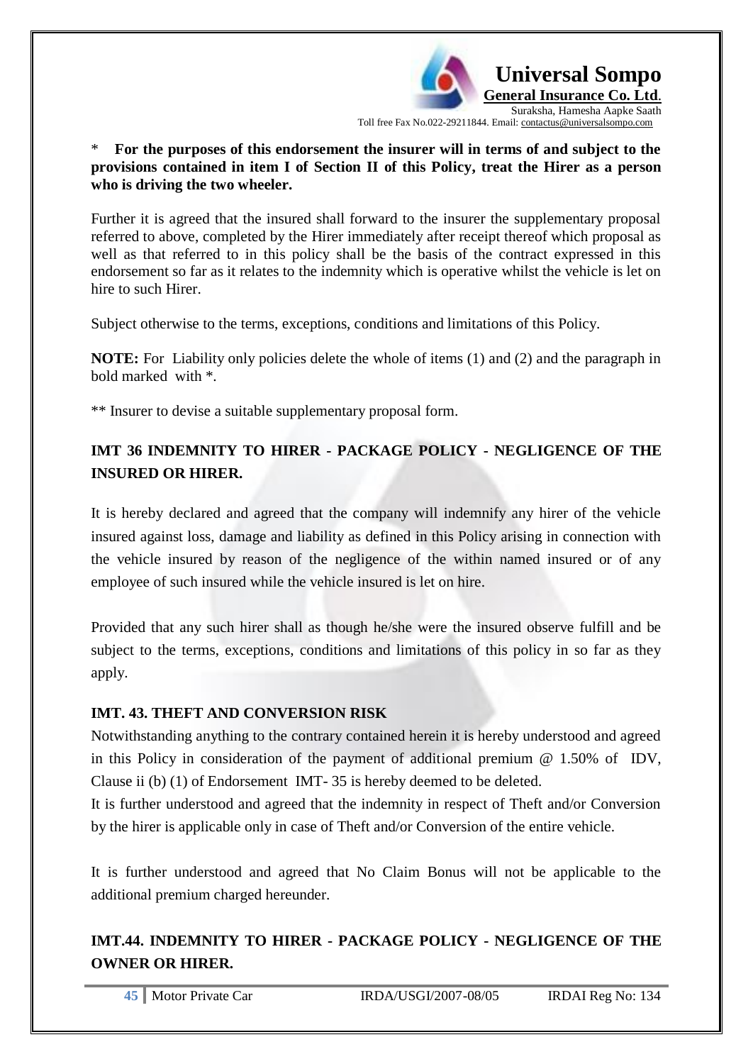\* **For the purposes of this endorsement the insurer will in terms of and subject to the provisions contained in item I of Section II of this Policy, treat the Hirer as a person who is driving the two wheeler.**

Further it is agreed that the insured shall forward to the insurer the supplementary proposal referred to above, completed by the Hirer immediately after receipt thereof which proposal as well as that referred to in this policy shall be the basis of the contract expressed in this endorsement so far as it relates to the indemnity which is operative whilst the vehicle is let on hire to such Hirer.

Subject otherwise to the terms, exceptions, conditions and limitations of this Policy.

**NOTE:** For Liability only policies delete the whole of items (1) and (2) and the paragraph in bold marked with *.

** Insurer to devise a suitable supplementary proposal form.

## IMT 36 INDEMNITY TO HIRER - PACKAGE POLICY - NEGLIGENCE OF THE INSURED OR HIRER.

It is hereby declared and agreed that the company will indemnify any hirer of the vehicle insured against loss, damage and liability as defined in this Policy arising in connection with the vehicle insured by reason of the negligence of the within named insured or of any employee of such insured while the vehicle insured is let on hire.

Provided that any such hirer shall as though he/she were the insured observe fulfill and be subject to the terms, exceptions, conditions and limitations of this policy in so far as they apply.

### IMT. 43. THEFT AND CONVERSION RISK

Notwithstanding anything to the contrary contained herein it is hereby understood and agreed in this Policy in consideration of the payment of additional premium @ 1.50% of IDV, Clause ii (b) (1) of Endorsement IMT- 35 is hereby deemed to be deleted.

It is further understood and agreed that the indemnity in respect of Theft and/or Conversion by the hirer is applicable only in case of Theft and/or Conversion of the entire vehicle.

It is further understood and agreed that No Claim Bonus will not be applicable to the additional premium charged hereunder.

## IMT.44. INDEMNITY TO HIRER - PACKAGE POLICY - NEGLIGENCE OF THE OWNER OR HIRER.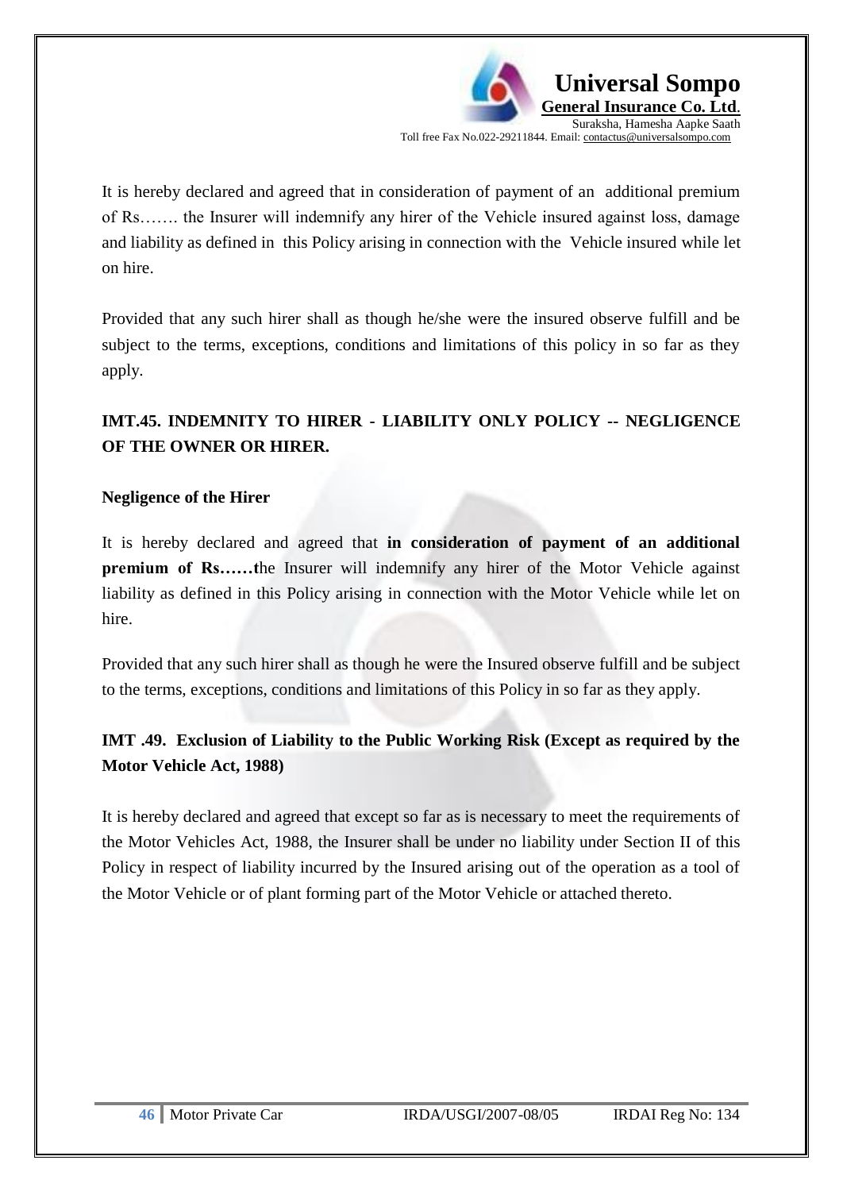It is hereby declared and agreed that in consideration of payment of an additional premium of Rs……. the Insurer will indemnify any hirer of the Vehicle insured against loss, damage and liability as defined in this Policy arising in connection with the Vehicle insured while let on hire.

Provided that any such hirer shall as though he/she were the insured observe fulfill and be subject to the terms, exceptions, conditions and limitations of this policy in so far as they apply.

## IMT.45. INDEMNITY TO HIRER - LIABILITY ONLY POLICY -- NEGLIGENCE OF THE OWNER OR HIRER.

### Negligence of the Hirer

It is hereby declared and agreed that **in consideration of payment of an additional premium of Rs……t**he Insurer will indemnify any hirer of the Motor Vehicle against liability as defined in this Policy arising in connection with the Motor Vehicle while let on hire.

Provided that any such hirer shall as though he were the Insured observe fulfill and be subject to the terms, exceptions, conditions and limitations of this Policy in so far as they apply.

## IMT .49. Exclusion of Liability to the Public Working Risk (Except as required by the Motor Vehicle Act, 1988)

It is hereby declared and agreed that except so far as is necessary to meet the requirements of the Motor Vehicles Act, 1988, the Insurer shall be under no liability under Section II of this Policy in respect of liability incurred by the Insured arising out of the operation as a tool of the Motor Vehicle or of plant forming part of the Motor Vehicle or attached thereto.